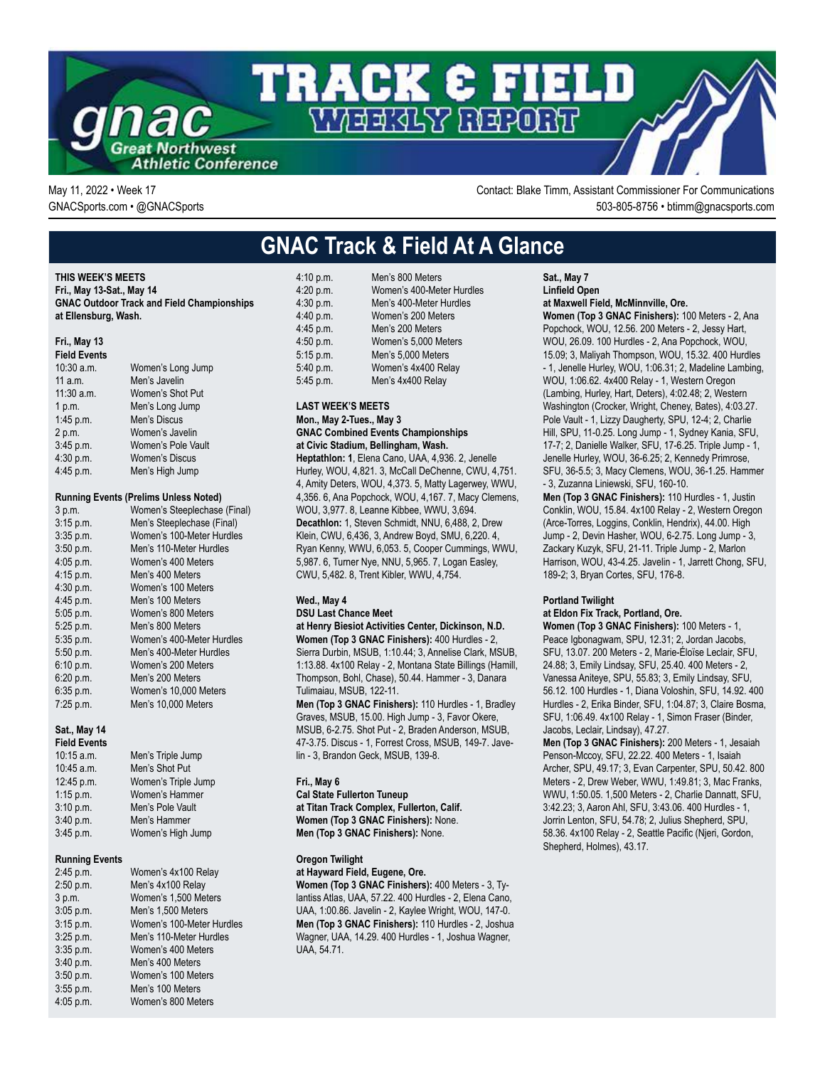# TRACK & FIELD WEEKLY REPORT

gnac Great Northwest Athletic Conference

May 11, 2022 • Week 17
GNACSports.com • @GNACSports

Contact: Blake Timm, Assistant Commissioner For Communications
503-805-8756 • btimm@gnacsports.com

## GNAC Track & Field At A Glance

**THIS WEEK'S MEETS**
**Fri., May 13-Sat., May 14**
**GNAC Outdoor Track and Field Championships**
**at Ellensburg, Wash.**

**Fri., May 13**
**Field Events**

| | |
|---|---|
| 10:30 a.m. | Women's Long Jump |
| 11 a.m. | Men's Javelin |
| 11:30 a.m. | Women's Shot Put |
| 1 p.m. | Men's Long Jump |
| 1:45 p.m. | Men's Discus |
| 2 p.m. | Women's Javelin |
| 3:45 p.m. | Women's Pole Vault |
| 4:30 p.m. | Women's Discus |
| 4:45 p.m. | Men's High Jump |

**Running Events (Prelims Unless Noted)**

| | |
|---|---|
| 3 p.m. | Women's Steeplechase (Final) |
| 3:15 p.m. | Men's Steeplechase (Final) |
| 3:35 p.m. | Women's 100-Meter Hurdles |
| 3:50 p.m. | Men's 110-Meter Hurdles |
| 4:05 p.m. | Women's 400 Meters |
| 4:15 p.m. | Men's 400 Meters |
| 4:30 p.m. | Women's 100 Meters |
| 4:45 p.m. | Men's 100 Meters |
| 5:05 p.m. | Women's 800 Meters |
| 5:25 p.m. | Men's 800 Meters |
| 5:35 p.m. | Women's 400-Meter Hurdles |
| 5:50 p.m. | Men's 400-Meter Hurdles |
| 6:10 p.m. | Women's 200 Meters |
| 6:20 p.m. | Men's 200 Meters |
| 6:35 p.m. | Women's 10,000 Meters |
| 7:25 p.m. | Men's 10,000 Meters |

**Sat., May 14**
**Field Events**

| | |
|---|---|
| 10:15 a.m. | Men's Triple Jump |
| 10:45 a.m. | Men's Shot Put |
| 12:45 p.m. | Women's Triple Jump |
| 1:15 p.m. | Women's Hammer |
| 3:10 p.m. | Men's Pole Vault |
| 3:40 p.m. | Men's Hammer |
| 3:45 p.m. | Women's High Jump |

**Running Events**

| | |
|---|---|
| 2:45 p.m. | Women's 4x100 Relay |
| 2:50 p.m. | Men's 4x100 Relay |
| 3 p.m. | Women's 1,500 Meters |
| 3:05 p.m. | Men's 1,500 Meters |
| 3:15 p.m. | Women's 100-Meter Hurdles |
| 3:25 p.m. | Men's 110-Meter Hurdles |
| 3:35 p.m. | Women's 400 Meters |
| 3:40 p.m. | Men's 400 Meters |
| 3:50 p.m. | Women's 100 Meters |
| 3:55 p.m. | Men's 100 Meters |
| 4:05 p.m. | Women's 800 Meters |
| 4:10 p.m. | Men's 800 Meters |
| 4:20 p.m. | Women's 400-Meter Hurdles |
| 4:30 p.m. | Men's 400-Meter Hurdles |
| 4:40 p.m. | Women's 200 Meters |
| 4:45 p.m. | Men's 200 Meters |
| 4:50 p.m. | Women's 5,000 Meters |
| 5:15 p.m. | Men's 5,000 Meters |
| 5:40 p.m. | Women's 4x400 Relay |
| 5:45 p.m. | Men's 4x400 Relay |

**LAST WEEK'S MEETS**
**Mon., May 2-Tues., May 3**
**GNAC Combined Events Championships**
**at Civic Stadium, Bellingham, Wash.**
**Heptathlon: 1**, Elena Cano, UAA, 4,936. 2, Jenelle Hurley, WOU, 4,821. 3, McCall DeChenne, CWU, 4,751. 4, Amity Deters, WOU, 4,373. 5, Matty Lagerwey, WWU, 4,356. 6, Ana Popchock, WOU, 4,167. 7, Macy Clemens, WOU, 3,977. 8, Leanne Kibbee, WWU, 3,694.
**Decathlon:** 1, Steven Schmidt, NNU, 6,488, 2, Drew Klein, CWU, 6,436, 3, Andrew Boyd, SMU, 6,220. 4, Ryan Kenny, WWU, 6,053. 5, Cooper Cummings, WWU, 5,987. 6, Turner Nye, NNU, 5,965. 7, Logan Easley, CWU, 5,482. 8, Trent Kibler, WWU, 4,754.

**Wed., May 4**
**DSU Last Chance Meet**
**at Henry Biesiot Activities Center, Dickinson, N.D.**
**Women (Top 3 GNAC Finishers):** 400 Hurdles - 2, Sierra Durbin, MSUB, 1:10.44; 3, Annelise Clark, MSUB, 1:13.88. 4x100 Relay - 2, Montana State Billings (Hamill, Thompson, Bohl, Chase), 50.44. Hammer - 3, Danara Tulimaiau, MSUB, 122-11.
**Men (Top 3 GNAC Finishers):** 110 Hurdles - 1, Bradley Graves, MSUB, 15.00. High Jump - 3, Favor Okere, MSUB, 6-2.75. Shot Put - 2, Braden Anderson, MSUB, 47-3.75. Discus - 1, Forrest Cross, MSUB, 149-7. Javelin - 3, Brandon Geck, MSUB, 139-8.

**Fri., May 6**
**Cal State Fullerton Tuneup**
**at Titan Track Complex, Fullerton, Calif.**
**Women (Top 3 GNAC Finishers):** None.
**Men (Top 3 GNAC Finishers):** None.

**Oregon Twilight**
**at Hayward Field, Eugene, Ore.**
**Women (Top 3 GNAC Finishers):** 400 Meters - 3, Tylantiss Atlas, UAA, 57.22. 400 Hurdles - 2, Elena Cano, UAA, 1:00.86. Javelin - 2, Kaylee Wright, WOU, 147-0.
**Men (Top 3 GNAC Finishers):** 110 Hurdles - 2, Joshua Wagner, UAA, 14.29. 400 Hurdles - 1, Joshua Wagner, UAA, 54.71.

**Sat., May 7**
**Linfield Open**
**at Maxwell Field, McMinnville, Ore.**
**Women (Top 3 GNAC Finishers):** 100 Meters - 2, Ana Popchock, WOU, 12.56. 200 Meters - 2, Jessy Hart, WOU, 26.09. 100 Hurdles - 2, Ana Popchock, WOU, 15.09; 3, Maliyah Thompson, WOU, 15.32. 400 Hurdles - 1, Jenelle Hurley, WOU, 1:06.31; 2, Madeline Lambing, WOU, 1:06.62. 4x400 Relay - 1, Western Oregon (Lambing, Hurley, Hart, Deters), 4:02.48; 2, Western Washington (Crocker, Wright, Cheney, Bates), 4:03.27. Pole Vault - 1, Lizzy Daugherty, SPU, 12-4; 2, Charlie Hill, SPU, 11-0.25. Long Jump - 1, Sydney Kania, SFU, 17-7; 2, Danielle Walker, SFU, 17-6.25. Triple Jump - 1, Jenelle Hurley, WOU, 36-6.25; 2, Kennedy Primrose, SFU, 36-5.5; 3, Macy Clemens, WOU, 36-1.25. Hammer - 3, Zuzanna Liniewski, SFU, 160-10.
**Men (Top 3 GNAC Finishers):** 110 Hurdles - 1, Justin Conklin, WOU, 15.84. 4x100 Relay - 2, Western Oregon (Arce-Torres, Loggins, Conklin, Hendrix), 44.00. High Jump - 2, Devin Hasher, WOU, 6-2.75. Long Jump - 3, Zackary Kuzyk, SFU, 21-11. Triple Jump - 2, Marlon Harrison, WOU, 43-4.25. Javelin - 1, Jarrett Chong, SFU, 189-2; 3, Bryan Cortes, SFU, 176-8.

**Portland Twilight**
**at Eldon Fix Track, Portland, Ore.**
**Women (Top 3 GNAC Finishers):** 100 Meters - 1, Peace Igbonagwam, SPU, 12.31; 2, Jordan Jacobs, SFU, 13.07. 200 Meters - 2, Marie-Éloïse Leclair, SFU, 24.88; 3, Emily Lindsay, SFU, 25.40. 400 Meters - 2, Vanessa Aniteye, SPU, 55.83; 3, Emily Lindsay, SFU, 56.12. 100 Hurdles - 1, Diana Voloshin, SFU, 14.92. 400 Hurdles - 2, Erika Binder, SFU, 1:04.87; 3, Claire Bosma, SFU, 1:06.49. 4x100 Relay - 1, Simon Fraser (Binder, Jacobs, Leclair, Lindsay), 47.27.
**Men (Top 3 GNAC Finishers):** 200 Meters - 1, Jesaiah Penson-Mccoy, SFU, 22.22. 400 Meters - 1, Isaiah Archer, SPU, 49.17; 3, Evan Carpenter, SPU, 50.42. 800 Meters - 2, Drew Weber, WWU, 1:49.81; 3, Mac Franks, WWU, 1:50.05. 1,500 Meters - 2, Charlie Dannatt, SFU, 3:42.23; 3, Aaron Ahl, SFU, 3:43.06. 400 Hurdles - 1, Jorrin Lenton, SFU, 54.78; 2, Julius Shepherd, SPU, 58.36. 4x100 Relay - 2, Seattle Pacific (Njeri, Gordon, Shepherd, Holmes), 43.17.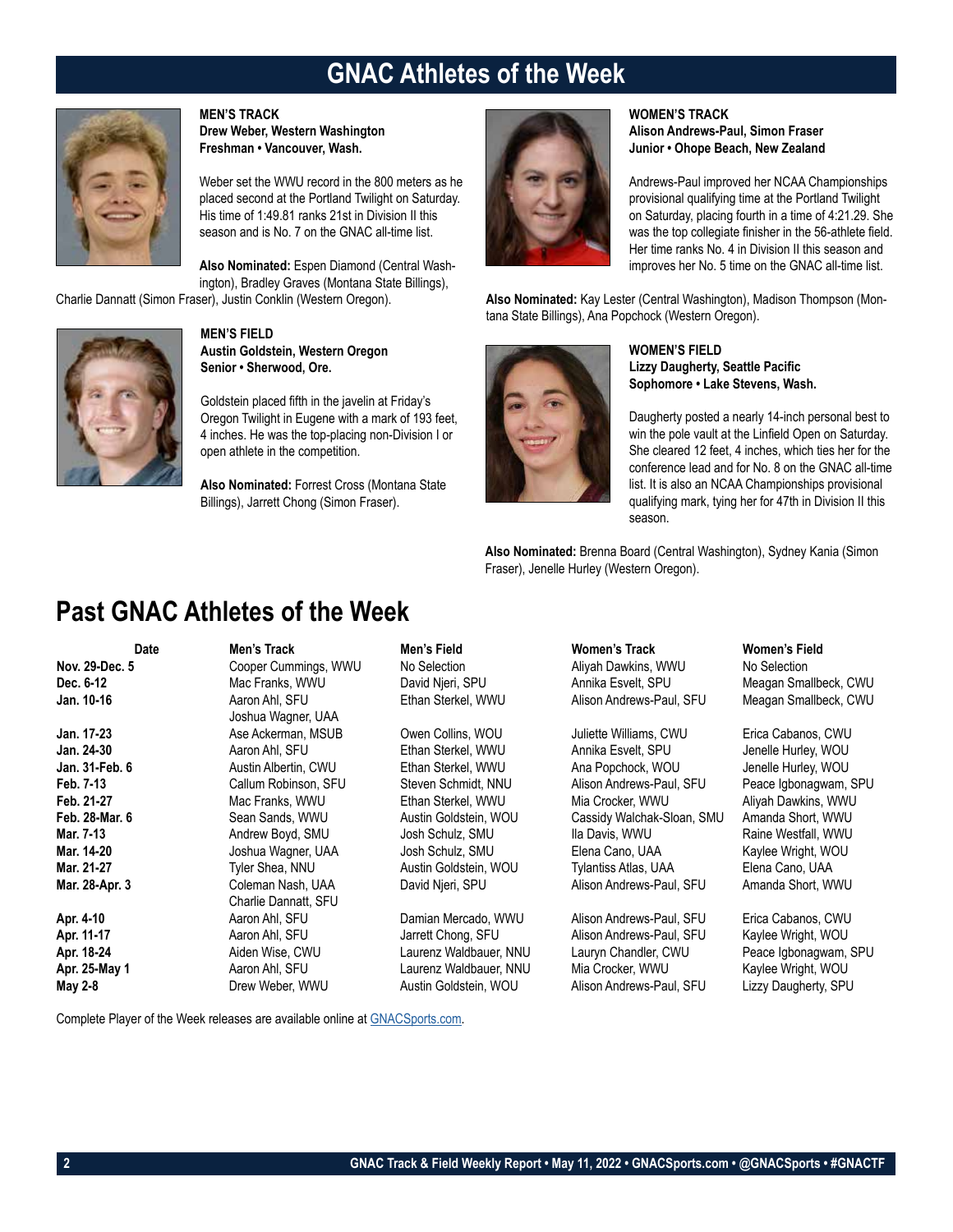# GNAC Athletes of the Week

**MEN'S TRACK**
**Drew Weber, Western Washington**
**Freshman • Vancouver, Wash.**

Weber set the WWU record in the 800 meters as he placed second at the Portland Twilight on Saturday. His time of 1:49.81 ranks 21st in Division II this season and is No. 7 on the GNAC all-time list.

**Also Nominated:** Espen Diamond (Central Washington), Bradley Graves (Montana State Billings), Charlie Dannatt (Simon Fraser), Justin Conklin (Western Oregon).

**MEN'S FIELD**
**Austin Goldstein, Western Oregon**
**Senior • Sherwood, Ore.**

Goldstein placed fifth in the javelin at Friday's Oregon Twilight in Eugene with a mark of 193 feet, 4 inches. He was the top-placing non-Division I or open athlete in the competition.

**Also Nominated:** Forrest Cross (Montana State Billings), Jarrett Chong (Simon Fraser).

**WOMEN'S TRACK**
**Alison Andrews-Paul, Simon Fraser**
**Junior • Ohope Beach, New Zealand**

Andrews-Paul improved her NCAA Championships provisional qualifying time at the Portland Twilight on Saturday, placing fourth in a time of 4:21.29. She was the top collegiate finisher in the 56-athlete field. Her time ranks No. 4 in Division II this season and improves her No. 5 time on the GNAC all-time list.

**Also Nominated:** Kay Lester (Central Washington), Madison Thompson (Montana State Billings), Ana Popchock (Western Oregon).

**WOMEN'S FIELD**
**Lizzy Daugherty, Seattle Pacific**
**Sophomore • Lake Stevens, Wash.**

Daugherty posted a nearly 14-inch personal best to win the pole vault at the Linfield Open on Saturday. She cleared 12 feet, 4 inches, which ties her for the conference lead and for No. 8 on the GNAC all-time list. It is also an NCAA Championships provisional qualifying mark, tying her for 47th in Division II this season.

**Also Nominated:** Brenna Board (Central Washington), Sydney Kania (Simon Fraser), Jenelle Hurley (Western Oregon).

## Past GNAC Athletes of the Week

| Date | Men's Track | Men's Field | Women's Track | Women's Field |
|---|---|---|---|---|
| **Nov. 29-Dec. 5** | Cooper Cummings, WWU | No Selection | Aliyah Dawkins, WWU | No Selection |
| **Dec. 6-12** | Mac Franks, WWU | David Njeri, SPU | Annika Esvelt, SPU | Meagan Smallbeck, CWU |
| **Jan. 10-16** | Aaron Ahl, SFU<br>Joshua Wagner, UAA | Ethan Sterkel, WWU | Alison Andrews-Paul, SFU | Meagan Smallbeck, CWU |
| **Jan. 17-23** | Ase Ackerman, MSUB | Owen Collins, WOU | Juliette Williams, CWU | Erica Cabanos, CWU |
| **Jan. 24-30** | Aaron Ahl, SFU | Ethan Sterkel, WWU | Annika Esvelt, SPU | Jenelle Hurley, WOU |
| **Jan. 31-Feb. 6** | Austin Albertin, CWU | Ethan Sterkel, WWU | Ana Popchock, WOU | Jenelle Hurley, WOU |
| **Feb. 7-13** | Callum Robinson, SFU | Steven Schmidt, NNU | Alison Andrews-Paul, SFU | Peace Igbonagwam, SPU |
| **Feb. 21-27** | Mac Franks, WWU | Ethan Sterkel, WWU | Mia Crocker, WWU | Aliyah Dawkins, WWU |
| **Feb. 28-Mar. 6** | Sean Sands, WWU | Austin Goldstein, WOU | Cassidy Walchak-Sloan, SMU | Amanda Short, WWU |
| **Mar. 7-13** | Andrew Boyd, SMU | Josh Schulz, SMU | Ila Davis, WWU | Raine Westfall, WWU |
| **Mar. 14-20** | Joshua Wagner, UAA | Josh Schulz, SMU | Elena Cano, UAA | Kaylee Wright, WOU |
| **Mar. 21-27** | Tyler Shea, NNU | Austin Goldstein, WOU | Tylantiss Atlas, UAA | Elena Cano, UAA |
| **Mar. 28-Apr. 3** | Coleman Nash, UAA<br>Charlie Dannatt, SFU | David Njeri, SPU | Alison Andrews-Paul, SFU | Amanda Short, WWU |
| **Apr. 4-10** | Aaron Ahl, SFU | Damian Mercado, WWU | Alison Andrews-Paul, SFU | Erica Cabanos, CWU |
| **Apr. 11-17** | Aaron Ahl, SFU | Jarrett Chong, SFU | Alison Andrews-Paul, SFU | Kaylee Wright, WOU |
| **Apr. 18-24** | Aiden Wise, CWU | Laurenz Waldbauer, NNU | Lauryn Chandler, CWU | Peace Igbonagwam, SPU |
| **Apr. 25-May 1** | Aaron Ahl, SFU | Laurenz Waldbauer, NNU | Mia Crocker, WWU | Kaylee Wright, WOU |
| **May 2-8** | Drew Weber, WWU | Austin Goldstein, WOU | Alison Andrews-Paul, SFU | Lizzy Daugherty, SPU |

Complete Player of the Week releases are available online at GNACSports.com.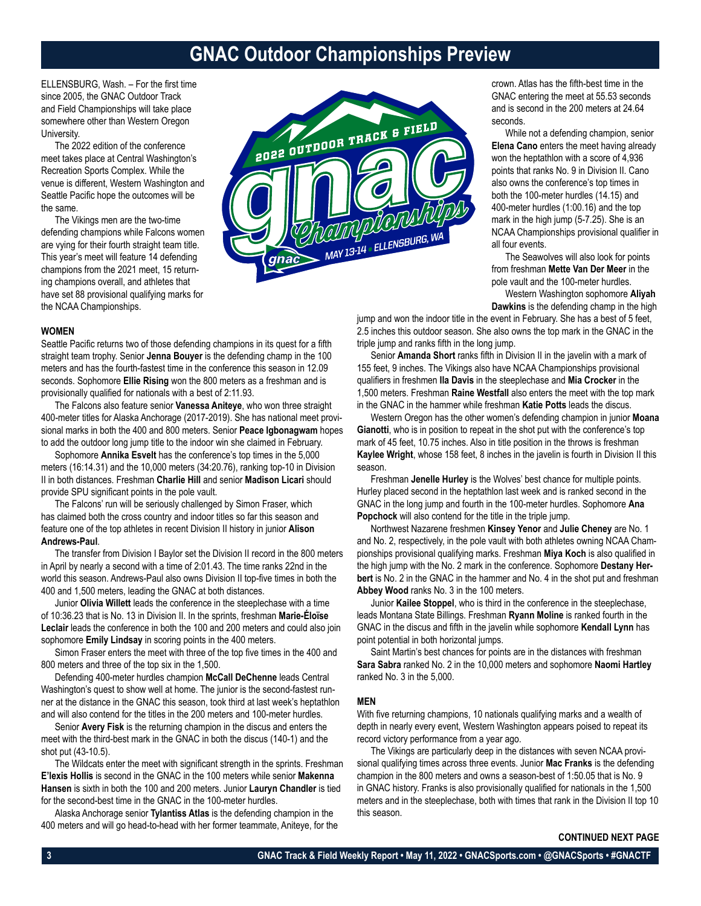# GNAC Outdoor Championships Preview

ELLENSBURG, Wash. – For the first time since 2005, the GNAC Outdoor Track and Field Championships will take place somewhere other than Western Oregon University.

The 2022 edition of the conference meet takes place at Central Washington's Recreation Sports Complex. While the venue is different, Western Washington and Seattle Pacific hope the outcomes will be the same.

The Vikings men are the two-time defending champions while Falcons women are vying for their fourth straight team title. This year's meet will feature 14 defending champions from the 2021 meet, 15 returning champions overall, and athletes that have set 88 provisional qualifying marks for the NCAA Championships.

## WOMEN

Seattle Pacific returns two of those defending champions in its quest for a fifth straight team trophy. Senior **Jenna Bouyer** is the defending champ in the 100 meters and has the fourth-fastest time in the conference this season in 12.09 seconds. Sophomore **Ellie Rising** won the 800 meters as a freshman and is provisionally qualified for nationals with a best of 2:11.93.

The Falcons also feature senior **Vanessa Aniteye**, who won three straight 400-meter titles for Alaska Anchorage (2017-2019). She has national meet provisional marks in both the 400 and 800 meters. Senior **Peace Igbonagwam** hopes to add the outdoor long jump title to the indoor win she claimed in February.

Sophomore **Annika Esvelt** has the conference's top times in the 5,000 meters (16:14.31) and the 10,000 meters (34:20.76), ranking top-10 in Division II in both distances. Freshman **Charlie Hill** and senior **Madison Licari** should provide SPU significant points in the pole vault.

The Falcons' run will be seriously challenged by Simon Fraser, which has claimed both the cross country and indoor titles so far this season and feature one of the top athletes in recent Division II history in junior **Alison Andrews-Paul**.

The transfer from Division I Baylor set the Division II record in the 800 meters in April by nearly a second with a time of 2:01.43. The time ranks 22nd in the world this season. Andrews-Paul also owns Division II top-five times in both the 400 and 1,500 meters, leading the GNAC at both distances.

Junior **Olivia Willett** leads the conference in the steeplechase with a time of 10:36.23 that is No. 13 in Division II. In the sprints, freshman **Marie-Éloïse Leclair** leads the conference in both the 100 and 200 meters and could also join sophomore **Emily Lindsay** in scoring points in the 400 meters.

Simon Fraser enters the meet with three of the top five times in the 400 and 800 meters and three of the top six in the 1,500.

Defending 400-meter hurdles champion **McCall DeChenne** leads Central Washington's quest to show well at home. The junior is the second-fastest runner at the distance in the GNAC this season, took third at last week's heptathlon and will also contend for the titles in the 200 meters and 100-meter hurdles.

Senior **Avery Fisk** is the returning champion in the discus and enters the meet with the third-best mark in the GNAC in both the discus (140-1) and the shot put (43-10.5).

The Wildcats enter the meet with significant strength in the sprints. Freshman **E'lexis Hollis** is second in the GNAC in the 100 meters while senior **Makenna Hansen** is sixth in both the 100 and 200 meters. Junior **Lauryn Chandler** is tied for the second-best time in the GNAC in the 100-meter hurdles.

Alaska Anchorage senior **Tylantiss Atlas** is the defending champion in the 400 meters and will go head-to-head with her former teammate, Aniteye, for the crown. Atlas has the fifth-best time in the GNAC entering the meet at 55.53 seconds and is second in the 200 meters at 24.64 seconds.

While not a defending champion, senior **Elena Cano** enters the meet having already won the heptathlon with a score of 4,936 points that ranks No. 9 in Division II. Cano also owns the conference's top times in both the 100-meter hurdles (14.15) and 400-meter hurdles (1:00.16) and the top mark in the high jump (5-7.25). She is an NCAA Championships provisional qualifier in all four events.

The Seawolves will also look for points from freshman **Mette Van Der Meer** in the pole vault and the 100-meter hurdles.

Western Washington sophomore **Aliyah Dawkins** is the defending champ in the high jump and won the indoor title in the event in February. She has a best of 5 feet, 2.5 inches this outdoor season. She also owns the top mark in the GNAC in the triple jump and ranks fifth in the long jump.

Senior **Amanda Short** ranks fifth in Division II in the javelin with a mark of 155 feet, 9 inches. The Vikings also have NCAA Championships provisional qualifiers in freshmen **Ila Davis** in the steeplechase and **Mia Crocker** in the 1,500 meters. Freshman **Raine Westfall** also enters the meet with the top mark in the GNAC in the hammer while freshman **Katie Potts** leads the discus.

Western Oregon has the other women's defending champion in junior **Moana Gianotti**, who is in position to repeat in the shot put with the conference's top mark of 45 feet, 10.75 inches. Also in title position in the throws is freshman **Kaylee Wright**, whose 158 feet, 8 inches in the javelin is fourth in Division II this season.

Freshman **Jenelle Hurley** is the Wolves' best chance for multiple points. Hurley placed second in the heptathlon last week and is ranked second in the GNAC in the long jump and fourth in the 100-meter hurdles. Sophomore **Ana Popchock** will also contend for the title in the triple jump.

Northwest Nazarene freshmen **Kinsey Yenor** and **Julie Cheney** are No. 1 and No. 2, respectively, in the pole vault with both athletes owning NCAA Championships provisional qualifying marks. Freshman **Miya Koch** is also qualified in the high jump with the No. 2 mark in the conference. Sophomore **Destany Herbert** is No. 2 in the GNAC in the hammer and No. 4 in the shot put and freshman **Abbey Wood** ranks No. 3 in the 100 meters.

Junior **Kailee Stoppel**, who is third in the conference in the steeplechase, leads Montana State Billings. Freshman **Ryann Moline** is ranked fourth in the GNAC in the discus and fifth in the javelin while sophomore **Kendall Lynn** has point potential in both horizontal jumps.

Saint Martin's best chances for points are in the distances with freshman **Sara Sabra** ranked No. 2 in the 10,000 meters and sophomore **Naomi Hartley** ranked No. 3 in the 5,000.

## MEN

With five returning champions, 10 nationals qualifying marks and a wealth of depth in nearly every event, Western Washington appears poised to repeat its record victory performance from a year ago.

The Vikings are particularly deep in the distances with seven NCAA provisional qualifying times across three events. Junior **Mac Franks** is the defending champion in the 800 meters and owns a season-best of 1:50.05 that is No. 9 in GNAC history. Franks is also provisionally qualified for nationals in the 1,500 meters and in the steeplechase, both with times that rank in the Division II top 10 this season.

**CONTINUED NEXT PAGE**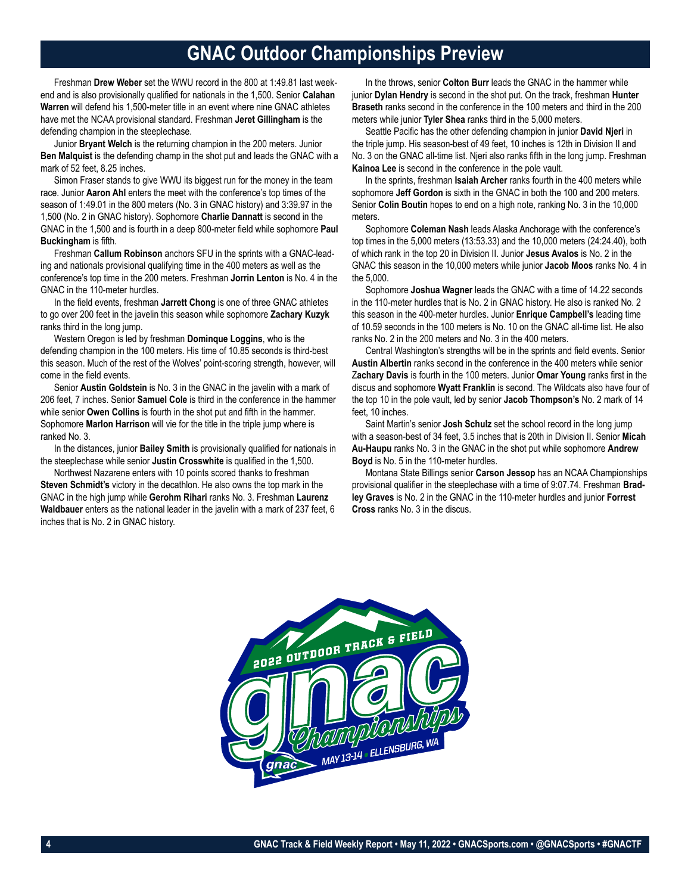# GNAC Outdoor Championships Preview

Freshman **Drew Weber** set the WWU record in the 800 at 1:49.81 last weekend and is also provisionally qualified for nationals in the 1,500. Senior **Calahan Warren** will defend his 1,500-meter title in an event where nine GNAC athletes have met the NCAA provisional standard. Freshman **Jeret Gillingham** is the defending champion in the steeplechase.

Junior **Bryant Welch** is the returning champion in the 200 meters. Junior **Ben Malquist** is the defending champ in the shot put and leads the GNAC with a mark of 52 feet, 8.25 inches.

Simon Fraser stands to give WWU its biggest run for the money in the team race. Junior **Aaron Ahl** enters the meet with the conference's top times of the season of 1:49.01 in the 800 meters (No. 3 in GNAC history) and 3:39.97 in the 1,500 (No. 2 in GNAC history). Sophomore **Charlie Dannatt** is second in the GNAC in the 1,500 and is fourth in a deep 800-meter field while sophomore **Paul Buckingham** is fifth.

Freshman **Callum Robinson** anchors SFU in the sprints with a GNAC-leading and nationals provisional qualifying time in the 400 meters as well as the conference's top time in the 200 meters. Freshman **Jorrin Lenton** is No. 4 in the GNAC in the 110-meter hurdles.

In the field events, freshman **Jarrett Chong** is one of three GNAC athletes to go over 200 feet in the javelin this season while sophomore **Zachary Kuzyk** ranks third in the long jump.

Western Oregon is led by freshman **Dominque Loggins**, who is the defending champion in the 100 meters. His time of 10.85 seconds is third-best this season. Much of the rest of the Wolves' point-scoring strength, however, will come in the field events.

Senior **Austin Goldstein** is No. 3 in the GNAC in the javelin with a mark of 206 feet, 7 inches. Senior **Samuel Cole** is third in the conference in the hammer while senior **Owen Collins** is fourth in the shot put and fifth in the hammer. Sophomore **Marlon Harrison** will vie for the title in the triple jump where is ranked No. 3.

In the distances, junior **Bailey Smith** is provisionally qualified for nationals in the steeplechase while senior **Justin Crosswhite** is qualified in the 1,500.

Northwest Nazarene enters with 10 points scored thanks to freshman **Steven Schmidt's** victory in the decathlon. He also owns the top mark in the GNAC in the high jump while **Gerohm Rihari** ranks No. 3. Freshman **Laurenz Waldbauer** enters as the national leader in the javelin with a mark of 237 feet, 6 inches that is No. 2 in GNAC history.

In the throws, senior **Colton Burr** leads the GNAC in the hammer while junior **Dylan Hendry** is second in the shot put. On the track, freshman **Hunter Braseth** ranks second in the conference in the 100 meters and third in the 200 meters while junior **Tyler Shea** ranks third in the 5,000 meters.

Seattle Pacific has the other defending champion in junior **David Njeri** in the triple jump. His season-best of 49 feet, 10 inches is 12th in Division II and No. 3 on the GNAC all-time list. Njeri also ranks fifth in the long jump. Freshman **Kainoa Lee** is second in the conference in the pole vault.

In the sprints, freshman **Isaiah Archer** ranks fourth in the 400 meters while sophomore **Jeff Gordon** is sixth in the GNAC in both the 100 and 200 meters. Senior **Colin Boutin** hopes to end on a high note, ranking No. 3 in the 10,000 meters.

Sophomore **Coleman Nash** leads Alaska Anchorage with the conference's top times in the 5,000 meters (13:53.33) and the 10,000 meters (24:24.40), both of which rank in the top 20 in Division II. Junior **Jesus Avalos** is No. 2 in the GNAC this season in the 10,000 meters while junior **Jacob Moos** ranks No. 4 in the 5,000.

Sophomore **Joshua Wagner** leads the GNAC with a time of 14.22 seconds in the 110-meter hurdles that is No. 2 in GNAC history. He also is ranked No. 2 this season in the 400-meter hurdles. Junior **Enrique Campbell's** leading time of 10.59 seconds in the 100 meters is No. 10 on the GNAC all-time list. He also ranks No. 2 in the 200 meters and No. 3 in the 400 meters.

Central Washington's strengths will be in the sprints and field events. Senior **Austin Albertin** ranks second in the conference in the 400 meters while senior **Zachary Davis** is fourth in the 100 meters. Junior **Omar Young** ranks first in the discus and sophomore **Wyatt Franklin** is second. The Wildcats also have four of the top 10 in the pole vault, led by senior **Jacob Thompson's** No. 2 mark of 14 feet, 10 inches.

Saint Martin's senior **Josh Schulz** set the school record in the long jump with a season-best of 34 feet, 3.5 inches that is 20th in Division II. Senior **Micah Au-Haupu** ranks No. 3 in the GNAC in the shot put while sophomore **Andrew Boyd** is No. 5 in the 110-meter hurdles.

Montana State Billings senior **Carson Jessop** has an NCAA Championships provisional qualifier in the steeplechase with a time of 9:07.74. Freshman **Bradley Graves** is No. 2 in the GNAC in the 110-meter hurdles and junior **Forrest Cross** ranks No. 3 in the discus.

2022 OUTDOOR TRACK & FIELD gnac Championships MAY 13-14 • ELLENSBURG, WA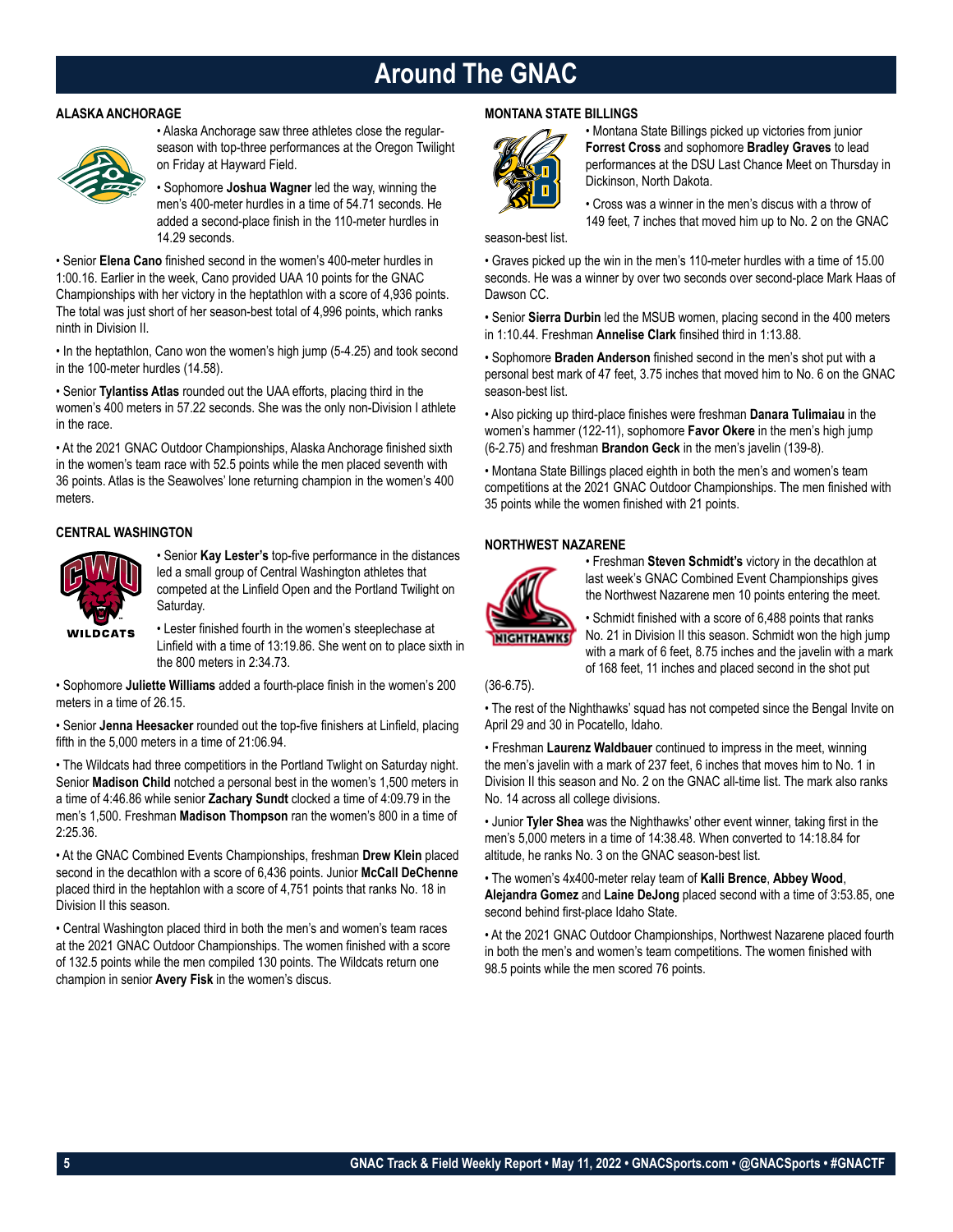# Around The GNAC

## ALASKA ANCHORAGE

• Alaska Anchorage saw three athletes close the regular-season with top-three performances at the Oregon Twilight on Friday at Hayward Field.

• Sophomore **Joshua Wagner** led the way, winning the men's 400-meter hurdles in a time of 54.71 seconds. He added a second-place finish in the 110-meter hurdles in 14.29 seconds.

• Senior **Elena Cano** finished second in the women's 400-meter hurdles in 1:00.16. Earlier in the week, Cano provided UAA 10 points for the GNAC Championships with her victory in the heptathlon with a score of 4,936 points. The total was just short of her season-best total of 4,996 points, which ranks ninth in Division II.

• In the heptathlon, Cano won the women's high jump (5-4.25) and took second in the 100-meter hurdles (14.58).

• Senior **Tylantiss Atlas** rounded out the UAA efforts, placing third in the women's 400 meters in 57.22 seconds. She was the only non-Division I athlete in the race.

• At the 2021 GNAC Outdoor Championships, Alaska Anchorage finished sixth in the women's team race with 52.5 points while the men placed seventh with 36 points. Atlas is the Seawolves' lone returning champion in the women's 400 meters.

## CENTRAL WASHINGTON

• Senior **Kay Lester's** top-five performance in the distances led a small group of Central Washington athletes that competed at the Linfield Open and the Portland Twilight on Saturday.

• Lester finished fourth in the women's steeplechase at Linfield with a time of 13:19.86. She went on to place sixth in the 800 meters in 2:34.73.

• Sophomore **Juliette Williams** added a fourth-place finish in the women's 200 meters in a time of 26.15.

• Senior **Jenna Heesacker** rounded out the top-five finishers at Linfield, placing fifth in the 5,000 meters in a time of 21:06.94.

• The Wildcats had three competitors in the Portland Twlight on Saturday night. Senior **Madison Child** notched a personal best in the women's 1,500 meters in a time of 4:46.86 while senior **Zachary Sundt** clocked a time of 4:09.79 in the men's 1,500. Freshman **Madison Thompson** ran the women's 800 in a time of 2:25.36.

• At the GNAC Combined Events Championships, freshman **Drew Klein** placed second in the decathlon with a score of 6,436 points. Junior **McCall DeChenne** placed third in the heptahlon with a score of 4,751 points that ranks No. 18 in Division II this season.

• Central Washington placed third in both the men's and women's team races at the 2021 GNAC Outdoor Championships. The women finished with a score of 132.5 points while the men compiled 130 points. The Wildcats return one champion in senior **Avery Fisk** in the women's discus.

## MONTANA STATE BILLINGS

• Montana State Billings picked up victories from junior **Forrest Cross** and sophomore **Bradley Graves** to lead performances at the DSU Last Chance Meet on Thursday in Dickinson, North Dakota.

• Cross was a winner in the men's discus with a throw of 149 feet, 7 inches that moved him up to No. 2 on the GNAC season-best list.

• Graves picked up the win in the men's 110-meter hurdles with a time of 15.00 seconds. He was a winner by over two seconds over second-place Mark Haas of Dawson CC.

• Senior **Sierra Durbin** led the MSUB women, placing second in the 400 meters in 1:10.44. Freshman **Annelise Clark** finsihed third in 1:13.88.

• Sophomore **Braden Anderson** finished second in the men's shot put with a personal best mark of 47 feet, 3.75 inches that moved him to No. 6 on the GNAC season-best list.

• Also picking up third-place finishes were freshman **Danara Tulimaiau** in the women's hammer (122-11), sophomore **Favor Okere** in the men's high jump (6-2.75) and freshman **Brandon Geck** in the men's javelin (139-8).

• Montana State Billings placed eighth in both the men's and women's team competitions at the 2021 GNAC Outdoor Championships. The men finished with 35 points while the women finished with 21 points.

## NORTHWEST NAZARENE

• Freshman **Steven Schmidt's** victory in the decathlon at last week's GNAC Combined Event Championships gives the Northwest Nazarene men 10 points entering the meet.

• Schmidt finished with a score of 6,488 points that ranks No. 21 in Division II this season. Schmidt won the high jump with a mark of 6 feet, 8.75 inches and the javelin with a mark of 168 feet, 11 inches and placed second in the shot put (36-6.75).

• The rest of the Nighthawks' squad has not competed since the Bengal Invite on April 29 and 30 in Pocatello, Idaho.

• Freshman **Laurenz Waldbauer** continued to impress in the meet, winning the men's javelin with a mark of 237 feet, 6 inches that moves him to No. 1 in Division II this season and No. 2 on the GNAC all-time list. The mark also ranks No. 14 across all college divisions.

• Junior **Tyler Shea** was the Nighthawks' other event winner, taking first in the men's 5,000 meters in a time of 14:38.48. When converted to 14:18.84 for altitude, he ranks No. 3 on the GNAC season-best list.

• The women's 4x400-meter relay team of **Kalli Brence**, **Abbey Wood**, **Alejandra Gomez** and **Laine DeJong** placed second with a time of 3:53.85, one second behind first-place Idaho State.

• At the 2021 GNAC Outdoor Championships, Northwest Nazarene placed fourth in both the men's and women's team competitions. The women finished with 98.5 points while the men scored 76 points.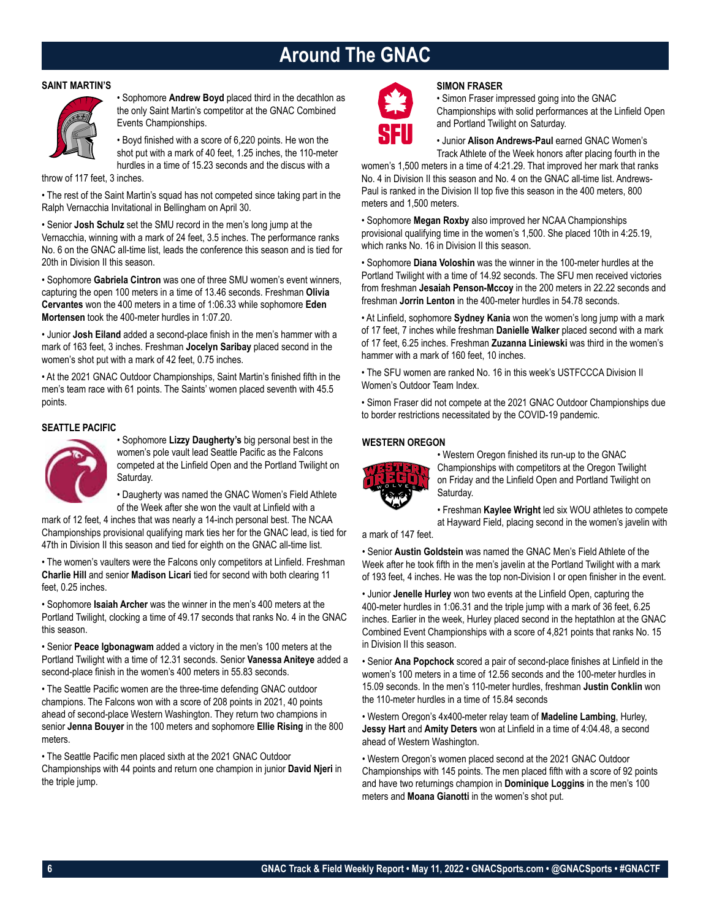# Around The GNAC

## SAINT MARTIN'S

• Sophomore **Andrew Boyd** placed third in the decathlon as the only Saint Martin's competitor at the GNAC Combined Events Championships.

• Boyd finished with a score of 6,220 points. He won the shot put with a mark of 40 feet, 1.25 inches, the 110-meter hurdles in a time of 15.23 seconds and the discus with a throw of 117 feet, 3 inches.

• The rest of the Saint Martin's squad has not competed since taking part in the Ralph Vernacchia Invitational in Bellingham on April 30.

• Senior **Josh Schulz** set the SMU record in the men's long jump at the Vernacchia, winning with a mark of 24 feet, 3.5 inches. The performance ranks No. 6 on the GNAC all-time list, leads the conference this season and is tied for 20th in Division II this season.

• Sophomore **Gabriela Cintron** was one of three SMU women's event winners, capturing the open 100 meters in a time of 13.46 seconds. Freshman **Olivia Cervantes** won the 400 meters in a time of 1:06.33 while sophomore **Eden Mortensen** took the 400-meter hurdles in 1:07.20.

• Junior **Josh Eiland** added a second-place finish in the men's hammer with a mark of 163 feet, 3 inches. Freshman **Jocelyn Saribay** placed second in the women's shot put with a mark of 42 feet, 0.75 inches.

• At the 2021 GNAC Outdoor Championships, Saint Martin's finished fifth in the men's team race with 61 points. The Saints' women placed seventh with 45.5 points.

## SEATTLE PACIFIC

• Sophomore **Lizzy Daugherty's** big personal best in the women's pole vault lead Seattle Pacific as the Falcons competed at the Linfield Open and the Portland Twilight on Saturday.

• Daugherty was named the GNAC Women's Field Athlete of the Week after she won the vault at Linfield with a mark of 12 feet, 4 inches that was nearly a 14-inch personal best. The NCAA Championships provisional qualifying mark ties her for the GNAC lead, is tied for 47th in Division II this season and tied for eighth on the GNAC all-time list.

• The women's vaulters were the Falcons only competitors at Linfield. Freshman **Charlie Hill** and senior **Madison Licari** tied for second with both clearing 11 feet, 0.25 inches.

• Sophomore **Isaiah Archer** was the winner in the men's 400 meters at the Portland Twilight, clocking a time of 49.17 seconds that ranks No. 4 in the GNAC this season.

• Senior **Peace Igbonagwam** added a victory in the men's 100 meters at the Portland Twilight with a time of 12.31 seconds. Senior **Vanessa Aniteye** added a second-place finish in the women's 400 meters in 55.83 seconds.

• The Seattle Pacific women are the three-time defending GNAC outdoor champions. The Falcons won with a score of 208 points in 2021, 40 points ahead of second-place Western Washington. They return two champions in senior **Jenna Bouyer** in the 100 meters and sophomore **Ellie Rising** in the 800 meters.

• The Seattle Pacific men placed sixth at the 2021 GNAC Outdoor Championships with 44 points and return one champion in junior **David Njeri** in the triple jump.

## SIMON FRASER

• Simon Fraser impressed going into the GNAC Championships with solid performances at the Linfield Open and Portland Twilight on Saturday.

• Junior **Alison Andrews-Paul** earned GNAC Women's Track Athlete of the Week honors after placing fourth in the women's 1,500 meters in a time of 4:21.29. That improved her mark that ranks No. 4 in Division II this season and No. 4 on the GNAC all-time list. Andrews-Paul is ranked in the Division II top five this season in the 400 meters, 800 meters and 1,500 meters.

• Sophomore **Megan Roxby** also improved her NCAA Championships provisional qualifying time in the women's 1,500. She placed 10th in 4:25.19, which ranks No. 16 in Division II this season.

• Sophomore **Diana Voloshin** was the winner in the 100-meter hurdles at the Portland Twilight with a time of 14.92 seconds. The SFU men received victories from freshman **Jesaiah Penson-Mccoy** in the 200 meters in 22.22 seconds and freshman **Jorrin Lenton** in the 400-meter hurdles in 54.78 seconds.

• At Linfield, sophomore **Sydney Kania** won the women's long jump with a mark of 17 feet, 7 inches while freshman **Danielle Walker** placed second with a mark of 17 feet, 6.25 inches. Freshman **Zuzanna Liniewski** was third in the women's hammer with a mark of 160 feet, 10 inches.

• The SFU women are ranked No. 16 in this week's USTFCCCA Division II Women's Outdoor Team Index.

• Simon Fraser did not compete at the 2021 GNAC Outdoor Championships due to border restrictions necessitated by the COVID-19 pandemic.

## WESTERN OREGON

• Western Oregon finished its run-up to the GNAC Championships with competitors at the Oregon Twilight on Friday and the Linfield Open and Portland Twilight on Saturday.

• Freshman **Kaylee Wright** led six WOU athletes to compete at Hayward Field, placing second in the women's javelin with a mark of 147 feet.

• Senior **Austin Goldstein** was named the GNAC Men's Field Athlete of the Week after he took fifth in the men's javelin at the Portland Twilight with a mark of 193 feet, 4 inches. He was the top non-Division I or open finisher in the event.

• Junior **Jenelle Hurley** won two events at the Linfield Open, capturing the 400-meter hurdles in 1:06.31 and the triple jump with a mark of 36 feet, 6.25 inches. Earlier in the week, Hurley placed second in the heptathlon at the GNAC Combined Event Championships with a score of 4,821 points that ranks No. 15 in Division II this season.

• Senior **Ana Popchock** scored a pair of second-place finishes at Linfield in the women's 100 meters in a time of 12.56 seconds and the 100-meter hurdles in 15.09 seconds. In the men's 110-meter hurdles, freshman **Justin Conklin** won the 110-meter hurdles in a time of 15.84 seconds

• Western Oregon's 4x400-meter relay team of **Madeline Lambing**, Hurley, **Jessy Hart** and **Amity Deters** won at Linfield in a time of 4:04.48, a second ahead of Western Washington.

• Western Oregon's women placed second at the 2021 GNAC Outdoor Championships with 145 points. The men placed fifth with a score of 92 points and have two returnings champion in **Dominique Loggins** in the men's 100 meters and **Moana Gianotti** in the women's shot put.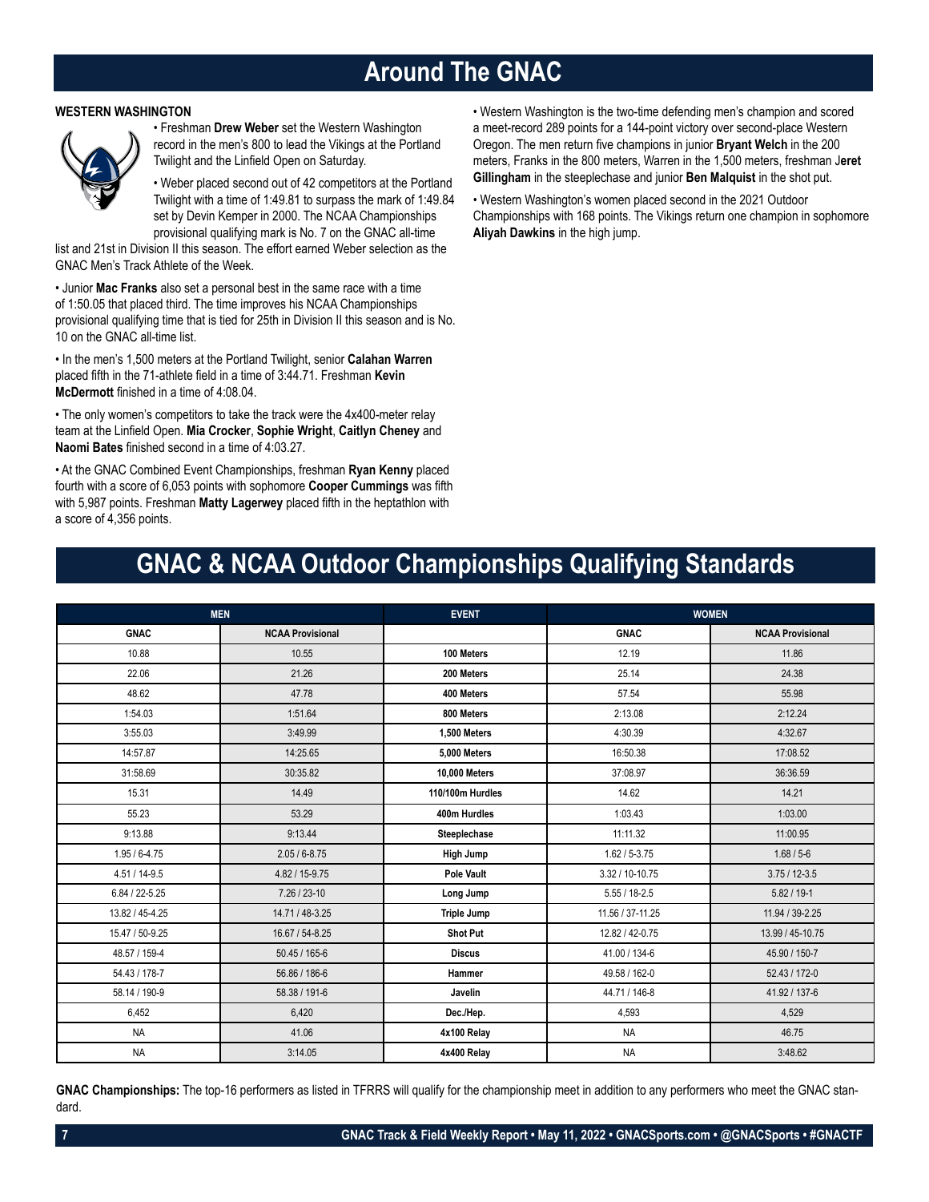# Around The GNAC

### WESTERN WASHINGTON

• Freshman **Drew Weber** set the Western Washington record in the men's 800 to lead the Vikings at the Portland Twilight and the Linfield Open on Saturday.

• Weber placed second out of 42 competitors at the Portland Twilight with a time of 1:49.81 to surpass the mark of 1:49.84 set by Devin Kemper in 2000. The NCAA Championships provisional qualifying mark is No. 7 on the GNAC all-time list and 21st in Division II this season. The effort earned Weber selection as the GNAC Men's Track Athlete of the Week.

• Junior **Mac Franks** also set a personal best in the same race with a time of 1:50.05 that placed third. The time improves his NCAA Championships provisional qualifying time that is tied for 25th in Division II this season and is No. 10 on the GNAC all-time list.

• In the men's 1,500 meters at the Portland Twilight, senior **Calahan Warren** placed fifth in the 71-athlete field in a time of 3:44.71. Freshman **Kevin McDermott** finished in a time of 4:08.04.

• The only women's competitors to take the track were the 4x400-meter relay team at the Linfield Open. **Mia Crocker**, **Sophie Wright**, **Caitlyn Cheney** and **Naomi Bates** finished second in a time of 4:03.27.

• At the GNAC Combined Event Championships, freshman **Ryan Kenny** placed fourth with a score of 6,053 points with sophomore **Cooper Cummings** was fifth with 5,987 points. Freshman **Matty Lagerwey** placed fifth in the heptathlon with a score of 4,356 points.

• Western Washington is the two-time defending men's champion and scored a meet-record 289 points for a 144-point victory over second-place Western Oregon. The men return five champions in junior **Bryant Welch** in the 200 meters, Franks in the 800 meters, Warren in the 1,500 meters, freshman **Jeret Gillingham** in the steeplechase and junior **Ben Malquist** in the shot put.

• Western Washington's women placed second in the 2021 Outdoor Championships with 168 points. The Vikings return one champion in sophomore **Aliyah Dawkins** in the high jump.

# GNAC & NCAA Outdoor Championships Qualifying Standards

| MEN | | EVENT | WOMEN | |
|---|---|---|---|---|
| **GNAC** | **NCAA Provisional** | | **GNAC** | **NCAA Provisional** |
| 10.88 | 10.55 | **100 Meters** | 12.19 | 11.86 |
| 22.06 | 21.26 | **200 Meters** | 25.14 | 24.38 |
| 48.62 | 47.78 | **400 Meters** | 57.54 | 55.98 |
| 1:54.03 | 1:51.64 | **800 Meters** | 2:13.08 | 2:12.24 |
| 3:55.03 | 3:49.99 | **1,500 Meters** | 4:30.39 | 4:32.67 |
| 14:57.87 | 14:25.65 | **5,000 Meters** | 16:50.38 | 17:08.52 |
| 31:58.69 | 30:35.82 | **10,000 Meters** | 37:08.97 | 36:36.59 |
| 15.31 | 14.49 | **110/100m Hurdles** | 14.62 | 14.21 |
| 55.23 | 53.29 | **400m Hurdles** | 1:03.43 | 1:03.00 |
| 9:13.88 | 9:13.44 | **Steeplechase** | 11:11.32 | 11:00.95 |
| 1.95 / 6-4.75 | 2.05 / 6-8.75 | **High Jump** | 1.62 / 5-3.75 | 1.68 / 5-6 |
| 4.51 / 14-9.5 | 4.82 / 15-9.75 | **Pole Vault** | 3.32 / 10-10.75 | 3.75 / 12-3.5 |
| 6.84 / 22-5.25 | 7.26 / 23-10 | **Long Jump** | 5.55 / 18-2.5 | 5.82 / 19-1 |
| 13.82 / 45-4.25 | 14.71 / 48-3.25 | **Triple Jump** | 11.56 / 37-11.25 | 11.94 / 39-2.25 |
| 15.47 / 50-9.25 | 16.67 / 54-8.25 | **Shot Put** | 12.82 / 42-0.75 | 13.99 / 45-10.75 |
| 48.57 / 159-4 | 50.45 / 165-6 | **Discus** | 41.00 / 134-6 | 45.90 / 150-7 |
| 54.43 / 178-7 | 56.86 / 186-6 | **Hammer** | 49.58 / 162-0 | 52.43 / 172-0 |
| 58.14 / 190-9 | 58.38 / 191-6 | **Javelin** | 44.71 / 146-8 | 41.92 / 137-6 |
| 6,452 | 6,420 | **Dec./Hep.** | 4,593 | 4,529 |
| NA | 41.06 | **4x100 Relay** | NA | 46.75 |
| NA | 3:14.05 | **4x400 Relay** | NA | 3:48.62 |

**GNAC Championships:** The top-16 performers as listed in TFRRS will qualify for the championship meet in addition to any performers who meet the GNAC standard.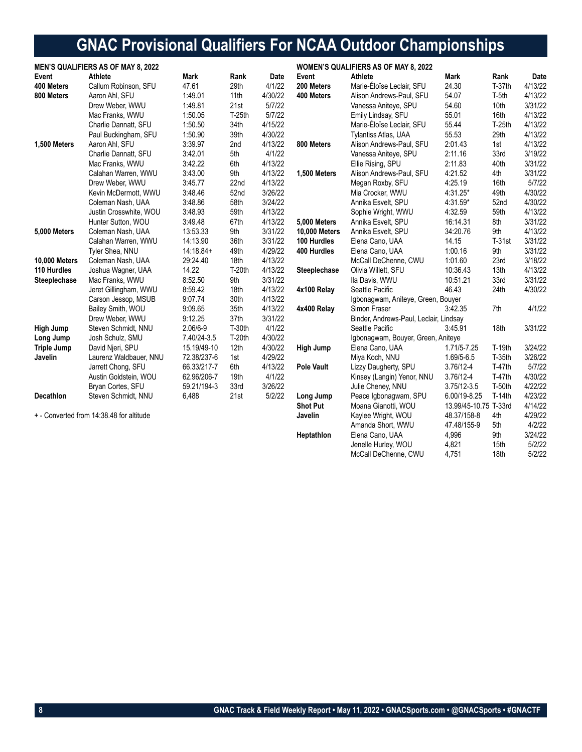# GNAC Provisional Qualifiers For NCAA Outdoor Championships

## MEN'S QUALIFIERS AS OF MAY 8, 2022

| Event | Athlete | Mark | Rank | Date |
|---|---|---|---|---|
| **400 Meters** | Callum Robinson, SFU | 47.61 | 29th | 4/1/22 |
| **800 Meters** | Aaron Ahl, SFU | 1:49.01 | 11th | 4/30/22 |
| | Drew Weber, WWU | 1:49.81 | 21st | 5/7/22 |
| | Mac Franks, WWU | 1:50.05 | T-25th | 5/7/22 |
| | Charlie Dannatt, SFU | 1:50.50 | 34th | 4/15/22 |
| | Paul Buckingham, SFU | 1:50.90 | 39th | 4/30/22 |
| **1,500 Meters** | Aaron Ahl, SFU | 3:39.97 | 2nd | 4/13/22 |
| | Charlie Dannatt, SFU | 3:42.01 | 5th | 4/1/22 |
| | Mac Franks, WWU | 3:42.22 | 6th | 4/13/22 |
| | Calahan Warren, WWU | 3:43.00 | 9th | 4/13/22 |
| | Drew Weber, WWU | 3:45.77 | 22nd | 4/13/22 |
| | Kevin McDermott, WWU | 3:48.46 | 52nd | 3/26/22 |
| | Coleman Nash, UAA | 3:48.86 | 58th | 3/24/22 |
| | Justin Crosswhite, WOU | 3:48.93 | 59th | 4/13/22 |
| | Hunter Sutton, WOU | 3:49.48 | 67th | 4/13/22 |
| **5,000 Meters** | Coleman Nash, UAA | 13:53.33 | 9th | 3/31/22 |
| | Calahan Warren, WWU | 14:13.90 | 36th | 3/31/22 |
| | Tyler Shea, NNU | 14:18.84+ | 49th | 4/29/22 |
| **10,000 Meters** | Coleman Nash, UAA | 29:24.40 | 18th | 4/13/22 |
| **110 Hurdles** | Joshua Wagner, UAA | 14.22 | T-20th | 4/13/22 |
| **Steeplechase** | Mac Franks, WWU | 8:52.50 | 9th | 3/31/22 |
| | Jeret Gillingham, WWU | 8:59.42 | 18th | 4/13/22 |
| | Carson Jessop, MSUB | 9:07.74 | 30th | 4/13/22 |
| | Bailey Smith, WOU | 9:09.65 | 35th | 4/13/22 |
| | Drew Weber, WWU | 9:12.25 | 37th | 3/31/22 |
| **High Jump** | Steven Schmidt, NNU | 2.06/6-9 | T-30th | 4/1/22 |
| **Long Jump** | Josh Schulz, SMU | 7.40/24-3.5 | T-20th | 4/30/22 |
| **Triple Jump** | David Njeri, SPU | 15.19/49-10 | 12th | 4/30/22 |
| **Javelin** | Laurenz Waldbauer, NNU | 72.38/237-6 | 1st | 4/29/22 |
| | Jarrett Chong, SFU | 66.33/217-7 | 6th | 4/13/22 |
| | Austin Goldstein, WOU | 62.96/206-7 | 19th | 4/1/22 |
| | Bryan Cortes, SFU | 59.21/194-3 | 33rd | 3/26/22 |
| **Decathlon** | Steven Schmidt, NNU | 6,488 | 21st | 5/2/22 |

+ - Converted from 14:38.48 for altitude

## WOMEN'S QUALIFIERS AS OF MAY 8, 2022

| Event | Athlete | Mark | Rank | Date |
|---|---|---|---|---|
| **200 Meters** | Marie-Éloïse Leclair, SFU | 24.30 | T-37th | 4/13/22 |
| **400 Meters** | Alison Andrews-Paul, SFU | 54.07 | T-5th | 4/13/22 |
| | Vanessa Aniteye, SPU | 54.60 | 10th | 3/31/22 |
| | Emily Lindsay, SFU | 55.01 | 16th | 4/13/22 |
| | Marie-Éloïse Leclair, SFU | 55.44 | T-25th | 4/13/22 |
| | Tylantiss Atlas, UAA | 55.53 | 29th | 4/13/22 |
| **800 Meters** | Alison Andrews-Paul, SFU | 2:01.43 | 1st | 4/13/22 |
| | Vanessa Aniteye, SPU | 2:11.16 | 33rd | 3/19/22 |
| | Ellie Rising, SPU | 2:11.83 | 40th | 3/31/22 |
| **1,500 Meters** | Alison Andrews-Paul, SFU | 4:21.52 | 4th | 3/31/22 |
| | Megan Roxby, SFU | 4:25.19 | 16th | 5/7/22 |
| | Mia Crocker, WWU | 4:31.25* | 49th | 4/30/22 |
| | Annika Esvelt, SPU | 4:31.59* | 52nd | 4/30/22 |
| | Sophie Wright, WWU | 4:32.59 | 59th | 4/13/22 |
| **5,000 Meters** | Annika Esvelt, SPU | 16:14.31 | 8th | 3/31/22 |
| **10,000 Meters** | Annika Esvelt, SPU | 34:20.76 | 9th | 4/13/22 |
| **100 Hurdles** | Elena Cano, UAA | 14.15 | T-31st | 3/31/22 |
| **400 Hurdles** | Elena Cano, UAA | 1:00.16 | 9th | 3/31/22 |
| | McCall DeChenne, CWU | 1:01.60 | 23rd | 3/18/22 |
| **Steeplechase** | Olivia Willett, SFU | 10:36.43 | 13th | 4/13/22 |
| | Ila Davis, WWU | 10:51.21 | 33rd | 3/31/22 |
| **4x100 Relay** | Seattle Pacific | 46.43 | 24th | 4/30/22 |
| | Igbonagwam, Aniteye, Green, Bouyer | | | |
| **4x400 Relay** | Simon Fraser | 3:42.35 | 7th | 4/1/22 |
| | Binder, Andrews-Paul, Leclair, Lindsay | | | |
| | Seattle Pacific | 3:45.91 | 18th | 3/31/22 |
| | Igbonagwam, Bouyer, Green, Aniteye | | | |
| **High Jump** | Elena Cano, UAA | 1.71/5-7.25 | T-19th | 3/24/22 |
| | Miya Koch, NNU | 1.69/5-6.5 | T-35th | 3/26/22 |
| **Pole Vault** | Lizzy Daugherty, SPU | 3.76/12-4 | T-47th | 5/7/22 |
| | Kinsey (Langin) Yenor, NNU | 3.76/12-4 | T-47th | 4/30/22 |
| | Julie Cheney, NNU | 3.75/12-3.5 | T-50th | 4/22/22 |
| **Long Jump** | Peace Igbonagwam, SPU | 6.00/19-8.25 | T-14th | 4/23/22 |
| **Shot Put** | Moana Gianotti, WOU | 13.99/45-10.75 | T-33rd | 4/14/22 |
| **Javelin** | Kaylee Wright, WOU | 48.37/158-8 | 4th | 4/29/22 |
| | Amanda Short, WWU | 47.48/155-9 | 5th | 4/2/22 |
| **Heptathlon** | Elena Cano, UAA | 4,996 | 9th | 3/24/22 |
| | Jenelle Hurley, WOU | 4,821 | 15th | 5/2/22 |
| | McCall DeChenne, CWU | 4,751 | 18th | 5/2/22 |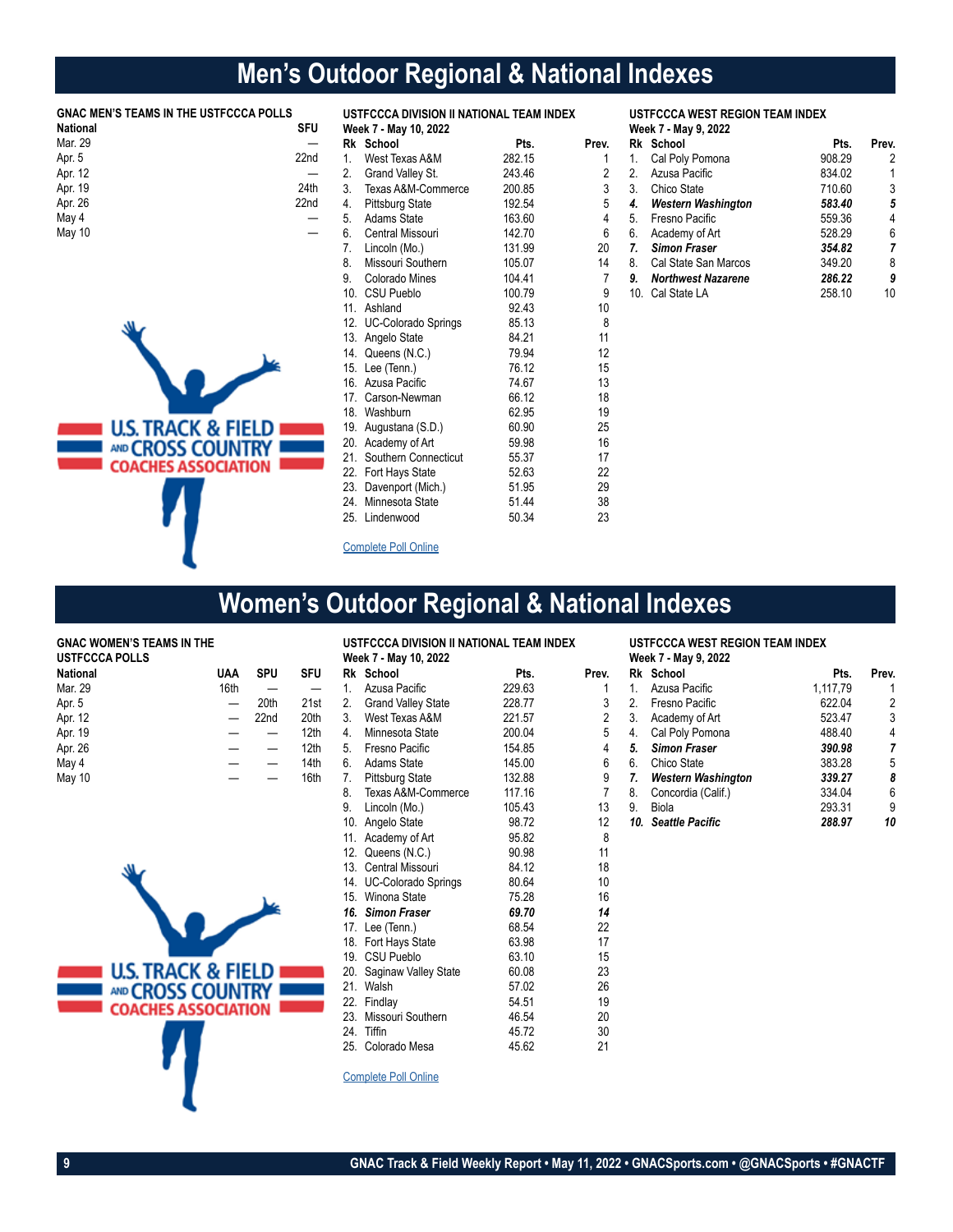# Men's Outdoor Regional & National Indexes

### GNAC MEN'S TEAMS IN THE USTFCCCA POLLS

| National | SFU |
|---|---|
| Mar. 29 | — |
| Apr. 5 | 22nd |
| Apr. 12 | — |
| Apr. 19 | 24th |
| Apr. 26 | 22nd |
| May 4 | — |
| May 10 | — |

### USTFCCCA DIVISION II NATIONAL TEAM INDEX

**Week 7 - May 10, 2022**

| Rk | School | Pts. | Prev. |
|---|---|---|---|
| 1. | West Texas A&M | 282.15 | 1 |
| 2. | Grand Valley St. | 243.46 | 2 |
| 3. | Texas A&M-Commerce | 200.85 | 3 |
| 4. | Pittsburg State | 192.54 | 5 |
| 5. | Adams State | 163.60 | 4 |
| 6. | Central Missouri | 142.70 | 6 |
| 7. | Lincoln (Mo.) | 131.99 | 20 |
| 8. | Missouri Southern | 105.07 | 14 |
| 9. | Colorado Mines | 104.41 | 7 |
| 10. | CSU Pueblo | 100.79 | 9 |
| 11. | Ashland | 92.43 | 10 |
| 12. | UC-Colorado Springs | 85.13 | 8 |
| 13. | Angelo State | 84.21 | 11 |
| 14. | Queens (N.C.) | 79.94 | 12 |
| 15. | Lee (Tenn.) | 76.12 | 15 |
| 16. | Azusa Pacific | 74.67 | 13 |
| 17. | Carson-Newman | 66.12 | 18 |
| 18. | Washburn | 62.95 | 19 |
| 19. | Augustana (S.D.) | 60.90 | 25 |
| 20. | Academy of Art | 59.98 | 16 |
| 21. | Southern Connecticut | 55.37 | 17 |
| 22. | Fort Hays State | 52.63 | 22 |
| 23. | Davenport (Mich.) | 51.95 | 29 |
| 24. | Minnesota State | 51.44 | 38 |
| 25. | Lindenwood | 50.34 | 23 |

Complete Poll Online

### USTFCCCA WEST REGION TEAM INDEX

**Week 7 - May 9, 2022**

| Rk | School | Pts. | Prev. |
|---|---|---|---|
| 1. | Cal Poly Pomona | 908.29 | 2 |
| 2. | Azusa Pacific | 834.02 | 1 |
| 3. | Chico State | 710.60 | 3 |
| ***4.*** | ***Western Washington*** | ***583.40*** | ***5*** |
| 5. | Fresno Pacific | 559.36 | 4 |
| 6. | Academy of Art | 528.29 | 6 |
| ***7.*** | ***Simon Fraser*** | ***354.82*** | ***7*** |
| 8. | Cal State San Marcos | 349.20 | 8 |
| ***9.*** | ***Northwest Nazarene*** | ***286.22*** | ***9*** |
| 10. | Cal State LA | 258.10 | 10 |

# Women's Outdoor Regional & National Indexes

### GNAC WOMEN'S TEAMS IN THE USTFCCCA POLLS

| National | UAA | SPU | SFU |
|---|---|---|---|
| Mar. 29 | 16th | — | — |
| Apr. 5 | — | 20th | 21st |
| Apr. 12 | — | 22nd | 20th |
| Apr. 19 | — | — | 12th |
| Apr. 26 | — | — | 12th |
| May 4 | — | — | 14th |
| May 10 | — | — | 16th |

### USTFCCCA DIVISION II NATIONAL TEAM INDEX

**Week 7 - May 10, 2022**

| Rk | School | Pts. | Prev. |
|---|---|---|---|
| 1. | Azusa Pacific | 229.63 | 1 |
| 2. | Grand Valley State | 228.77 | 3 |
| 3. | West Texas A&M | 221.57 | 2 |
| 4. | Minnesota State | 200.04 | 5 |
| 5. | Fresno Pacific | 154.85 | 4 |
| 6. | Adams State | 145.00 | 6 |
| 7. | Pittsburg State | 132.88 | 9 |
| 8. | Texas A&M-Commerce | 117.16 | 7 |
| 9. | Lincoln (Mo.) | 105.43 | 13 |
| 10. | Angelo State | 98.72 | 12 |
| 11. | Academy of Art | 95.82 | 8 |
| 12. | Queens (N.C.) | 90.98 | 11 |
| 13. | Central Missouri | 84.12 | 18 |
| 14. | UC-Colorado Springs | 80.64 | 10 |
| 15. | Winona State | 75.28 | 16 |
| ***16.*** | ***Simon Fraser*** | ***69.70*** | ***14*** |
| 17. | Lee (Tenn.) | 68.54 | 22 |
| 18. | Fort Hays State | 63.98 | 17 |
| 19. | CSU Pueblo | 63.10 | 15 |
| 20. | Saginaw Valley State | 60.08 | 23 |
| 21. | Walsh | 57.02 | 26 |
| 22. | Findlay | 54.51 | 19 |
| 23. | Missouri Southern | 46.54 | 20 |
| 24. | Tiffin | 45.72 | 30 |
| 25. | Colorado Mesa | 45.62 | 21 |

Complete Poll Online

### USTFCCCA WEST REGION TEAM INDEX

**Week 7 - May 9, 2022**

| Rk | School | Pts. | Prev. |
|---|---|---|---|
| 1. | Azusa Pacific | 1,117,79 | 1 |
| 2. | Fresno Pacific | 622.04 | 2 |
| 3. | Academy of Art | 523.47 | 3 |
| 4. | Cal Poly Pomona | 488.40 | 4 |
| ***5.*** | ***Simon Fraser*** | ***390.98*** | ***7*** |
| 6. | Chico State | 383.28 | 5 |
| ***7.*** | ***Western Washington*** | ***339.27*** | ***8*** |
| 8. | Concordia (Calif.) | 334.04 | 6 |
| 9. | Biola | 293.31 | 9 |
| ***10.*** | ***Seattle Pacific*** | ***288.97*** | ***10*** |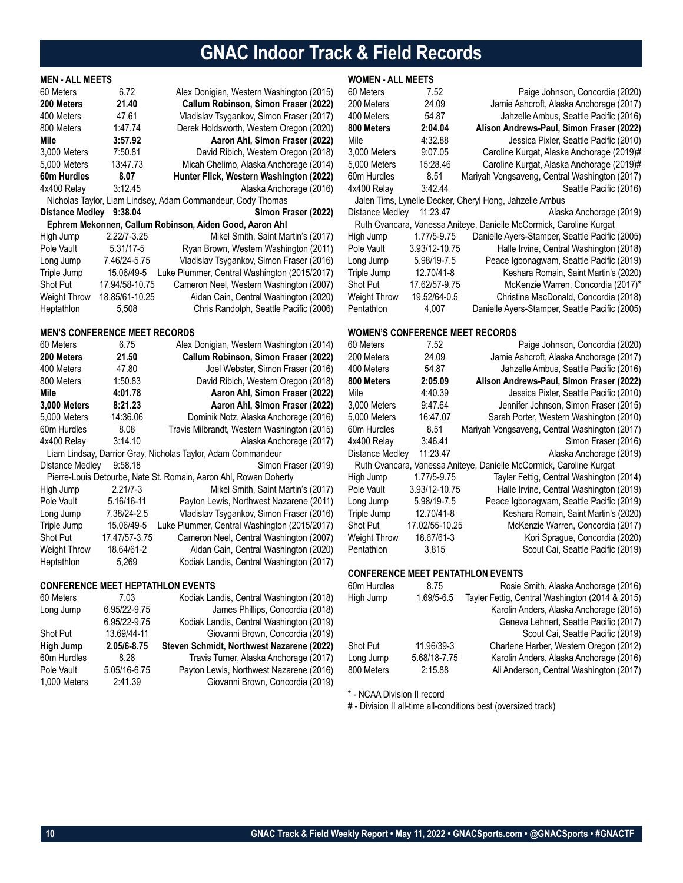# GNAC Indoor Track & Field Records

### MEN - ALL MEETS

| Event | Mark | Record Holder |
|---|---|---|
| 60 Meters | 6.72 | Alex Donigian, Western Washington (2015) |
| **200 Meters** | **21.40** | **Callum Robinson, Simon Fraser (2022)** |
| 400 Meters | 47.61 | Vladislav Tsygankov, Simon Fraser (2017) |
| 800 Meters | 1:47.74 | Derek Holdsworth, Western Oregon (2020) |
| **Mile** | **3:57.92** | **Aaron Ahl, Simon Fraser (2022)** |
| 3,000 Meters | 7:50.81 | David Ribich, Western Oregon (2018) |
| 5,000 Meters | 13:47.73 | Micah Chelimo, Alaska Anchorage (2014) |
| **60m Hurdles** | **8.07** | **Hunter Flick, Western Washington (2022)** |
| 4x400 Relay | 3:12.45 | Alaska Anchorage (2016) |
| | | Nicholas Taylor, Liam Lindsey, Adam Commandeur, Cody Thomas |
| **Distance Medley** | **9:38.04** | **Simon Fraser (2022)** |
| | | **Ephrem Mekonnen, Callum Robinson, Aiden Good, Aaron Ahl** |
| High Jump | 2.22/7-3.25 | Mikel Smith, Saint Martin's (2017) |
| Pole Vault | 5.31/17-5 | Ryan Brown, Western Washington (2011) |
| Long Jump | 7.46/24-5.75 | Vladislav Tsygankov, Simon Fraser (2016) |
| Triple Jump | 15.06/49-5 | Luke Plummer, Central Washington (2015/2017) |
| Shot Put | 17.94/58-10.75 | Cameron Neel, Western Washington (2007) |
| Weight Throw | 18.85/61-10.25 | Aidan Cain, Central Washington (2020) |
| Heptathlon | 5,508 | Chris Randolph, Seattle Pacific (2006) |

### MEN'S CONFERENCE MEET RECORDS

| Event | Mark | Record Holder |
|---|---|---|
| 60 Meters | 6.75 | Alex Donigian, Western Washington (2014) |
| **200 Meters** | **21.50** | **Callum Robinson, Simon Fraser (2022)** |
| 400 Meters | 47.80 | Joel Webster, Simon Fraser (2016) |
| 800 Meters | 1:50.83 | David Ribich, Western Oregon (2018) |
| **Mile** | **4:01.78** | **Aaron Ahl, Simon Fraser (2022)** |
| **3,000 Meters** | **8:21.23** | **Aaron Ahl, Simon Fraser (2022)** |
| 5,000 Meters | 14:36.06 | Dominik Notz, Alaska Anchorage (2016) |
| 60m Hurdles | 8.08 | Travis Milbrandt, Western Washington (2015) |
| 4x400 Relay | 3:14.10 | Alaska Anchorage (2017) |
| | | Liam Lindsay, Darrior Gray, Nicholas Taylor, Adam Commandeur |
| Distance Medley | 9:58.18 | Simon Fraser (2019) |
| | | Pierre-Louis Detourbe, Nate St. Romain, Aaron Ahl, Rowan Doherty |
| High Jump | 2.21/7-3 | Mikel Smith, Saint Martin's (2017) |
| Pole Vault | 5.16/16-11 | Payton Lewis, Northwest Nazarene (2011) |
| Long Jump | 7.38/24-2.5 | Vladislav Tsygankov, Simon Fraser (2016) |
| Triple Jump | 15.06/49-5 | Luke Plummer, Central Washington (2015/2017) |
| Shot Put | 17.47/57-3.75 | Cameron Neel, Central Washington (2007) |
| Weight Throw | 18.64/61-2 | Aidan Cain, Central Washington (2020) |
| Heptathlon | 5,269 | Kodiak Landis, Central Washington (2017) |

### CONFERENCE MEET HEPTATHLON EVENTS

| Event | Mark | Record Holder |
|---|---|---|
| 60 Meters | 7.03 | Kodiak Landis, Central Washington (2018) |
| Long Jump | 6.95/22-9.75 | James Phillips, Concordia (2018) |
| | 6.95/22-9.75 | Kodiak Landis, Central Washington (2019) |
| Shot Put | 13.69/44-11 | Giovanni Brown, Concordia (2019) |
| **High Jump** | **2.05/6-8.75** | **Steven Schmidt, Northwest Nazarene (2022)** |
| 60m Hurdles | 8.28 | Travis Turner, Alaska Anchorage (2017) |
| Pole Vault | 5.05/16-6.75 | Payton Lewis, Northwest Nazarene (2016) |
| 1,000 Meters | 2:41.39 | Giovanni Brown, Concordia (2019) |

### WOMEN - ALL MEETS

| Event | Mark | Record Holder |
|---|---|---|
| 60 Meters | 7.52 | Paige Johnson, Concordia (2020) |
| 200 Meters | 24.09 | Jamie Ashcroft, Alaska Anchorage (2017) |
| 400 Meters | 54.87 | Jahzelle Ambus, Seattle Pacific (2016) |
| **800 Meters** | **2:04.04** | **Alison Andrews-Paul, Simon Fraser (2022)** |
| Mile | 4:32.88 | Jessica Pixler, Seattle Pacific (2010) |
| 3,000 Meters | 9:07.05 | Caroline Kurgat, Alaska Anchorage (2019)# |
| 5,000 Meters | 15:28.46 | Caroline Kurgat, Alaska Anchorage (2019)# |
| 60m Hurdles | 8.51 | Mariyah Vongsaveng, Central Washington (2017) |
| 4x400 Relay | 3:42.44 | Seattle Pacific (2016) |
| | | Jalen Tims, Lynelle Decker, Cheryl Hong, Jahzelle Ambus |
| Distance Medley | 11:23.47 | Alaska Anchorage (2019) |
| | | Ruth Cvancara, Vanessa Aniteye, Danielle McCormick, Caroline Kurgat |
| High Jump | 1.77/5-9.75 | Danielle Ayers-Stamper, Seattle Pacific (2005) |
| Pole Vault | 3.93/12-10.75 | Halle Irvine, Central Washington (2018) |
| Long Jump | 5.98/19-7.5 | Peace Igbonagwam, Seattle Pacific (2019) |
| Triple Jump | 12.70/41-8 | Keshara Romain, Saint Martin's (2020) |
| Shot Put | 17.62/57-9.75 | McKenzie Warren, Concordia (2017)* |
| Weight Throw | 19.52/64-0.5 | Christina MacDonald, Concordia (2018) |
| Pentathlon | 4,007 | Danielle Ayers-Stamper, Seattle Pacific (2005) |

### WOMEN'S CONFERENCE MEET RECORDS

| Event | Mark | Record Holder |
|---|---|---|
| 60 Meters | 7.52 | Paige Johnson, Concordia (2020) |
| 200 Meters | 24.09 | Jamie Ashcroft, Alaska Anchorage (2017) |
| 400 Meters | 54.87 | Jahzelle Ambus, Seattle Pacific (2016) |
| **800 Meters** | **2:05.09** | **Alison Andrews-Paul, Simon Fraser (2022)** |
| Mile | 4:40.39 | Jessica Pixler, Seattle Pacific (2010) |
| 3,000 Meters | 9:47.64 | Jennifer Johnson, Simon Fraser (2015) |
| 5,000 Meters | 16:47.07 | Sarah Porter, Western Washington (2010) |
| 60m Hurdles | 8.51 | Mariyah Vongsaveng, Central Washington (2017) |
| 4x400 Relay | 3:46.41 | Simon Fraser (2016) |
| Distance Medley | 11:23.47 | Alaska Anchorage (2019) |
| | | Ruth Cvancara, Vanessa Aniteye, Danielle McCormick, Caroline Kurgat |
| High Jump | 1.77/5-9.75 | Tayler Fettig, Central Washington (2014) |
| Pole Vault | 3.93/12-10.75 | Halle Irvine, Central Washington (2019) |
| Long Jump | 5.98/19-7.5 | Peace Igbonagwam, Seattle Pacific (2019) |
| Triple Jump | 12.70/41-8 | Keshara Romain, Saint Martin's (2020) |
| Shot Put | 17.02/55-10.25 | McKenzie Warren, Concordia (2017) |
| Weight Throw | 18.67/61-3 | Kori Sprague, Concordia (2020) |
| Pentathlon | 3,815 | Scout Cai, Seattle Pacific (2019) |

### CONFERENCE MEET PENTATHLON EVENTS

| Event | Mark | Record Holder |
|---|---|---|
| 60m Hurdles | 8.75 | Rosie Smith, Alaska Anchorage (2016) |
| High Jump | 1.69/5-6.5 | Tayler Fettig, Central Washington (2014 & 2015) |
| | | Karolin Anders, Alaska Anchorage (2015) |
| | | Geneva Lehnert, Seattle Pacific (2017) |
| | | Scout Cai, Seattle Pacific (2019) |
| Shot Put | 11.96/39-3 | Charlene Harber, Western Oregon (2012) |
| Long Jump | 5.68/18-7.75 | Karolin Anders, Alaska Anchorage (2016) |
| 800 Meters | 2:15.88 | Ali Anderson, Central Washington (2017) |

\* - NCAA Division II record

\# - Division II all-time all-conditions best (oversized track)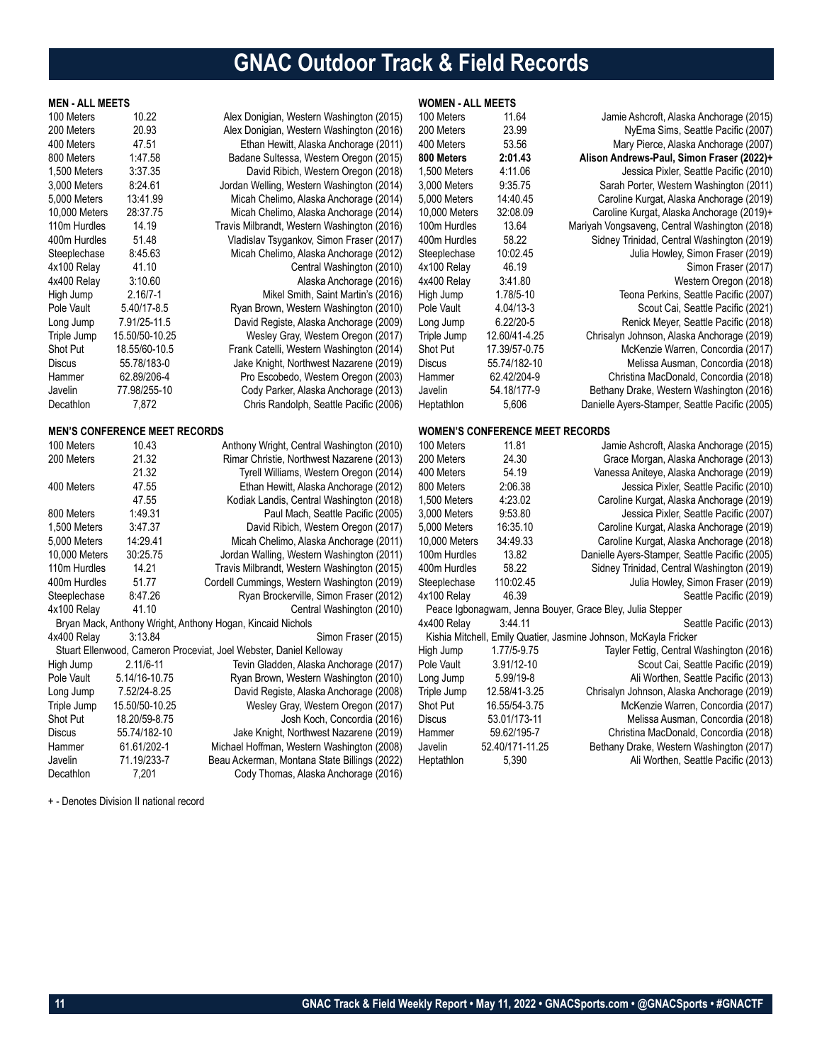# GNAC Outdoor Track & Field Records

## MEN - ALL MEETS

| Event | Mark | Record Holder |
|---|---|---|
| 100 Meters | 10.22 | Alex Donigian, Western Washington (2015) |
| 200 Meters | 20.93 | Alex Donigian, Western Washington (2016) |
| 400 Meters | 47.51 | Ethan Hewitt, Alaska Anchorage (2011) |
| 800 Meters | 1:47.58 | Badane Sultessa, Western Oregon (2015) |
| 1,500 Meters | 3:37.35 | David Ribich, Western Oregon (2018) |
| 3,000 Meters | 8:24.61 | Jordan Welling, Western Washington (2014) |
| 5,000 Meters | 13:41.99 | Micah Chelimo, Alaska Anchorage (2014) |
| 10,000 Meters | 28:37.75 | Micah Chelimo, Alaska Anchorage (2014) |
| 110m Hurdles | 14.19 | Travis Milbrandt, Western Washington (2016) |
| 400m Hurdles | 51.48 | Vladislav Tsygankov, Simon Fraser (2017) |
| Steeplechase | 8:45.63 | Micah Chelimo, Alaska Anchorage (2012) |
| 4x100 Relay | 41.10 | Central Washington (2010) |
| 4x400 Relay | 3:10.60 | Alaska Anchorage (2016) |
| High Jump | 2.16/7-1 | Mikel Smith, Saint Martin's (2016) |
| Pole Vault | 5.40/17-8.5 | Ryan Brown, Western Washington (2010) |
| Long Jump | 7.91/25-11.5 | David Registe, Alaska Anchorage (2009) |
| Triple Jump | 15.50/50-10.25 | Wesley Gray, Western Oregon (2017) |
| Shot Put | 18.55/60-10.5 | Frank Catelli, Western Washington (2014) |
| Discus | 55.78/183-0 | Jake Knight, Northwest Nazarene (2019) |
| Hammer | 62.89/206-4 | Pro Escobedo, Western Oregon (2003) |
| Javelin | 77.98/255-10 | Cody Parker, Alaska Anchorage (2013) |
| Decathlon | 7,872 | Chris Randolph, Seattle Pacific (2006) |

## MEN'S CONFERENCE MEET RECORDS

| Event | Mark | Record Holder |
|---|---|---|
| 100 Meters | 10.43 | Anthony Wright, Central Washington (2010) |
| 200 Meters | 21.32 | Rimar Christie, Northwest Nazarene (2013) |
| | 21.32 | Tyrell Williams, Western Oregon (2014) |
| 400 Meters | 47.55 | Ethan Hewitt, Alaska Anchorage (2012) |
| | 47.55 | Kodiak Landis, Central Washington (2018) |
| 800 Meters | 1:49.31 | Paul Mach, Seattle Pacific (2005) |
| 1,500 Meters | 3:47.37 | David Ribich, Western Oregon (2017) |
| 5,000 Meters | 14:29.41 | Micah Chelimo, Alaska Anchorage (2011) |
| 10,000 Meters | 30:25.75 | Jordan Walling, Western Washington (2011) |
| 110m Hurdles | 14.21 | Travis Milbrandt, Western Washington (2015) |
| 400m Hurdles | 51.77 | Cordell Cummings, Western Washington (2019) |
| Steeplechase | 8:47.26 | Ryan Brockerville, Simon Fraser (2012) |
| 4x100 Relay | 41.10 | Central Washington (2010) — Bryan Mack, Anthony Wright, Anthony Hogan, Kincaid Nichols |
| 4x400 Relay | 3:13.84 | Simon Fraser (2015) — Stuart Ellenwood, Cameron Proceviat, Joel Webster, Daniel Kelloway |
| High Jump | 2.11/6-11 | Tevin Gladden, Alaska Anchorage (2017) |
| Pole Vault | 5.14/16-10.75 | Ryan Brown, Western Washington (2010) |
| Long Jump | 7.52/24-8.25 | David Registe, Alaska Anchorage (2008) |
| Triple Jump | 15.50/50-10.25 | Wesley Gray, Western Oregon (2017) |
| Shot Put | 18.20/59-8.75 | Josh Koch, Concordia (2016) |
| Discus | 55.74/182-10 | Jake Knight, Northwest Nazarene (2019) |
| Hammer | 61.61/202-1 | Michael Hoffman, Western Washington (2008) |
| Javelin | 71.19/233-7 | Beau Ackerman, Montana State Billings (2022) |
| Decathlon | 7,201 | Cody Thomas, Alaska Anchorage (2016) |

## WOMEN - ALL MEETS

| Event | Mark | Record Holder |
|---|---|---|
| 100 Meters | 11.64 | Jamie Ashcroft, Alaska Anchorage (2015) |
| 200 Meters | 23.99 | NyEma Sims, Seattle Pacific (2007) |
| 400 Meters | 53.56 | Mary Pierce, Alaska Anchorage (2007) |
| **800 Meters** | **2:01.43** | **Alison Andrews-Paul, Simon Fraser (2022)+** |
| 1,500 Meters | 4:11.06 | Jessica Pixler, Seattle Pacific (2010) |
| 3,000 Meters | 9:35.75 | Sarah Porter, Western Washington (2011) |
| 5,000 Meters | 14:40.45 | Caroline Kurgat, Alaska Anchorage (2019) |
| 10,000 Meters | 32:08.09 | Caroline Kurgat, Alaska Anchorage (2019)+ |
| 100m Hurdles | 13.64 | Mariyah Vongsaveng, Central Washington (2018) |
| 400m Hurdles | 58.22 | Sidney Trinidad, Central Washington (2019) |
| Steeplechase | 10:02.45 | Julia Howley, Simon Fraser (2019) |
| 4x100 Relay | 46.19 | Simon Fraser (2017) |
| 4x400 Relay | 3:41.80 | Western Oregon (2018) |
| High Jump | 1.78/5-10 | Teona Perkins, Seattle Pacific (2007) |
| Pole Vault | 4.04/13-3 | Scout Cai, Seattle Pacific (2021) |
| Long Jump | 6.22/20-5 | Renick Meyer, Seattle Pacific (2018) |
| Triple Jump | 12.60/41-4.25 | Chrisalyn Johnson, Alaska Anchorage (2019) |
| Shot Put | 17.39/57-0.75 | McKenzie Warren, Concordia (2017) |
| Discus | 55.74/182-10 | Melissa Ausman, Concordia (2018) |
| Hammer | 62.42/204-9 | Christina MacDonald, Concordia (2018) |
| Javelin | 54.18/177-9 | Bethany Drake, Western Washington (2016) |
| Heptathlon | 5,606 | Danielle Ayers-Stamper, Seattle Pacific (2005) |

## WOMEN'S CONFERENCE MEET RECORDS

| Event | Mark | Record Holder |
|---|---|---|
| 100 Meters | 11.81 | Jamie Ashcroft, Alaska Anchorage (2015) |
| 200 Meters | 24.30 | Grace Morgan, Alaska Anchorage (2013) |
| 400 Meters | 54.19 | Vanessa Aniteye, Alaska Anchorage (2019) |
| 800 Meters | 2:06.38 | Jessica Pixler, Seattle Pacific (2010) |
| 1,500 Meters | 4:23.02 | Caroline Kurgat, Alaska Anchorage (2019) |
| 3,000 Meters | 9:53.80 | Jessica Pixler, Seattle Pacific (2007) |
| 5,000 Meters | 16:35.10 | Caroline Kurgat, Alaska Anchorage (2019) |
| 10,000 Meters | 34:49.33 | Caroline Kurgat, Alaska Anchorage (2018) |
| 100m Hurdles | 13.82 | Danielle Ayers-Stamper, Seattle Pacific (2005) |
| 400m Hurdles | 58.22 | Sidney Trinidad, Central Washington (2019) |
| Steeplechase | 110:02.45 | Julia Howley, Simon Fraser (2019) |
| 4x100 Relay | 46.39 | Seattle Pacific (2019) — Peace Igbonagwam, Jenna Bouyer, Grace Bley, Julia Stepper |
| 4x400 Relay | 3:44.11 | Seattle Pacific (2013) — Kishia Mitchell, Emily Quatier, Jasmine Johnson, McKayla Fricker |
| High Jump | 1.77/5-9.75 | Tayler Fettig, Central Washington (2016) |
| Pole Vault | 3.91/12-10 | Scout Cai, Seattle Pacific (2019) |
| Long Jump | 5.99/19-8 | Ali Worthen, Seattle Pacific (2013) |
| Triple Jump | 12.58/41-3.25 | Chrisalyn Johnson, Alaska Anchorage (2019) |
| Shot Put | 16.55/54-3.75 | McKenzie Warren, Concordia (2017) |
| Discus | 53.01/173-11 | Melissa Ausman, Concordia (2018) |
| Hammer | 59.62/195-7 | Christina MacDonald, Concordia (2018) |
| Javelin | 52.40/171-11.25 | Bethany Drake, Western Washington (2017) |
| Heptathlon | 5,390 | Ali Worthen, Seattle Pacific (2013) |

+ - Denotes Division II national record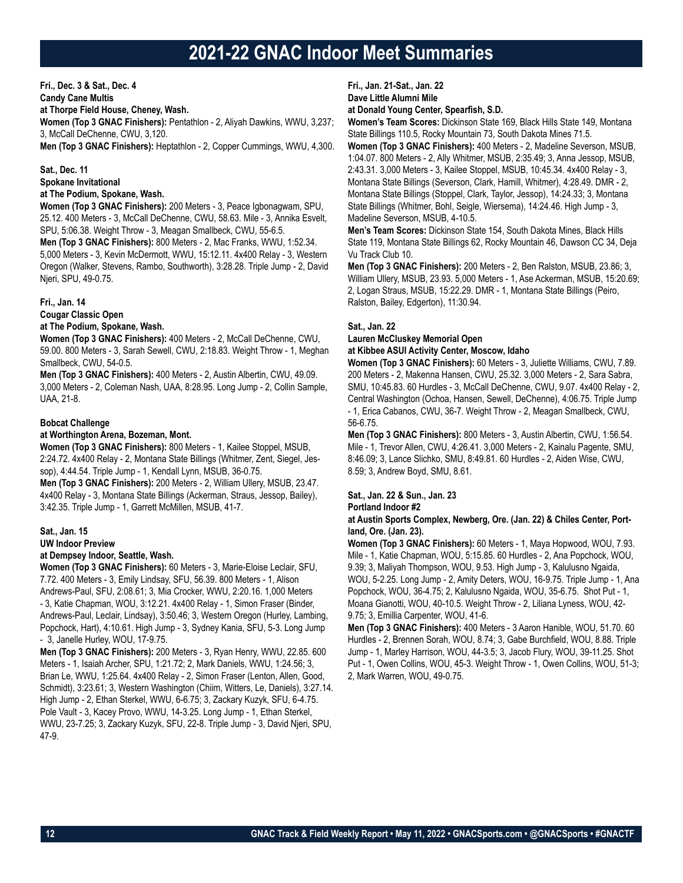# 2021-22 GNAC Indoor Meet Summaries

**Fri., Dec. 3 & Sat., Dec. 4**
**Candy Cane Multis**
**at Thorpe Field House, Cheney, Wash.**

**Women (Top 3 GNAC Finishers):** Pentathlon - 2, Aliyah Dawkins, WWU, 3,237; 3, McCall DeChenne, CWU, 3,120.

**Men (Top 3 GNAC Finishers):** Heptathlon - 2, Copper Cummings, WWU, 4,300.

**Sat., Dec. 11**
**Spokane Invitational**
**at The Podium, Spokane, Wash.**

**Women (Top 3 GNAC Finishers):** 200 Meters - 3, Peace Igbonagwam, SPU, 25.12. 400 Meters - 3, McCall DeChenne, CWU, 58.63. Mile - 3, Annika Esvelt, SPU, 5:06.38. Weight Throw - 3, Meagan Smallbeck, CWU, 55-6.5.

**Men (Top 3 GNAC Finishers):** 800 Meters - 2, Mac Franks, WWU, 1:52.34. 5,000 Meters - 3, Kevin McDermott, WWU, 15:12.11. 4x400 Relay - 3, Western Oregon (Walker, Stevens, Rambo, Southworth), 3:28.28. Triple Jump - 2, David Njeri, SPU, 49-0.75.

**Fri., Jan. 14**
**Cougar Classic Open**
**at The Podium, Spokane, Wash.**

**Women (Top 3 GNAC Finishers):** 400 Meters - 2, McCall DeChenne, CWU, 59.00. 800 Meters - 3, Sarah Sewell, CWU, 2:18.83. Weight Throw - 1, Meghan Smallbeck, CWU, 54-0.5.

**Men (Top 3 GNAC Finishers):** 400 Meters - 2, Austin Albertin, CWU, 49.09. 3,000 Meters - 2, Coleman Nash, UAA, 8:28.95. Long Jump - 2, Collin Sample, UAA, 21-8.

**Bobcat Challenge**
**at Worthington Arena, Bozeman, Mont.**

**Women (Top 3 GNAC Finishers):** 800 Meters - 1, Kailee Stoppel, MSUB, 2:24.72. 4x400 Relay - 2, Montana State Billings (Whitmer, Zent, Siegel, Jessop), 4:44.54. Triple Jump - 1, Kendall Lynn, MSUB, 36-0.75.

**Men (Top 3 GNAC Finishers):** 200 Meters - 2, William Ullery, MSUB, 23.47. 4x400 Relay - 3, Montana State Billings (Ackerman, Straus, Jessop, Bailey), 3:42.35. Triple Jump - 1, Garrett McMillen, MSUB, 41-7.

**Sat., Jan. 15**
**UW Indoor Preview**
**at Dempsey Indoor, Seattle, Wash.**

**Women (Top 3 GNAC Finishers):** 60 Meters - 3, Marie-Eloise Leclair, SFU, 7.72. 400 Meters - 3, Emily Lindsay, SFU, 56.39. 800 Meters - 1, Alison Andrews-Paul, SFU, 2:08.61; 3, Mia Crocker, WWU, 2:20.16. 1,000 Meters - 3, Katie Chapman, WOU, 3:12.21. 4x400 Relay - 1, Simon Fraser (Binder, Andrews-Paul, Leclair, Lindsay), 3:50.46; 3, Western Oregon (Hurley, Lambing, Popchock, Hart), 4:10.61. High Jump - 3, Sydney Kania, SFU, 5-3. Long Jump - 3, Janelle Hurley, WOU, 17-9.75.

**Men (Top 3 GNAC Finishers):** 200 Meters - 3, Ryan Henry, WWU, 22.85. 600 Meters - 1, Isaiah Archer, SPU, 1:21.72; 2, Mark Daniels, WWU, 1:24.56; 3, Brian Le, WWU, 1:25.64. 4x400 Relay - 2, Simon Fraser (Lenton, Allen, Good, Schmidt), 3:23.61; 3, Western Washington (Chiim, Witters, Le, Daniels), 3:27.14. High Jump - 2, Ethan Sterkel, WWU, 6-6.75; 3, Zackary Kuzyk, SFU, 6-4.75. Pole Vault - 3, Kacey Provo, WWU, 14-3.25. Long Jump - 1, Ethan Sterkel, WWU, 23-7.25; 3, Zackary Kuzyk, SFU, 22-8. Triple Jump - 3, David Njeri, SPU, 47-9.

**Fri., Jan. 21-Sat., Jan. 22**
**Dave Little Alumni Mile**
**at Donald Young Center, Spearfish, S.D.**

**Women's Team Scores:** Dickinson State 169, Black Hills State 149, Montana State Billings 110.5, Rocky Mountain 73, South Dakota Mines 71.5.

**Women (Top 3 GNAC Finishers):** 400 Meters - 2, Madeline Severson, MSUB, 1:04.07. 800 Meters - 2, Ally Whitmer, MSUB, 2:35.49; 3, Anna Jessop, MSUB, 2:43.31. 3,000 Meters - 3, Kailee Stoppel, MSUB, 10:45.34. 4x400 Relay - 3, Montana State Billings (Severson, Clark, Hamill, Whitmer), 4:28.49. DMR - 2, Montana State Billings (Stoppel, Clark, Taylor, Jessop), 14:24.33; 3, Montana State Billings (Whitmer, Bohl, Seigle, Wiersema), 14:24.46. High Jump - 3, Madeline Severson, MSUB, 4-10.5.

**Men's Team Scores:** Dickinson State 154, South Dakota Mines, Black Hills State 119, Montana State Billings 62, Rocky Mountain 46, Dawson CC 34, Deja Vu Track Club 10.

**Men (Top 3 GNAC Finishers):** 200 Meters - 2, Ben Ralston, MSUB, 23.86; 3, William Ullery, MSUB, 23.93. 5,000 Meters - 1, Ase Ackerman, MSUB, 15:20.69; 2, Logan Straus, MSUB, 15:22.29. DMR - 1, Montana State Billings (Peiro, Ralston, Bailey, Edgerton), 11:30.94.

**Sat., Jan. 22**
**Lauren McCluskey Memorial Open**
**at Kibbee ASUI Activity Center, Moscow, Idaho**

**Women (Top 3 GNAC Finishers):** 60 Meters - 3, Juliette Williams, CWU, 7.89. 200 Meters - 2, Makenna Hansen, CWU, 25.32. 3,000 Meters - 2, Sara Sabra, SMU, 10:45.83. 60 Hurdles - 3, McCall DeChenne, CWU, 9.07. 4x400 Relay - 2, Central Washington (Ochoa, Hansen, Sewell, DeChenne), 4:06.75. Triple Jump - 1, Erica Cabanos, CWU, 36-7. Weight Throw - 2, Meagan Smallbeck, CWU, 56-6.75.

**Men (Top 3 GNAC Finishers):** 800 Meters - 3, Austin Albertin, CWU, 1:56.54. Mile - 1, Trevor Allen, CWU, 4:26.41. 3,000 Meters - 2, Kainalu Pagente, SMU, 8:46.09; 3, Lance Slichko, SMU, 8:49.81. 60 Hurdles - 2, Aiden Wise, CWU, 8.59; 3, Andrew Boyd, SMU, 8.61.

**Sat., Jan. 22 & Sun., Jan. 23**
**Portland Indoor #2**
**at Austin Sports Complex, Newberg, Ore. (Jan. 22) & Chiles Center, Portland, Ore. (Jan. 23).**

**Women (Top 3 GNAC Finishers):** 60 Meters - 1, Maya Hopwood, WOU, 7.93. Mile - 1, Katie Chapman, WOU, 5:15.85. 60 Hurdles - 2, Ana Popchock, WOU, 9.39; 3, Maliyah Thompson, WOU, 9.53. High Jump - 3, Kalulusno Ngaida, WOU, 5-2.25. Long Jump - 2, Amity Deters, WOU, 16-9.75. Triple Jump - 1, Ana Popchock, WOU, 36-4.75; 2, Kalulusno Ngaida, WOU, 35-6.75. Shot Put - 1, Moana Gianotti, WOU, 40-10.5. Weight Throw - 2, Liliana Lyness, WOU, 42-9.75; 3, Emillia Carpenter, WOU, 41-6.

**Men (Top 3 GNAC Finishers):** 400 Meters - 3 Aaron Hanible, WOU, 51.70. 60 Hurdles - 2, Brennen Sorah, WOU, 8.74; 3, Gabe Burchfield, WOU, 8.88. Triple Jump - 1, Marley Harrison, WOU, 44-3.5; 3, Jacob Flury, WOU, 39-11.25. Shot Put - 1, Owen Collins, WOU, 45-3. Weight Throw - 1, Owen Collins, WOU, 51-3; 2, Mark Warren, WOU, 49-0.75.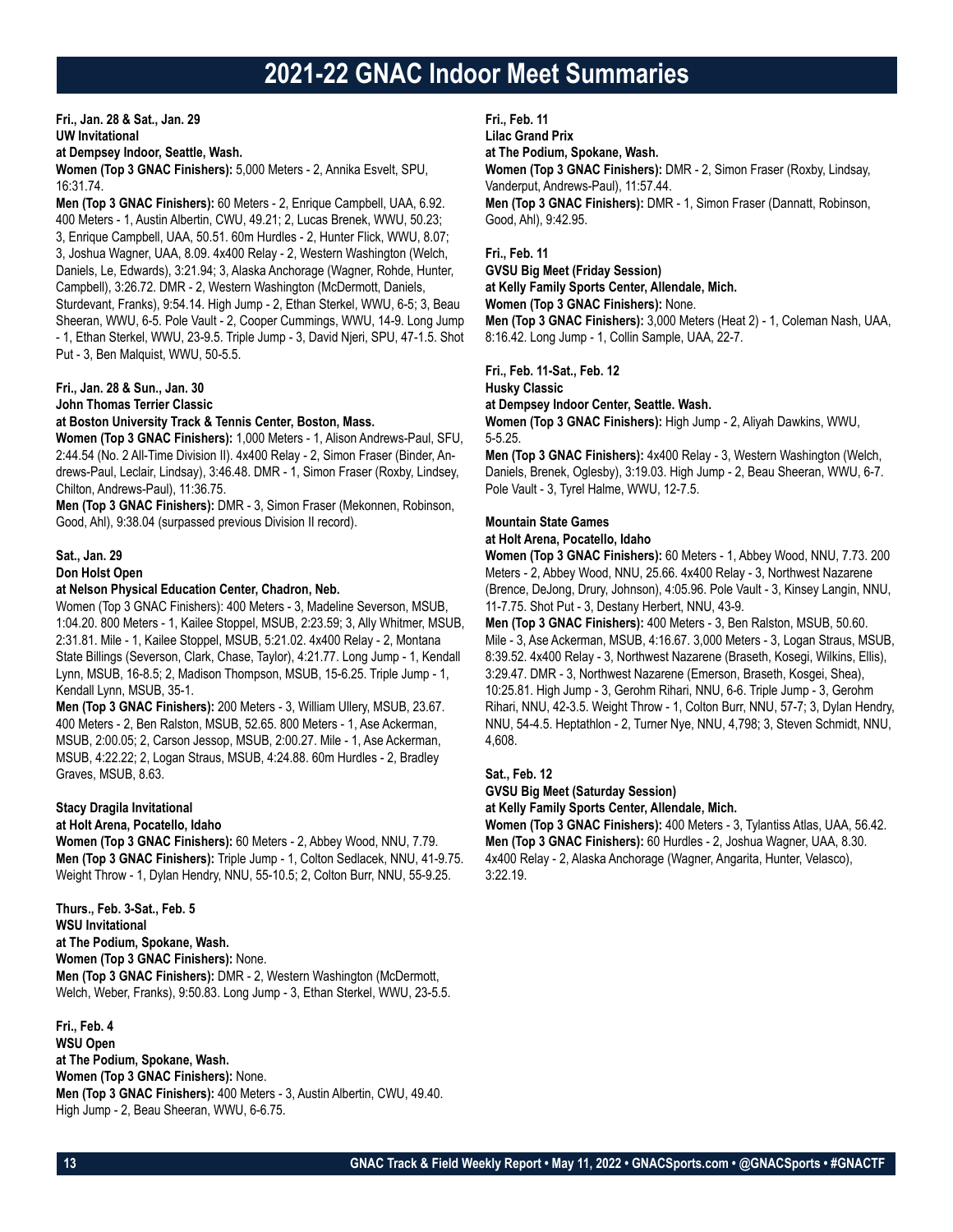# 2021-22 GNAC Indoor Meet Summaries

**Fri., Jan. 28 & Sat., Jan. 29**
**UW Invitational**
**at Dempsey Indoor, Seattle, Wash.**
**Women (Top 3 GNAC Finishers):** 5,000 Meters - 2, Annika Esvelt, SPU, 16:31.74.
**Men (Top 3 GNAC Finishers):** 60 Meters - 2, Enrique Campbell, UAA, 6.92. 400 Meters - 1, Austin Albertin, CWU, 49.21; 2, Lucas Brenek, WWU, 50.23; 3, Enrique Campbell, UAA, 50.51. 60m Hurdles - 2, Hunter Flick, WWU, 8.07; 3, Joshua Wagner, UAA, 8.09. 4x400 Relay - 2, Western Washington (Welch, Daniels, Le, Edwards), 3:21.94; 3, Alaska Anchorage (Wagner, Rohde, Hunter, Campbell), 3:26.72. DMR - 2, Western Washington (McDermott, Daniels, Sturdevant, Franks), 9:54.14. High Jump - 2, Ethan Sterkel, WWU, 6-5; 3, Beau Sheeran, WWU, 6-5. Pole Vault - 2, Cooper Cummings, WWU, 14-9. Long Jump - 1, Ethan Sterkel, WWU, 23-9.5. Triple Jump - 3, David Njeri, SPU, 47-1.5. Shot Put - 3, Ben Malquist, WWU, 50-5.5.

**Fri., Jan. 28 & Sun., Jan. 30**
**John Thomas Terrier Classic**
**at Boston University Track & Tennis Center, Boston, Mass.**
**Women (Top 3 GNAC Finishers):** 1,000 Meters - 1, Alison Andrews-Paul, SFU, 2:44.54 (No. 2 All-Time Division II). 4x400 Relay - 2, Simon Fraser (Binder, Andrews-Paul, Leclair, Lindsay), 3:46.48. DMR - 1, Simon Fraser (Roxby, Lindsey, Chilton, Andrews-Paul), 11:36.75.
**Men (Top 3 GNAC Finishers):** DMR - 3, Simon Fraser (Mekonnen, Robinson, Good, Ahl), 9:38.04 (surpassed previous Division II record).

**Sat., Jan. 29**
**Don Holst Open**
**at Nelson Physical Education Center, Chadron, Neb.**
Women (Top 3 GNAC Finishers): 400 Meters - 3, Madeline Severson, MSUB, 1:04.20. 800 Meters - 1, Kailee Stoppel, MSUB, 2:23.59; 3, Ally Whitmer, MSUB, 2:31.81. Mile - 1, Kailee Stoppel, MSUB, 5:21.02. 4x400 Relay - 2, Montana State Billings (Severson, Clark, Chase, Taylor), 4:21.77. Long Jump - 1, Kendall Lynn, MSUB, 16-8.5; 2, Madison Thompson, MSUB, 15-6.25. Triple Jump - 1, Kendall Lynn, MSUB, 35-1.
**Men (Top 3 GNAC Finishers):** 200 Meters - 3, William Ullery, MSUB, 23.67. 400 Meters - 2, Ben Ralston, MSUB, 52.65. 800 Meters - 1, Ase Ackerman, MSUB, 2:00.05; 2, Carson Jessop, MSUB, 2:00.27. Mile - 1, Ase Ackerman, MSUB, 4:22.22; 2, Logan Straus, MSUB, 4:24.88. 60m Hurdles - 2, Bradley Graves, MSUB, 8.63.

**Stacy Dragila Invitational**
**at Holt Arena, Pocatello, Idaho**
**Women (Top 3 GNAC Finishers):** 60 Meters - 2, Abbey Wood, NNU, 7.79.
**Men (Top 3 GNAC Finishers):** Triple Jump - 1, Colton Sedlacek, NNU, 41-9.75. Weight Throw - 1, Dylan Hendry, NNU, 55-10.5; 2, Colton Burr, NNU, 55-9.25.

**Thurs., Feb. 3-Sat., Feb. 5**
**WSU Invitational**
**at The Podium, Spokane, Wash.**
**Women (Top 3 GNAC Finishers):** None.
**Men (Top 3 GNAC Finishers):** DMR - 2, Western Washington (McDermott, Welch, Weber, Franks), 9:50.83. Long Jump - 3, Ethan Sterkel, WWU, 23-5.5.

**Fri., Feb. 4**
**WSU Open**
**at The Podium, Spokane, Wash.**
**Women (Top 3 GNAC Finishers):** None.
**Men (Top 3 GNAC Finishers):** 400 Meters - 3, Austin Albertin, CWU, 49.40. High Jump - 2, Beau Sheeran, WWU, 6-6.75.

**Fri., Feb. 11**
**Lilac Grand Prix**
**at The Podium, Spokane, Wash.**
**Women (Top 3 GNAC Finishers):** DMR - 2, Simon Fraser (Roxby, Lindsay, Vanderput, Andrews-Paul), 11:57.44.
**Men (Top 3 GNAC Finishers):** DMR - 1, Simon Fraser (Dannatt, Robinson, Good, Ahl), 9:42.95.

**Fri., Feb. 11**
**GVSU Big Meet (Friday Session)**
**at Kelly Family Sports Center, Allendale, Mich.**
**Women (Top 3 GNAC Finishers):** None.
**Men (Top 3 GNAC Finishers):** 3,000 Meters (Heat 2) - 1, Coleman Nash, UAA, 8:16.42. Long Jump - 1, Collin Sample, UAA, 22-7.

**Fri., Feb. 11-Sat., Feb. 12**
**Husky Classic**
**at Dempsey Indoor Center, Seattle. Wash.**
**Women (Top 3 GNAC Finishers):** High Jump - 2, Aliyah Dawkins, WWU, 5-5.25.
**Men (Top 3 GNAC Finishers):** 4x400 Relay - 3, Western Washington (Welch, Daniels, Brenek, Oglesby), 3:19.03. High Jump - 2, Beau Sheeran, WWU, 6-7. Pole Vault - 3, Tyrel Halme, WWU, 12-7.5.

**Mountain State Games**
**at Holt Arena, Pocatello, Idaho**
**Women (Top 3 GNAC Finishers):** 60 Meters - 1, Abbey Wood, NNU, 7.73. 200 Meters - 2, Abbey Wood, NNU, 25.66. 4x400 Relay - 3, Northwest Nazarene (Brence, DeJong, Drury, Johnson), 4:05.96. Pole Vault - 3, Kinsey Langin, NNU, 11-7.75. Shot Put - 3, Destany Herbert, NNU, 43-9.
**Men (Top 3 GNAC Finishers):** 400 Meters - 3, Ben Ralston, MSUB, 50.60. Mile - 3, Ase Ackerman, MSUB, 4:16.67. 3,000 Meters - 3, Logan Straus, MSUB, 8:39.52. 4x400 Relay - 3, Northwest Nazarene (Braseth, Kosegi, Wilkins, Ellis), 3:29.47. DMR - 3, Northwest Nazarene (Emerson, Braseth, Kosgei, Shea), 10:25.81. High Jump - 3, Gerohm Rihari, NNU, 6-6. Triple Jump - 3, Gerohm Rihari, NNU, 42-3.5. Weight Throw - 1, Colton Burr, NNU, 57-7; 3, Dylan Hendry, NNU, 54-4.5. Heptathlon - 2, Turner Nye, NNU, 4,798; 3, Steven Schmidt, NNU, 4,608.

**Sat., Feb. 12**
**GVSU Big Meet (Saturday Session)**
**at Kelly Family Sports Center, Allendale, Mich.**
**Women (Top 3 GNAC Finishers):** 400 Meters - 3, Tylantiss Atlas, UAA, 56.42.
**Men (Top 3 GNAC Finishers):** 60 Hurdles - 2, Joshua Wagner, UAA, 8.30. 4x400 Relay - 2, Alaska Anchorage (Wagner, Angarita, Hunter, Velasco), 3:22.19.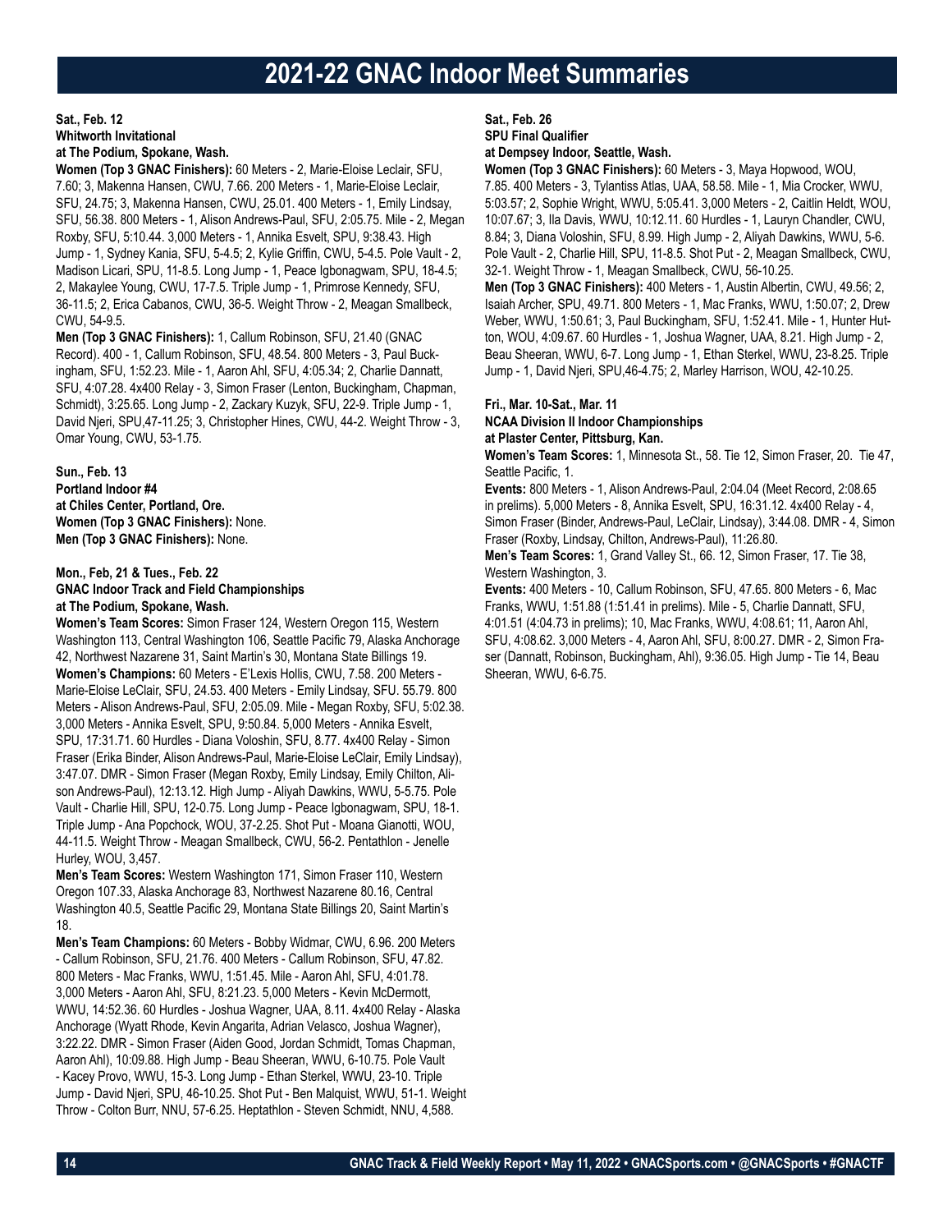# 2021-22 GNAC Indoor Meet Summaries

**Sat., Feb. 12**
**Whitworth Invitational**
**at The Podium, Spokane, Wash.**

**Women (Top 3 GNAC Finishers):** 60 Meters - 2, Marie-Eloise Leclair, SFU, 7.60; 3, Makenna Hansen, CWU, 7.66. 200 Meters - 1, Marie-Eloise Leclair, SFU, 24.75; 3, Makenna Hansen, CWU, 25.01. 400 Meters - 1, Emily Lindsay, SFU, 56.38. 800 Meters - 1, Alison Andrews-Paul, SFU, 2:05.75. Mile - 2, Megan Roxby, SFU, 5:10.44. 3,000 Meters - 1, Annika Esvelt, SPU, 9:38.43. High Jump - 1, Sydney Kania, SFU, 5-4.5; 2, Kylie Griffin, CWU, 5-4.5. Pole Vault - 2, Madison Licari, SPU, 11-8.5. Long Jump - 1, Peace Igbonagwam, SPU, 18-4.5; 2, Makaylee Young, CWU, 17-7.5. Triple Jump - 1, Primrose Kennedy, SFU, 36-11.5; 2, Erica Cabanos, CWU, 36-5. Weight Throw - 2, Meagan Smallbeck, CWU, 54-9.5.

**Men (Top 3 GNAC Finishers):** 1, Callum Robinson, SFU, 21.40 (GNAC Record). 400 - 1, Callum Robinson, SFU, 48.54. 800 Meters - 3, Paul Buckingham, SFU, 1:52.23. Mile - 1, Aaron Ahl, SFU, 4:05.34; 2, Charlie Dannatt, SFU, 4:07.28. 4x400 Relay - 3, Simon Fraser (Lenton, Buckingham, Chapman, Schmidt), 3:25.65. Long Jump - 2, Zackary Kuzyk, SFU, 22-9. Triple Jump - 1, David Njeri, SPU,47-11.25; 3, Christopher Hines, CWU, 44-2. Weight Throw - 3, Omar Young, CWU, 53-1.75.

**Sun., Feb. 13**
**Portland Indoor #4**
**at Chiles Center, Portland, Ore.**
**Women (Top 3 GNAC Finishers):** None.
**Men (Top 3 GNAC Finishers):** None.

**Mon., Feb, 21 & Tues., Feb. 22**
**GNAC Indoor Track and Field Championships**
**at The Podium, Spokane, Wash.**

**Women's Team Scores:** Simon Fraser 124, Western Oregon 115, Western Washington 113, Central Washington 106, Seattle Pacific 79, Alaska Anchorage 42, Northwest Nazarene 31, Saint Martin's 30, Montana State Billings 19.

**Women's Champions:** 60 Meters - E'Lexis Hollis, CWU, 7.58. 200 Meters - Marie-Eloise LeClair, SFU, 24.53. 400 Meters - Emily Lindsay, SFU. 55.79. 800 Meters - Alison Andrews-Paul, SFU, 2:05.09. Mile - Megan Roxby, SFU, 5:02.38. 3,000 Meters - Annika Esvelt, SPU, 9:50.84. 5,000 Meters - Annika Esvelt, SPU, 17:31.71. 60 Hurdles - Diana Voloshin, SFU, 8.77. 4x400 Relay - Simon Fraser (Erika Binder, Alison Andrews-Paul, Marie-Eloise LeClair, Emily Lindsay), 3:47.07. DMR - Simon Fraser (Megan Roxby, Emily Lindsay, Emily Chilton, Alison Andrews-Paul), 12:13.12. High Jump - Aliyah Dawkins, WWU, 5-5.75. Pole Vault - Charlie Hill, SPU, 12-0.75. Long Jump - Peace Igbonagwam, SPU, 18-1. Triple Jump - Ana Popchock, WOU, 37-2.25. Shot Put - Moana Gianotti, WOU, 44-11.5. Weight Throw - Meagan Smallbeck, CWU, 56-2. Pentathlon - Jenelle Hurley, WOU, 3,457.

**Men's Team Scores:** Western Washington 171, Simon Fraser 110, Western Oregon 107.33, Alaska Anchorage 83, Northwest Nazarene 80.16, Central Washington 40.5, Seattle Pacific 29, Montana State Billings 20, Saint Martin's 18.

**Men's Team Champions:** 60 Meters - Bobby Widmar, CWU, 6.96. 200 Meters - Callum Robinson, SFU, 21.76. 400 Meters - Callum Robinson, SFU, 47.82. 800 Meters - Mac Franks, WWU, 1:51.45. Mile - Aaron Ahl, SFU, 4:01.78. 3,000 Meters - Aaron Ahl, SFU, 8:21.23. 5,000 Meters - Kevin McDermott, WWU, 14:52.36. 60 Hurdles - Joshua Wagner, UAA, 8.11. 4x400 Relay - Alaska Anchorage (Wyatt Rhode, Kevin Angarita, Adrian Velasco, Joshua Wagner), 3:22.22. DMR - Simon Fraser (Aiden Good, Jordan Schmidt, Tomas Chapman, Aaron Ahl), 10:09.88. High Jump - Beau Sheeran, WWU, 6-10.75. Pole Vault - Kacey Provo, WWU, 15-3. Long Jump - Ethan Sterkel, WWU, 23-10. Triple Jump - David Njeri, SPU, 46-10.25. Shot Put - Ben Malquist, WWU, 51-1. Weight Throw - Colton Burr, NNU, 57-6.25. Heptathlon - Steven Schmidt, NNU, 4,588.

**Sat., Feb. 26**
**SPU Final Qualifier**
**at Dempsey Indoor, Seattle, Wash.**

**Women (Top 3 GNAC Finishers):** 60 Meters - 3, Maya Hopwood, WOU, 7.85. 400 Meters - 3, Tylantiss Atlas, UAA, 58.58. Mile - 1, Mia Crocker, WWU, 5:03.57; 2, Sophie Wright, WWU, 5:05.41. 3,000 Meters - 2, Caitlin Heldt, WOU, 10:07.67; 3, Ila Davis, WWU, 10:12.11. 60 Hurdles - 1, Lauryn Chandler, CWU, 8.84; 3, Diana Voloshin, SFU, 8.99. High Jump - 2, Aliyah Dawkins, WWU, 5-6. Pole Vault - 2, Charlie Hill, SPU, 11-8.5. Shot Put - 2, Meagan Smallbeck, CWU, 32-1. Weight Throw - 1, Meagan Smallbeck, CWU, 56-10.25.

**Men (Top 3 GNAC Finishers):** 400 Meters - 1, Austin Albertin, CWU, 49.56; 2, Isaiah Archer, SPU, 49.71. 800 Meters - 1, Mac Franks, WWU, 1:50.07; 2, Drew Weber, WWU, 1:50.61; 3, Paul Buckingham, SFU, 1:52.41. Mile - 1, Hunter Hutton, WOU, 4:09.67. 60 Hurdles - 1, Joshua Wagner, UAA, 8.21. High Jump - 2, Beau Sheeran, WWU, 6-7. Long Jump - 1, Ethan Sterkel, WWU, 23-8.25. Triple Jump - 1, David Njeri, SPU,46-4.75; 2, Marley Harrison, WOU, 42-10.25.

**Fri., Mar. 10-Sat., Mar. 11**
**NCAA Division II Indoor Championships**
**at Plaster Center, Pittsburg, Kan.**

**Women's Team Scores:** 1, Minnesota St., 58. Tie 12, Simon Fraser, 20. Tie 47, Seattle Pacific, 1.

**Events:** 800 Meters - 1, Alison Andrews-Paul, 2:04.04 (Meet Record, 2:08.65 in prelims). 5,000 Meters - 8, Annika Esvelt, SPU, 16:31.12. 4x400 Relay - 4, Simon Fraser (Binder, Andrews-Paul, LeClair, Lindsay), 3:44.08. DMR - 4, Simon Fraser (Roxby, Lindsay, Chilton, Andrews-Paul), 11:26.80.

**Men's Team Scores:** 1, Grand Valley St., 66. 12, Simon Fraser, 17. Tie 38, Western Washington, 3.

**Events:** 400 Meters - 10, Callum Robinson, SFU, 47.65. 800 Meters - 6, Mac Franks, WWU, 1:51.88 (1:51.41 in prelims). Mile - 5, Charlie Dannatt, SFU, 4:01.51 (4:04.73 in prelims); 10, Mac Franks, WWU, 4:08.61; 11, Aaron Ahl, SFU, 4:08.62. 3,000 Meters - 4, Aaron Ahl, SFU, 8:00.27. DMR - 2, Simon Fraser (Dannatt, Robinson, Buckingham, Ahl), 9:36.05. High Jump - Tie 14, Beau Sheeran, WWU, 6-6.75.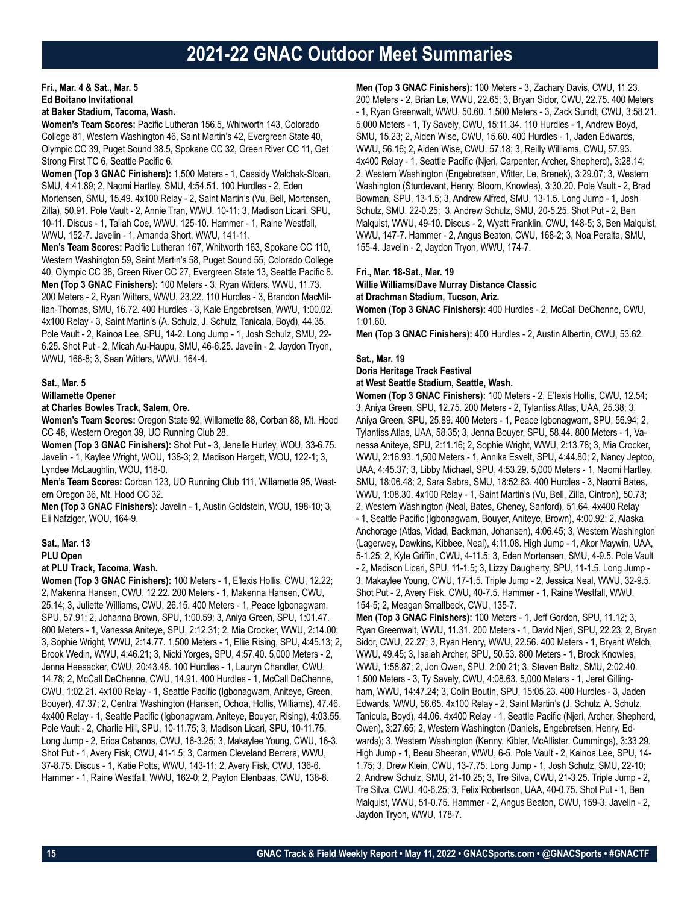# 2021-22 GNAC Outdoor Meet Summaries

**Fri., Mar. 4 & Sat., Mar. 5**
**Ed Boitano Invitational**
**at Baker Stadium, Tacoma, Wash.**

**Women's Team Scores:** Pacific Lutheran 156.5, Whitworth 143, Colorado College 81, Western Washington 46, Saint Martin's 42, Evergreen State 40, Olympic CC 39, Puget Sound 38.5, Spokane CC 32, Green River CC 11, Get Strong First TC 6, Seattle Pacific 6.

**Women (Top 3 GNAC Finishers):** 1,500 Meters - 1, Cassidy Walchak-Sloan, SMU, 4:41.89; 2, Naomi Hartley, SMU, 4:54.51. 100 Hurdles - 2, Eden Mortensen, SMU, 15.49. 4x100 Relay - 2, Saint Martin's (Vu, Bell, Mortensen, Zilla), 50.91. Pole Vault - 2, Annie Tran, WWU, 10-11; 3, Madison Licari, SPU, 10-11. Discus - 1, Taliah Coe, WWU, 125-10. Hammer - 1, Raine Westfall, WWU, 152-7. Javelin - 1, Amanda Short, WWU, 141-11.

**Men's Team Scores:** Pacific Lutheran 167, Whitworth 163, Spokane CC 110, Western Washington 59, Saint Martin's 58, Puget Sound 55, Colorado College 40, Olympic CC 38, Green River CC 27, Evergreen State 13, Seattle Pacific 8.

**Men (Top 3 GNAC Finishers):** 100 Meters - 3, Ryan Witters, WWU, 11.73. 200 Meters - 2, Ryan Witters, WWU, 23.22. 110 Hurdles - 3, Brandon MacMillian-Thomas, SMU, 16.72. 400 Hurdles - 3, Kale Engebretsen, WWU, 1:00.02. 4x100 Relay - 3, Saint Martin's (A. Schulz, J. Schulz, Tanicala, Boyd), 44.35. Pole Vault - 2, Kainoa Lee, SPU, 14-2. Long Jump - 1, Josh Schulz, SMU, 22-6.25. Shot Put - 2, Micah Au-Haupu, SMU, 46-6.25. Javelin - 2, Jaydon Tryon, WWU, 166-8; 3, Sean Witters, WWU, 164-4.

**Sat., Mar. 5**
**Willamette Opener**
**at Charles Bowles Track, Salem, Ore.**

**Women's Team Scores:** Oregon State 92, Willamette 88, Corban 88, Mt. Hood CC 48, Western Oregon 39, UO Running Club 28.

**Women (Top 3 GNAC Finishers):** Shot Put - 3, Jenelle Hurley, WOU, 33-6.75. Javelin - 1, Kaylee Wright, WOU, 138-3; 2, Madison Hargett, WOU, 122-1; 3, Lyndee McLaughlin, WOU, 118-0.

**Men's Team Scores:** Corban 123, UO Running Club 111, Willamette 95, Western Oregon 36, Mt. Hood CC 32.

**Men (Top 3 GNAC Finishers):** Javelin - 1, Austin Goldstein, WOU, 198-10; 3, Eli Nafziger, WOU, 164-9.

**Sat., Mar. 13**
**PLU Open**
**at PLU Track, Tacoma, Wash.**

**Women (Top 3 GNAC Finishers):** 100 Meters - 1, E'lexis Hollis, CWU, 12.22; 2, Makenna Hansen, CWU, 12.22. 200 Meters - 1, Makenna Hansen, CWU, 25.14; 3, Juliette Williams, CWU, 26.15. 400 Meters - 1, Peace Igbonagwam, SPU, 57.91; 2, Johanna Brown, SPU, 1:00.59; 3, Aniya Green, SPU, 1:01.47. 800 Meters - 1, Vanessa Aniteye, SPU, 2:12.31; 2, Mia Crocker, WWU, 2:14.00; 3, Sophie Wright, WWU, 2:14.77. 1,500 Meters - 1, Ellie Rising, SPU, 4:45.13; 2, Brook Wedin, WWU, 4:46.21; 3, Nicki Yorges, SPU, 4:57.40. 5,000 Meters - 2, Jenna Heesacker, CWU, 20:43.48. 100 Hurdles - 1, Lauryn Chandler, CWU, 14.78; 2, McCall DeChenne, CWU, 14.91. 400 Hurdles - 1, McCall DeChenne, CWU, 1:02.21. 4x100 Relay - 1, Seattle Pacific (Igbonagwam, Aniteye, Green, Bouyer), 47.37; 2, Central Washington (Hansen, Ochoa, Hollis, Williams), 47.46. 4x400 Relay - 1, Seattle Pacific (Igbonagwam, Aniteye, Bouyer, Rising), 4:03.55. Pole Vault - 2, Charlie Hill, SPU, 10-11.75; 3, Madison Licari, SPU, 10-11.75. Long Jump - 2, Erica Cabanos, CWU, 16-3.25; 3, Makaylee Young, CWU, 16-3. Shot Put - 1, Avery Fisk, CWU, 41-1.5; 3, Carmen Cleveland Berrera, WWU, 37-8.75. Discus - 1, Katie Potts, WWU, 143-11; 2, Avery Fisk, CWU, 136-6. Hammer - 1, Raine Westfall, WWU, 162-0; 2, Payton Elenbaas, CWU, 138-8.

**Men (Top 3 GNAC Finishers):** 100 Meters - 3, Zachary Davis, CWU, 11.23. 200 Meters - 2, Brian Le, WWU, 22.65; 3, Bryan Sidor, CWU, 22.75. 400 Meters - 1, Ryan Greenwalt, WWU, 50.60. 1,500 Meters - 3, Zack Sundt, CWU, 3:58.21. 5,000 Meters - 1, Ty Savely, CWU, 15:11.34. 110 Hurdles - 1, Andrew Boyd, SMU, 15.23; 2, Aiden Wise, CWU, 15.60. 400 Hurdles - 1, Jaden Edwards, WWU, 56.16; 2, Aiden Wise, CWU, 57.18; 3, Reilly Williams, CWU, 57.93. 4x400 Relay - 1, Seattle Pacific (Njeri, Carpenter, Archer, Shepherd), 3:28.14; 2, Western Washington (Engebretsen, Witter, Le, Brenek), 3:29.07; 3, Western Washington (Sturdevant, Henry, Bloom, Knowles), 3:30.20. Pole Vault - 2, Brad Bowman, SPU, 13-1.5; 3, Andrew Alfred, SMU, 13-1.5. Long Jump - 1, Josh Schulz, SMU, 22-0.25; 3, Andrew Schulz, SMU, 20-5.25. Shot Put - 2, Ben Malquist, WWU, 49-10. Discus - 2, Wyatt Franklin, CWU, 148-5; 3, Ben Malquist, WWU, 147-7. Hammer - 2, Angus Beaton, CWU, 168-2; 3, Noa Peralta, SMU, 155-4. Javelin - 2, Jaydon Tryon, WWU, 174-7.

**Fri., Mar. 18-Sat., Mar. 19**
**Willie Williams/Dave Murray Distance Classic**
**at Drachman Stadium, Tucson, Ariz.**

**Women (Top 3 GNAC Finishers):** 400 Hurdles - 2, McCall DeChenne, CWU, 1:01.60.

**Men (Top 3 GNAC Finishers):** 400 Hurdles - 2, Austin Albertin, CWU, 53.62.

**Sat., Mar. 19**
**Doris Heritage Track Festival**
**at West Seattle Stadium, Seattle, Wash.**

**Women (Top 3 GNAC Finishers):** 100 Meters - 2, E'lexis Hollis, CWU, 12.54; 3, Aniya Green, SPU, 12.75. 200 Meters - 2, Tylantiss Atlas, UAA, 25.38; 3, Aniya Green, SPU, 25.89. 400 Meters - 1, Peace Igbonagwam, SPU, 56.94; 2, Tylantiss Atlas, UAA, 58.35; 3, Jenna Bouyer, SPU, 58.44. 800 Meters - 1, Vanessa Aniteye, SPU, 2:11.16; 2, Sophie Wright, WWU, 2:13.78; 3, Mia Crocker, WWU, 2:16.93. 1,500 Meters - 1, Annika Esvelt, SPU, 4:44.80; 2, Nancy Jeptoo, UAA, 4:45.37; 3, Libby Michael, SPU, 4:53.29. 5,000 Meters - 1, Naomi Hartley, SMU, 18:06.48; 2, Sara Sabra, SMU, 18:52.63. 400 Hurdles - 3, Naomi Bates, WWU, 1:08.30. 4x100 Relay - 1, Saint Martin's (Vu, Bell, Zilla, Cintron), 50.73; 2, Western Washington (Neal, Bates, Cheney, Sanford), 51.64. 4x400 Relay - 1, Seattle Pacific (Igbonagwam, Bouyer, Aniteye, Brown), 4:00.92; 2, Alaska Anchorage (Atlas, Vidad, Backman, Johansen), 4:06.45; 3, Western Washington (Lagerwey, Dawkins, Kibbee, Neal), 4:11.08. High Jump - 1, Akor Maywin, UAA, 5-1.25; 2, Kyle Griffin, CWU, 4-11.5; 3, Eden Mortensen, SMU, 4-9.5. Pole Vault - 2, Madison Licari, SPU, 11-1.5; 3, Lizzy Daugherty, SPU, 11-1.5. Long Jump - 3, Makaylee Young, CWU, 17-1.5. Triple Jump - 2, Jessica Neal, WWU, 32-9.5. Shot Put - 2, Avery Fisk, CWU, 40-7.5. Hammer - 1, Raine Westfall, WWU, 154-5; 2, Meagan Smallbeck, CWU, 135-7.

**Men (Top 3 GNAC Finishers):** 100 Meters - 1, Jeff Gordon, SPU, 11.12; 3, Ryan Greenwalt, WWU, 11.31. 200 Meters - 1, David Njeri, SPU, 22.23; 2, Bryan Sidor, CWU, 22.27; 3, Ryan Henry, WWU, 22.56. 400 Meters - 1, Bryant Welch, WWU, 49.45; 3, Isaiah Archer, SPU, 50.53. 800 Meters - 1, Brock Knowles, WWU, 1:58.87; 2, Jon Owen, SPU, 2:00.21; 3, Steven Baltz, SMU, 2:02.40. 1,500 Meters - 3, Ty Savely, CWU, 4:08.63. 5,000 Meters - 1, Jeret Gillingham, WWU, 14:47.24; 3, Colin Boutin, SPU, 15:05.23. 400 Hurdles - 3, Jaden Edwards, WWU, 56.65. 4x100 Relay - 2, Saint Martin's (J. Schulz, A. Schulz, Tanicula, Boyd), 44.06. 4x400 Relay - 1, Seattle Pacific (Njeri, Archer, Shepherd, Owen), 3:27.65; 2, Western Washington (Daniels, Engebretsen, Henry, Edwards); 3, Western Washington (Kenny, Kibler, McAllister, Cummings), 3:33.29. High Jump - 1, Beau Sheeran, WWU, 6-5. Pole Vault - 2, Kainoa Lee, SPU, 14-1.75; 3, Drew Klein, CWU, 13-7.75. Long Jump - 1, Josh Schulz, SMU, 22-10; 2, Andrew Schulz, SMU, 21-10.25; 3, Tre Silva, CWU, 21-3.25. Triple Jump - 2, Tre Silva, CWU, 40-6.25; 3, Felix Robertson, UAA, 40-0.75. Shot Put - 1, Ben Malquist, WWU, 51-0.75. Hammer - 2, Angus Beaton, CWU, 159-3. Javelin - 2, Jaydon Tryon, WWU, 178-7.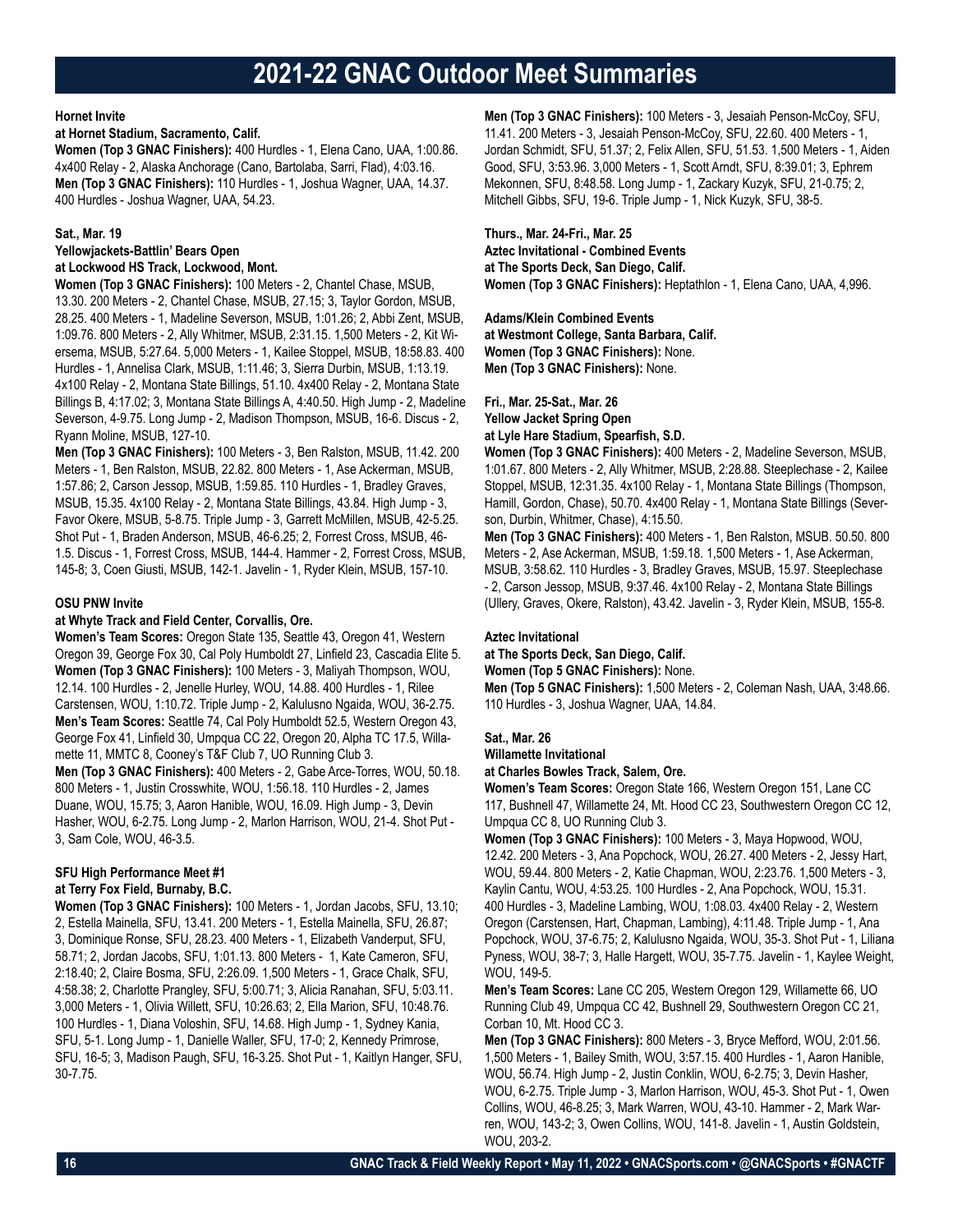# 2021-22 GNAC Outdoor Meet Summaries

**Hornet Invite**

**at Hornet Stadium, Sacramento, Calif.**

**Women (Top 3 GNAC Finishers):** 400 Hurdles - 1, Elena Cano, UAA, 1:00.86. 4x400 Relay - 2, Alaska Anchorage (Cano, Bartolaba, Sarri, Flad), 4:03.16.

**Men (Top 3 GNAC Finishers):** 110 Hurdles - 1, Joshua Wagner, UAA, 14.37. 400 Hurdles - Joshua Wagner, UAA, 54.23.

**Sat., Mar. 19**

**Yellowjackets-Battlin' Bears Open**

**at Lockwood HS Track, Lockwood, Mont.**

**Women (Top 3 GNAC Finishers):** 100 Meters - 2, Chantel Chase, MSUB, 13.30. 200 Meters - 2, Chantel Chase, MSUB, 27.15; 3, Taylor Gordon, MSUB, 28.25. 400 Meters - 1, Madeline Severson, MSUB, 1:01.26; 2, Abbi Zent, MSUB, 1:09.76. 800 Meters - 2, Ally Whitmer, MSUB, 2:31.15. 1,500 Meters - 2, Kit Wiersema, MSUB, 5:27.64. 5,000 Meters - 1, Kailee Stoppel, MSUB, 18:58.83. 400 Hurdles - 1, Annelisa Clark, MSUB, 1:11.46; 3, Sierra Durbin, MSUB, 1:13.19. 4x100 Relay - 2, Montana State Billings, 51.10. 4x400 Relay - 2, Montana State Billings B, 4:17.02; 3, Montana State Billings A, 4:40.50. High Jump - 2, Madeline Severson, 4-9.75. Long Jump - 2, Madison Thompson, MSUB, 16-6. Discus - 2, Ryann Moline, MSUB, 127-10.

**Men (Top 3 GNAC Finishers):** 100 Meters - 3, Ben Ralston, MSUB, 11.42. 200 Meters - 1, Ben Ralston, MSUB, 22.82. 800 Meters - 1, Ase Ackerman, MSUB, 1:57.86; 2, Carson Jessop, MSUB, 1:59.85. 110 Hurdles - 1, Bradley Graves, MSUB, 15.35. 4x100 Relay - 2, Montana State Billings, 43.84. High Jump - 3, Favor Okere, MSUB, 5-8.75. Triple Jump - 3, Garrett McMillen, MSUB, 42-5.25. Shot Put - 1, Braden Anderson, MSUB, 46-6.25; 2, Forrest Cross, MSUB, 46-1.5. Discus - 1, Forrest Cross, MSUB, 144-4. Hammer - 2, Forrest Cross, MSUB, 145-8; 3, Coen Giusti, MSUB, 142-1. Javelin - 1, Ryder Klein, MSUB, 157-10.

**OSU PNW Invite**

**at Whyte Track and Field Center, Corvallis, Ore.**

**Women's Team Scores:** Oregon State 135, Seattle 43, Oregon 41, Western Oregon 39, George Fox 30, Cal Poly Humboldt 27, Linfield 23, Cascadia Elite 5.

**Women (Top 3 GNAC Finishers):** 100 Meters - 3, Maliyah Thompson, WOU, 12.14. 100 Hurdles - 2, Jenelle Hurley, WOU, 14.88. 400 Hurdles - 1, Rilee Carstensen, WOU, 1:10.72. Triple Jump - 2, Kalulusno Ngaida, WOU, 36-2.75.

**Men's Team Scores:** Seattle 74, Cal Poly Humboldt 52.5, Western Oregon 43, George Fox 41, Linfield 30, Umpqua CC 22, Oregon 20, Alpha TC 17.5, Willamette 11, MMTC 8, Cooney's T&F Club 7, UO Running Club 3.

**Men (Top 3 GNAC Finishers):** 400 Meters - 2, Gabe Arce-Torres, WOU, 50.18. 800 Meters - 1, Justin Crosswhite, WOU, 1:56.18. 110 Hurdles - 2, James Duane, WOU, 15.75; 3, Aaron Hanible, WOU, 16.09. High Jump - 3, Devin Hasher, WOU, 6-2.75. Long Jump - 2, Marlon Harrison, WOU, 21-4. Shot Put - 3, Sam Cole, WOU, 46-3.5.

**SFU High Performance Meet #1**

**at Terry Fox Field, Burnaby, B.C.**

**Women (Top 3 GNAC Finishers):** 100 Meters - 1, Jordan Jacobs, SFU, 13.10; 2, Estella Mainella, SFU, 13.41. 200 Meters - 1, Estella Mainella, SFU, 26.87; 3, Dominique Ronse, SFU, 28.23. 400 Meters - 1, Elizabeth Vanderput, SFU, 58.71; 2, Jordan Jacobs, SFU, 1:01.13. 800 Meters - 1, Kate Cameron, SFU, 2:18.40; 2, Claire Bosma, SFU, 2:26.09. 1,500 Meters - 1, Grace Chalk, SFU, 4:58.38; 2, Charlotte Prangley, SFU, 5:00.71; 3, Alicia Ranahan, SFU, 5:03.11. 3,000 Meters - 1, Olivia Willett, SFU, 10:26.63; 2, Ella Marion, SFU, 10:48.76. 100 Hurdles - 1, Diana Voloshin, SFU, 14.68. High Jump - 1, Sydney Kania, SFU, 5-1. Long Jump - 1, Danielle Waller, SFU, 17-0; 2, Kennedy Primrose, SFU, 16-5; 3, Madison Paugh, SFU, 16-3.25. Shot Put - 1, Kaitlyn Hanger, SFU, 30-7.75.

**Men (Top 3 GNAC Finishers):** 100 Meters - 3, Jesaiah Penson-McCoy, SFU, 11.41. 200 Meters - 3, Jesaiah Penson-McCoy, SFU, 22.60. 400 Meters - 1, Jordan Schmidt, SFU, 51.37; 2, Felix Allen, SFU, 51.53. 1,500 Meters - 1, Aiden Good, SFU, 3:53.96. 3,000 Meters - 1, Scott Arndt, SFU, 8:39.01; 3, Ephrem Mekonnen, SFU, 8:48.58. Long Jump - 1, Zackary Kuzyk, SFU, 21-0.75; 2, Mitchell Gibbs, SFU, 19-6. Triple Jump - 1, Nick Kuzyk, SFU, 38-5.

**Thurs., Mar. 24-Fri., Mar. 25**

**Aztec Invitational - Combined Events**

**at The Sports Deck, San Diego, Calif.**

**Women (Top 3 GNAC Finishers):** Heptathlon - 1, Elena Cano, UAA, 4,996.

**Adams/Klein Combined Events**

**at Westmont College, Santa Barbara, Calif.**

**Women (Top 3 GNAC Finishers):** None.

**Men (Top 3 GNAC Finishers):** None.

**Fri., Mar. 25-Sat., Mar. 26**

**Yellow Jacket Spring Open**

**at Lyle Hare Stadium, Spearfish, S.D.**

**Women (Top 3 GNAC Finishers):** 400 Meters - 2, Madeline Severson, MSUB, 1:01.67. 800 Meters - 2, Ally Whitmer, MSUB, 2:28.88. Steeplechase - 2, Kailee Stoppel, MSUB, 12:31.35. 4x100 Relay - 1, Montana State Billings (Thompson, Hamill, Gordon, Chase), 50.70. 4x400 Relay - 1, Montana State Billings (Severson, Durbin, Whitmer, Chase), 4:15.50.

**Men (Top 3 GNAC Finishers):** 400 Meters - 1, Ben Ralston, MSUB. 50.50. 800 Meters - 2, Ase Ackerman, MSUB, 1:59.18. 1,500 Meters - 1, Ase Ackerman, MSUB, 3:58.62. 110 Hurdles - 3, Bradley Graves, MSUB, 15.97. Steeplechase - 2, Carson Jessop, MSUB, 9:37.46. 4x100 Relay - 2, Montana State Billings (Ullery, Graves, Okere, Ralston), 43.42. Javelin - 3, Ryder Klein, MSUB, 155-8.

**Aztec Invitational**

**at The Sports Deck, San Diego, Calif.**

**Women (Top 5 GNAC Finishers):** None.

**Men (Top 5 GNAC Finishers):** 1,500 Meters - 2, Coleman Nash, UAA, 3:48.66. 110 Hurdles - 3, Joshua Wagner, UAA, 14.84.

**Sat., Mar. 26**

**Willamette Invitational**

**at Charles Bowles Track, Salem, Ore.**

**Women's Team Scores:** Oregon State 166, Western Oregon 151, Lane CC 117, Bushnell 47, Willamette 24, Mt. Hood CC 23, Southwestern Oregon CC 12, Umpqua CC 8, UO Running Club 3.

**Women (Top 3 GNAC Finishers):** 100 Meters - 3, Maya Hopwood, WOU, 12.42. 200 Meters - 3, Ana Popchock, WOU, 26.27. 400 Meters - 2, Jessy Hart, WOU, 59.44. 800 Meters - 2, Katie Chapman, WOU, 2:23.76. 1,500 Meters - 3, Kaylin Cantu, WOU, 4:53.25. 100 Hurdles - 2, Ana Popchock, WOU, 15.31. 400 Hurdles - 3, Madeline Lambing, WOU, 1:08.03. 4x400 Relay - 2, Western Oregon (Carstensen, Hart, Chapman, Lambing), 4:11.48. Triple Jump - 1, Ana Popchock, WOU, 37-6.75; 2, Kalulusno Ngaida, WOU, 35-3. Shot Put - 1, Liliana Pyness, WOU, 38-7; 3, Halle Hargett, WOU, 35-7.75. Javelin - 1, Kaylee Weight, WOU, 149-5.

**Men's Team Scores:** Lane CC 205, Western Oregon 129, Willamette 66, UO Running Club 49, Umpqua CC 42, Bushnell 29, Southwestern Oregon CC 21, Corban 10, Mt. Hood CC 3.

**Men (Top 3 GNAC Finishers):** 800 Meters - 3, Bryce Mefford, WOU, 2:01.56. 1,500 Meters - 1, Bailey Smith, WOU, 3:57.15. 400 Hurdles - 1, Aaron Hanible, WOU, 56.74. High Jump - 2, Justin Conklin, WOU, 6-2.75; 3, Devin Hasher, WOU, 6-2.75. Triple Jump - 3, Marlon Harrison, WOU, 45-3. Shot Put - 1, Owen Collins, WOU, 46-8.25; 3, Mark Warren, WOU, 43-10. Hammer - 2, Mark Warren, WOU, 143-2; 3, Owen Collins, WOU, 141-8. Javelin - 1, Austin Goldstein, WOU, 203-2.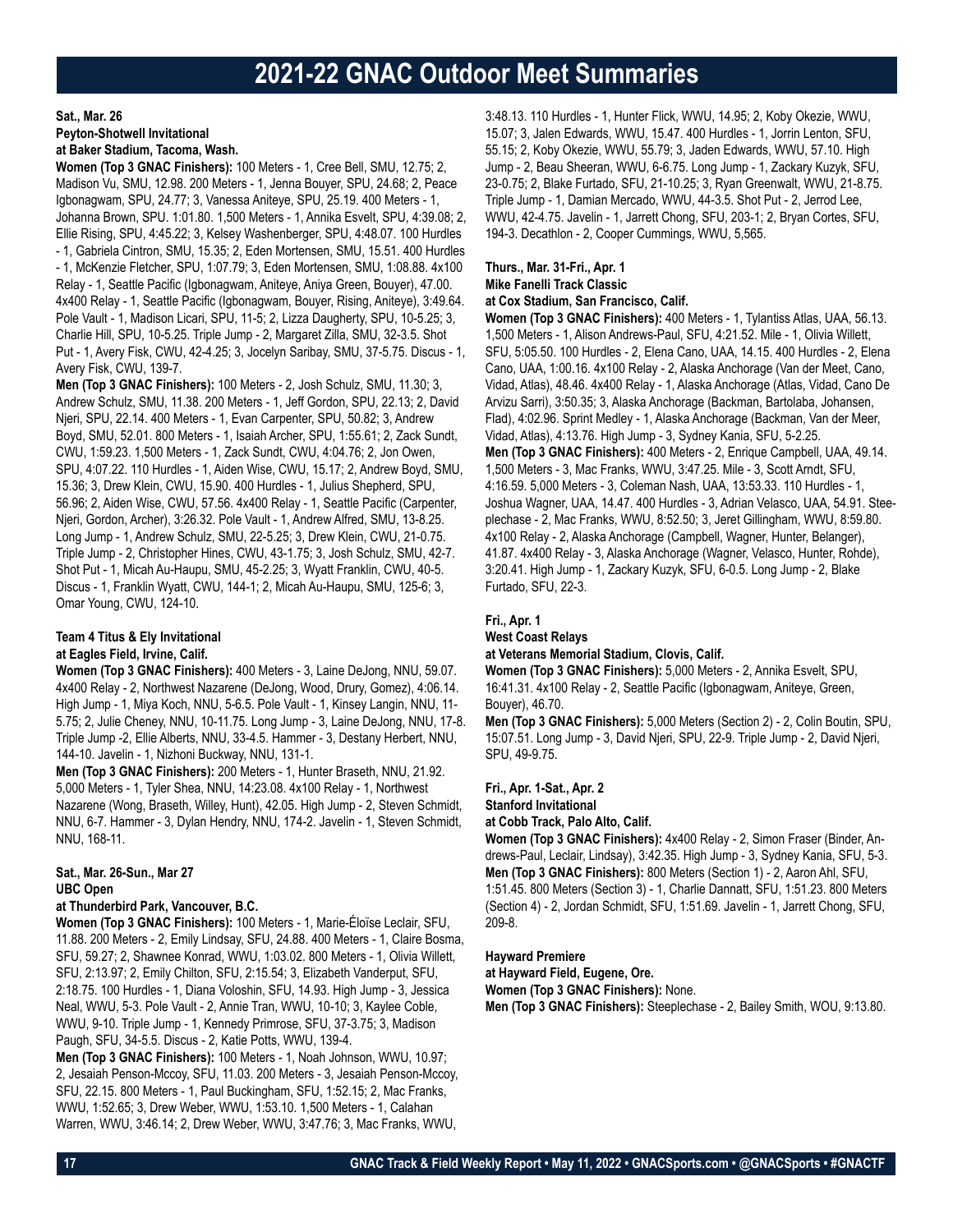# 2021-22 GNAC Outdoor Meet Summaries

**Sat., Mar. 26**
**Peyton-Shotwell Invitational**
**at Baker Stadium, Tacoma, Wash.**

**Women (Top 3 GNAC Finishers):** 100 Meters - 1, Cree Bell, SMU, 12.75; 2, Madison Vu, SMU, 12.98. 200 Meters - 1, Jenna Bouyer, SPU, 24.68; 2, Peace Igbonagwam, SPU, 24.77; 3, Vanessa Aniteye, SPU, 25.19. 400 Meters - 1, Johanna Brown, SPU. 1:01.80. 1,500 Meters - 1, Annika Esvelt, SPU, 4:39.08; 2, Ellie Rising, SPU, 4:45.22; 3, Kelsey Washenberger, SPU, 4:48.07. 100 Hurdles - 1, Gabriela Cintron, SMU, 15.35; 2, Eden Mortensen, SMU, 15.51. 400 Hurdles - 1, McKenzie Fletcher, SPU, 1:07.79; 3, Eden Mortensen, SMU, 1:08.88. 4x100 Relay - 1, Seattle Pacific (Igbonagwam, Aniteye, Aniya Green, Bouyer), 47.00. 4x400 Relay - 1, Seattle Pacific (Igbonagwam, Aniteye, Bouyer, Rising, Aniteye), 3:49.64. Pole Vault - 1, Madison Licari, SPU, 11-5; 2, Lizza Daugherty, SPU, 10-5.25; 3, Charlie Hill, SPU, 10-5.25. Triple Jump - 2, Margaret Zilla, SMU, 32-3.5. Shot Put - 1, Avery Fisk, CWU, 42-4.25; 3, Jocelyn Saribay, SMU, 37-5.75. Discus - 1, Avery Fisk, CWU, 139-7.

**Men (Top 3 GNAC Finishers):** 100 Meters - 2, Josh Schulz, SMU, 11.30; 3, Andrew Schulz, SMU, 11.38. 200 Meters - 1, Jeff Gordon, SPU, 22.13; 2, David Njeri, SPU, 22.14. 400 Meters - 1, Evan Carpenter, SPU, 50.82; 3, Andrew Boyd, SMU, 52.01. 800 Meters - 1, Isaiah Archer, SPU, 1:55.61; 2, Zack Sundt, CWU, 1:59.23. 1,500 Meters - 1, Zack Sundt, CWU, 4:04.76; 2, Jon Owen, SPU, 4:07.22. 110 Hurdles - 1, Aiden Wise, CWU, 15.17; 2, Andrew Boyd, SMU, 15.36; 3, Drew Klein, CWU, 15.90. 400 Hurdles - 1, Julius Shepherd, SPU, 56.96; 2, Aiden Wise, CWU, 57.56. 4x400 Relay - 1, Seattle Pacific (Carpenter, Njeri, Gordon, Archer), 3:26.32. Pole Vault - 1, Andrew Alfred, SMU, 13-8.25. Long Jump - 1, Andrew Schulz, SMU, 22-5.25; 3, Drew Klein, CWU, 21-0.75. Triple Jump - 2, Christopher Hines, CWU, 43-1.75; 3, Josh Schulz, SMU, 42-7. Shot Put - 1, Micah Au-Haupu, SMU, 45-2.25; 3, Wyatt Franklin, CWU, 40-5. Discus - 1, Franklin Wyatt, CWU, 144-1; 2, Micah Au-Haupu, SMU, 125-6; 3, Omar Young, CWU, 124-10.

**Team 4 Titus & Ely Invitational**
**at Eagles Field, Irvine, Calif.**

**Women (Top 3 GNAC Finishers):** 400 Meters - 3, Laine DeJong, NNU, 59.07. 4x400 Relay - 2, Northwest Nazarene (DeJong, Wood, Drury, Gomez), 4:06.14. High Jump - 1, Miya Koch, NNU, 5-6.5. Pole Vault - 1, Kinsey Langin, NNU, 11-5.75; 2, Julie Cheney, NNU, 10-11.75. Long Jump - 3, Laine DeJong, NNU, 17-8. Triple Jump -2, Ellie Alberts, NNU, 33-4.5. Hammer - 3, Destany Herbert, NNU, 144-10. Javelin - 1, Nizhoni Buckway, NNU, 131-1.

**Men (Top 3 GNAC Finishers):** 200 Meters - 1, Hunter Braseth, NNU, 21.92. 5,000 Meters - 1, Tyler Shea, NNU, 14:23.08. 4x100 Relay - 1, Northwest Nazarene (Wong, Braseth, Willey, Hunt), 42.05. High Jump - 2, Steven Schmidt, NNU, 6-7. Hammer - 3, Dylan Hendry, NNU, 174-2. Javelin - 1, Steven Schmidt, NNU, 168-11.

**Sat., Mar. 26-Sun., Mar 27**
**UBC Open**
**at Thunderbird Park, Vancouver, B.C.**

**Women (Top 3 GNAC Finishers):** 100 Meters - 1, Marie-Éloïse Leclair, SFU, 11.88. 200 Meters - 2, Emily Lindsay, SFU, 24.88. 400 Meters - 1, Claire Bosma, SFU, 59.27; 2, Shawnee Konrad, WWU, 1:03.02. 800 Meters - 1, Olivia Willett, SFU, 2:13.97; 2, Emily Chilton, SFU, 2:15.54; 3, Elizabeth Vanderput, SFU, 2:18.75. 100 Hurdles - 1, Diana Voloshin, SFU, 14.93. High Jump - 3, Jessica Neal, WWU, 5-3. Pole Vault - 2, Annie Tran, WWU, 10-10; 3, Kaylee Coble, WWU, 9-10. Triple Jump - 1, Kennedy Primrose, SFU, 37-3.75; 3, Madison Paugh, SFU, 34-5.5. Discus - 2, Katie Potts, WWU, 139-4.

**Men (Top 3 GNAC Finishers):** 100 Meters - 1, Noah Johnson, WWU, 10.97; 2, Jesaiah Penson-Mccoy, SFU, 11.03. 200 Meters - 3, Jesaiah Penson-Mccoy, SFU, 22.15. 800 Meters - 1, Paul Buckingham, SFU, 1:52.15; 2, Mac Franks, WWU, 1:52.65; 3, Drew Weber, WWU, 1:53.10. 1,500 Meters - 1, Calahan Warren, WWU, 3:46.14; 2, Drew Weber, WWU, 3:47.76; 3, Mac Franks, WWU, 3:48.13. 110 Hurdles - 1, Hunter Flick, WWU, 14.95; 2, Koby Okezie, WWU, 15.07; 3, Jalen Edwards, WWU, 15.47. 400 Hurdles - 1, Jorrin Lenton, SFU, 55.15; 2, Koby Okezie, WWU, 55.79; 3, Jaden Edwards, WWU, 57.10. High Jump - 2, Beau Sheeran, WWU, 6-6.75. Long Jump - 1, Zackary Kuzyk, SFU, 23-0.75; 2, Blake Furtado, SFU, 21-10.25; 3, Ryan Greenwalt, WWU, 21-8.75. Triple Jump - 1, Damian Mercado, WWU, 44-3.5. Shot Put - 2, Jerrod Lee, WWU, 42-4.75. Javelin - 1, Jarrett Chong, SFU, 203-1; 2, Bryan Cortes, SFU, 194-3. Decathlon - 2, Cooper Cummings, WWU, 5,565.

**Thurs., Mar. 31-Fri., Apr. 1**
**Mike Fanelli Track Classic**
**at Cox Stadium, San Francisco, Calif.**

**Women (Top 3 GNAC Finishers):** 400 Meters - 1, Tylantiss Atlas, UAA, 56.13. 1,500 Meters - 1, Alison Andrews-Paul, SFU, 4:21.52. Mile - 1, Olivia Willett, SFU, 5:05.50. 100 Hurdles - 2, Elena Cano, UAA, 14.15. 400 Hurdles - 2, Elena Cano, UAA, 1:00.16. 4x100 Relay - 2, Alaska Anchorage (Van der Meet, Cano, Vidad, Atlas), 48.46. 4x400 Relay - 1, Alaska Anchorage (Atlas, Vidad, Cano De Arvizu Sarri), 3:50.35; 3, Alaska Anchorage (Backman, Bartolaba, Johansen, Flad), 4:02.96. Sprint Medley - 1, Alaska Anchorage (Backman, Van der Meer, Vidad, Atlas), 4:13.76. High Jump - 3, Sydney Kania, SFU, 5-2.25.

**Men (Top 3 GNAC Finishers):** 400 Meters - 2, Enrique Campbell, UAA, 49.14. 1,500 Meters - 3, Mac Franks, WWU, 3:47.25. Mile - 3, Scott Arndt, SFU, 4:16.59. 5,000 Meters - 3, Coleman Nash, UAA, 13:53.33. 110 Hurdles - 1, Joshua Wagner, UAA, 14.47. 400 Hurdles - 3, Adrian Velasco, UAA, 54.91. Steeplechase - 2, Mac Franks, WWU, 8:52.50; 3, Jeret Gillingham, WWU, 8:59.80. 4x100 Relay - 2, Alaska Anchorage (Campbell, Wagner, Hunter, Belanger), 41.87. 4x400 Relay - 3, Alaska Anchorage (Wagner, Velasco, Hunter, Rohde), 3:20.41. High Jump - 1, Zackary Kuzyk, SFU, 6-0.5. Long Jump - 2, Blake Furtado, SFU, 22-3.

**Fri., Apr. 1**
**West Coast Relays**
**at Veterans Memorial Stadium, Clovis, Calif.**

**Women (Top 3 GNAC Finishers):** 5,000 Meters - 2, Annika Esvelt, SPU, 16:41.31. 4x100 Relay - 2, Seattle Pacific (Igbonagwam, Aniteye, Green, Bouyer), 46.70.

**Men (Top 3 GNAC Finishers):** 5,000 Meters (Section 2) - 2, Colin Boutin, SPU, 15:07.51. Long Jump - 3, David Njeri, SPU, 22-9. Triple Jump - 2, David Njeri, SPU, 49-9.75.

**Fri., Apr. 1-Sat., Apr. 2**
**Stanford Invitational**
**at Cobb Track, Palo Alto, Calif.**

**Women (Top 3 GNAC Finishers):** 4x400 Relay - 2, Simon Fraser (Binder, Andrews-Paul, Leclair, Lindsay), 3:42.35. High Jump - 3, Sydney Kania, SFU, 5-3.

**Men (Top 3 GNAC Finishers):** 800 Meters (Section 1) - 2, Aaron Ahl, SFU, 1:51.45. 800 Meters (Section 3) - 1, Charlie Dannatt, SFU, 1:51.23. 800 Meters (Section 4) - 2, Jordan Schmidt, SFU, 1:51.69. Javelin - 1, Jarrett Chong, SFU, 209-8.

**Hayward Premiere**
**at Hayward Field, Eugene, Ore.**

**Women (Top 3 GNAC Finishers):** None.

**Men (Top 3 GNAC Finishers):** Steeplechase - 2, Bailey Smith, WOU, 9:13.80.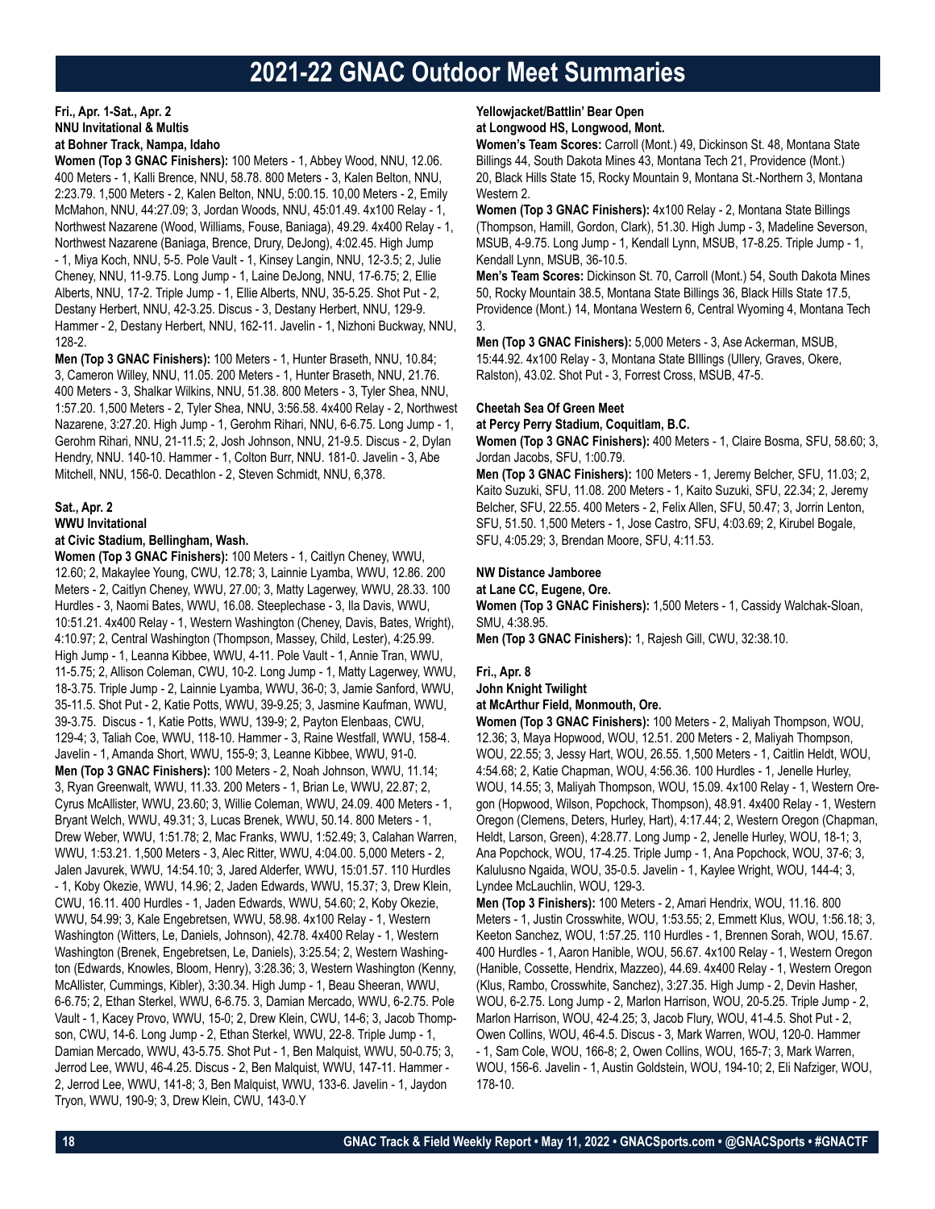# 2021-22 GNAC Outdoor Meet Summaries

**Fri., Apr. 1-Sat., Apr. 2**
**NNU Invitational & Multis**
**at Bohner Track, Nampa, Idaho**

**Women (Top 3 GNAC Finishers):** 100 Meters - 1, Abbey Wood, NNU, 12.06. 400 Meters - 1, Kalli Brence, NNU, 58.78. 800 Meters - 3, Kalen Belton, NNU, 2:23.79. 1,500 Meters - 2, Kalen Belton, NNU, 5:00.15. 10,00 Meters - 2, Emily McMahon, NNU, 44:27.09; 3, Jordan Woods, NNU, 45:01.49. 4x100 Relay - 1, Northwest Nazarene (Wood, Williams, Fouse, Baniaga), 49.29. 4x400 Relay - 1, Northwest Nazarene (Baniaga, Brence, Drury, DeJong), 4:02.45. High Jump - 1, Miya Koch, NNU, 5-5. Pole Vault - 1, Kinsey Langin, NNU, 12-3.5; 2, Julie Cheney, NNU, 11-9.75. Long Jump - 1, Laine DeJong, NNU, 17-6.75; 2, Ellie Alberts, NNU, 17-2. Triple Jump - 1, Ellie Alberts, NNU, 35-5.25. Shot Put - 2, Destany Herbert, NNU, 42-3.25. Discus - 3, Destany Herbert, NNU, 129-9. Hammer - 2, Destany Herbert, NNU, 162-11. Javelin - 1, Nizhoni Buckway, NNU, 128-2.

**Men (Top 3 GNAC Finishers):** 100 Meters - 1, Hunter Braseth, NNU, 10.84; 3, Cameron Willey, NNU, 11.05. 200 Meters - 1, Hunter Braseth, NNU, 21.76. 400 Meters - 3, Shalkar Wilkins, NNU, 51.38. 800 Meters - 3, Tyler Shea, NNU, 1:57.20. 1,500 Meters - 2, Tyler Shea, NNU, 3:56.58. 4x400 Relay - 2, Northwest Nazarene, 3:27.20. High Jump - 1, Gerohm Rihari, NNU, 6-6.75. Long Jump - 1, Gerohm Rihari, NNU, 21-11.5; 2, Josh Johnson, NNU, 21-9.5. Discus - 2, Dylan Hendry, NNU. 140-10. Hammer - 1, Colton Burr, NNU. 181-0. Javelin - 3, Abe Mitchell, NNU, 156-0. Decathlon - 2, Steven Schmidt, NNU, 6,378.

**Sat., Apr. 2**
**WWU Invitational**
**at Civic Stadium, Bellingham, Wash.**

**Women (Top 3 GNAC Finishers):** 100 Meters - 1, Caitlyn Cheney, WWU, 12.60; 2, Makaylee Young, CWU, 12.78; 3, Lainnie Lyamba, WWU, 12.86. 200 Meters - 2, Caitlyn Cheney, WWU, 27.00; 3, Matty Lagerwey, WWU, 28.33. 100 Hurdles - 3, Naomi Bates, WWU, 16.08. Steeplechase - 3, Ila Davis, WWU, 10:51.21. 4x400 Relay - 1, Western Washington (Cheney, Davis, Bates, Wright), 4:10.97; 2, Central Washington (Thompson, Massey, Child, Lester), 4:25.99. High Jump - 1, Leanna Kibbee, WWU, 4-11. Pole Vault - 1, Annie Tran, WWU, 11-5.75; 2, Allison Coleman, CWU, 10-2. Long Jump - 1, Matty Lagerwey, WWU, 18-3.75. Triple Jump - 2, Lainnie Lyamba, WWU, 36-0; 3, Jamie Sanford, WWU, 35-11.5. Shot Put - 2, Katie Potts, WWU, 39-9.25; 3, Jasmine Kaufman, WWU, 39-3.75. Discus - 1, Katie Potts, WWU, 139-9; 2, Payton Elenbaas, CWU, 129-4; 3, Taliah Coe, WWU, 118-10. Hammer - 3, Raine Westfall, WWU, 158-4. Javelin - 1, Amanda Short, WWU, 155-9; 3, Leanne Kibbee, WWU, 91-0.

**Men (Top 3 GNAC Finishers):** 100 Meters - 2, Noah Johnson, WWU, 11.14; 3, Ryan Greenwalt, WWU, 11.33. 200 Meters - 1, Brian Le, WWU, 22.87; 2, Cyrus McAllister, WWU, 23.60; 3, Willie Coleman, WWU, 24.09. 400 Meters - 1, Bryant Welch, WWU, 49.31; 3, Lucas Brenek, WWU, 50.14. 800 Meters - 1, Drew Weber, WWU, 1:51.78; 2, Mac Franks, WWU, 1:52.49; 3, Calahan Warren, WWU, 1:53.21. 1,500 Meters - 3, Alec Ritter, WWU, 4:04.00. 5,000 Meters - 2, Jalen Javurek, WWU, 14:54.10; 3, Jared Alderfer, WWU, 15:01.57. 110 Hurdles - 1, Koby Okezie, WWU, 14.96; 2, Jaden Edwards, WWU, 15.37; 3, Drew Klein, CWU, 16.11. 400 Hurdles - 1, Jaden Edwards, WWU, 54.60; 2, Koby Okezie, WWU, 54.99; 3, Kale Engebretsen, WWU, 58.98. 4x100 Relay - 1, Western Washington (Witters, Le, Daniels, Johnson), 42.78. 4x400 Relay - 1, Western Washington (Brenek, Engebretsen, Le, Daniels), 3:25.54; 2, Western Washington (Edwards, Knowles, Bloom, Henry), 3:28.36; 3, Western Washington (Kenny, McAllister, Cummings, Kibler), 3:30.34. High Jump - 1, Beau Sheeran, WWU, 6-6.75; 2, Ethan Sterkel, WWU, 6-6.75. 3, Damian Mercado, WWU, 6-2.75. Pole Vault - 1, Kacey Provo, WWU, 15-0; 2, Drew Klein, CWU, 14-6; 3, Jacob Thompson, CWU, 14-6. Long Jump - 2, Ethan Sterkel, WWU, 22-8. Triple Jump - 1, Damian Mercado, WWU, 43-5.75. Shot Put - 1, Ben Malquist, WWU, 50-0.75; 3, Jerrod Lee, WWU, 46-4.25. Discus - 2, Ben Malquist, WWU, 147-11. Hammer - 2, Jerrod Lee, WWU, 141-8; 3, Ben Malquist, WWU, 133-6. Javelin - 1, Jaydon Tryon, WWU, 190-9; 3, Drew Klein, CWU, 143-0.Y

**Yellowjacket/Battlin' Bear Open**
**at Longwood HS, Longwood, Mont.**

**Women's Team Scores:** Carroll (Mont.) 49, Dickinson St. 48, Montana State Billings 44, South Dakota Mines 43, Montana Tech 21, Providence (Mont.) 20, Black Hills State 15, Rocky Mountain 9, Montana St.-Northern 3, Montana Western 2.

**Women (Top 3 GNAC Finishers):** 4x100 Relay - 2, Montana State Billings (Thompson, Hamill, Gordon, Clark), 51.30. High Jump - 3, Madeline Severson, MSUB, 4-9.75. Long Jump - 1, Kendall Lynn, MSUB, 17-8.25. Triple Jump - 1, Kendall Lynn, MSUB, 36-10.5.

**Men's Team Scores:** Dickinson St. 70, Carroll (Mont.) 54, South Dakota Mines 50, Rocky Mountain 38.5, Montana State Billings 36, Black Hills State 17.5, Providence (Mont.) 14, Montana Western 6, Central Wyoming 4, Montana Tech 3.

**Men (Top 3 GNAC Finishers):** 5,000 Meters - 3, Ase Ackerman, MSUB, 15:44.92. 4x100 Relay - 3, Montana State BIllings (Ullery, Graves, Okere, Ralston), 43.02. Shot Put - 3, Forrest Cross, MSUB, 47-5.

**Cheetah Sea Of Green Meet**
**at Percy Perry Stadium, Coquitlam, B.C.**

**Women (Top 3 GNAC Finishers):** 400 Meters - 1, Claire Bosma, SFU, 58.60; 3, Jordan Jacobs, SFU, 1:00.79.

**Men (Top 3 GNAC Finishers):** 100 Meters - 1, Jeremy Belcher, SFU, 11.03; 2, Kaito Suzuki, SFU, 11.08. 200 Meters - 1, Kaito Suzuki, SFU, 22.34; 2, Jeremy Belcher, SFU, 22.55. 400 Meters - 2, Felix Allen, SFU, 50.47; 3, Jorrin Lenton, SFU, 51.50. 1,500 Meters - 1, Jose Castro, SFU, 4:03.69; 2, Kirubel Bogale, SFU, 4:05.29; 3, Brendan Moore, SFU, 4:11.53.

**NW Distance Jamboree**
**at Lane CC, Eugene, Ore.**

**Women (Top 3 GNAC Finishers):** 1,500 Meters - 1, Cassidy Walchak-Sloan, SMU, 4:38.95.

**Men (Top 3 GNAC Finishers):** 1, Rajesh Gill, CWU, 32:38.10.

**Fri., Apr. 8**
**John Knight Twilight**
**at McArthur Field, Monmouth, Ore.**

**Women (Top 3 GNAC Finishers):** 100 Meters - 2, Maliyah Thompson, WOU, 12.36; 3, Maya Hopwood, WOU, 12.51. 200 Meters - 2, Maliyah Thompson, WOU, 22.55; 3, Jessy Hart, WOU, 26.55. 1,500 Meters - 1, Caitlin Heldt, WOU, 4:54.68; 2, Katie Chapman, WOU, 4:56.36. 100 Hurdles - 1, Jenelle Hurley, WOU, 14.55; 3, Maliyah Thompson, WOU, 15.09. 4x100 Relay - 1, Western Oregon (Hopwood, Wilson, Popchock, Thompson), 48.91. 4x400 Relay - 1, Western Oregon (Clemens, Deters, Hurley, Hart), 4:17.44; 2, Western Oregon (Chapman, Heldt, Larson, Green), 4:28.77. Long Jump - 2, Jenelle Hurley, WOU, 18-1; 3, Ana Popchock, WOU, 17-4.25. Triple Jump - 1, Ana Popchock, WOU, 37-6; 3, Kalulusno Ngaida, WOU, 35-0.5. Javelin - 1, Kaylee Wright, WOU, 144-4; 3, Lyndee McLauchlin, WOU, 129-3.

**Men (Top 3 Finishers):** 100 Meters - 2, Amari Hendrix, WOU, 11.16. 800 Meters - 1, Justin Crosswhite, WOU, 1:53.55; 2, Emmett Klus, WOU, 1:56.18; 3, Keeton Sanchez, WOU, 1:57.25. 110 Hurdles - 1, Brennen Sorah, WOU, 15.67. 400 Hurdles - 1, Aaron Hanible, WOU, 56.67. 4x100 Relay - 1, Western Oregon (Hanible, Cossette, Hendrix, Mazzeo), 44.69. 4x400 Relay - 1, Western Oregon (Klus, Rambo, Crosswhite, Sanchez), 3:27.35. High Jump - 2, Devin Hasher, WOU, 6-2.75. Long Jump - 2, Marlon Harrison, WOU, 20-5.25. Triple Jump - 2, Marlon Harrison, WOU, 42-4.25; 3, Jacob Flury, WOU, 41-4.5. Shot Put - 2, Owen Collins, WOU, 46-4.5. Discus - 3, Mark Warren, WOU, 120-0. Hammer - 1, Sam Cole, WOU, 166-8; 2, Owen Collins, WOU, 165-7; 3, Mark Warren, WOU, 156-6. Javelin - 1, Austin Goldstein, WOU, 194-10; 2, Eli Nafziger, WOU, 178-10.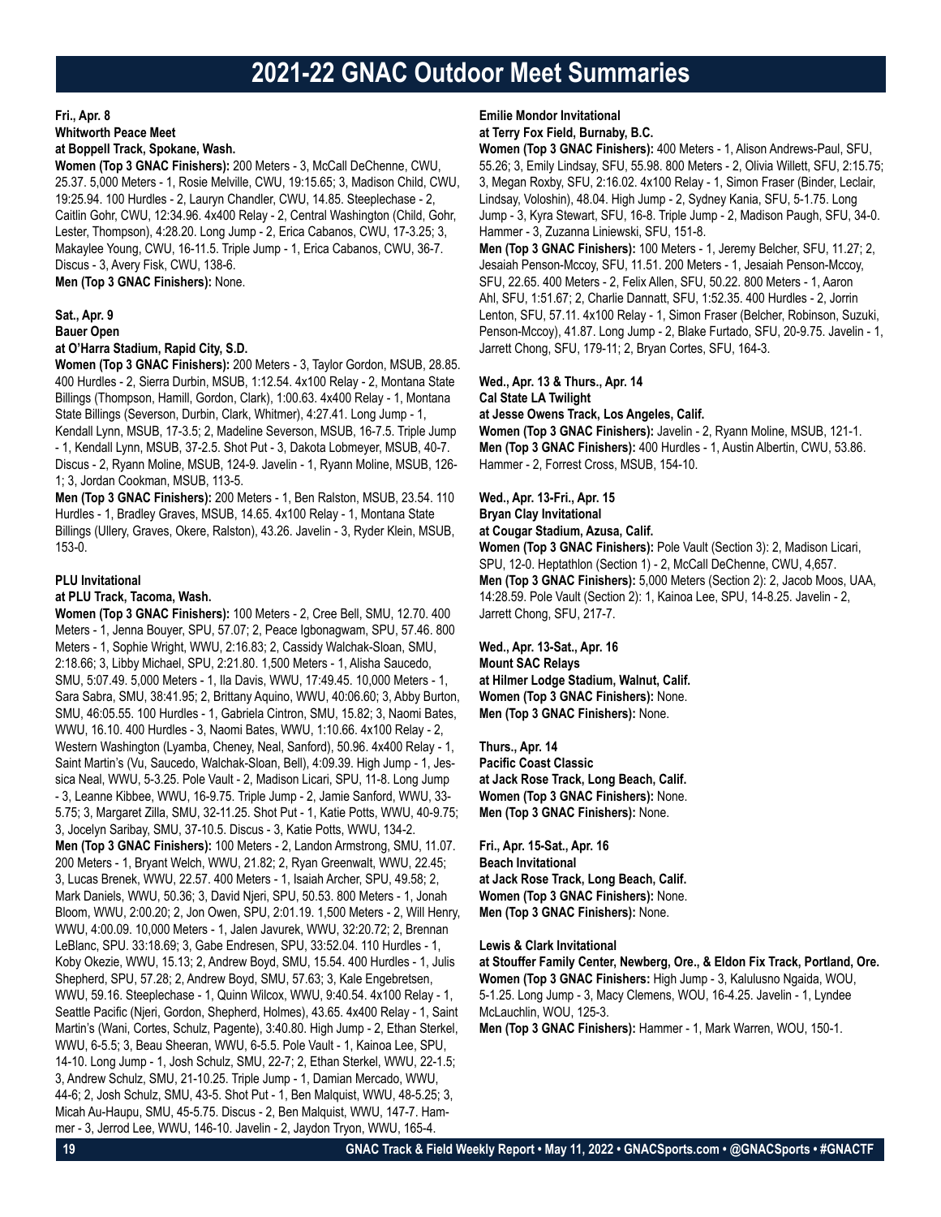# 2021-22 GNAC Outdoor Meet Summaries

**Fri., Apr. 8**
**Whitworth Peace Meet**
**at Boppell Track, Spokane, Wash.**

**Women (Top 3 GNAC Finishers):** 200 Meters - 3, McCall DeChenne, CWU, 25.37. 5,000 Meters - 1, Rosie Melville, CWU, 19:15.65; 3, Madison Child, CWU, 19:25.94. 100 Hurdles - 2, Lauryn Chandler, CWU, 14.85. Steeplechase - 2, Caitlin Gohr, CWU, 12:34.96. 4x400 Relay - 2, Central Washington (Child, Gohr, Lester, Thompson), 4:28.20. Long Jump - 2, Erica Cabanos, CWU, 17-3.25; 3, Makaylee Young, CWU, 16-11.5. Triple Jump - 1, Erica Cabanos, CWU, 36-7. Discus - 3, Avery Fisk, CWU, 138-6.

**Men (Top 3 GNAC Finishers):** None.

**Sat., Apr. 9**
**Bauer Open**
**at O'Harra Stadium, Rapid City, S.D.**

**Women (Top 3 GNAC Finishers):** 200 Meters - 3, Taylor Gordon, MSUB, 28.85. 400 Hurdles - 2, Sierra Durbin, MSUB, 1:12.54. 4x100 Relay - 2, Montana State Billings (Thompson, Hamill, Gordon, Clark), 1:00.63. 4x400 Relay - 1, Montana State Billings (Severson, Durbin, Clark, Whitmer), 4:27.41. Long Jump - 1, Kendall Lynn, MSUB, 17-3.5; 2, Madeline Severson, MSUB, 16-7.5. Triple Jump - 1, Kendall Lynn, MSUB, 37-2.5. Shot Put - 3, Dakota Lobmeyer, MSUB, 40-7. Discus - 2, Ryann Moline, MSUB, 124-9. Javelin - 1, Ryann Moline, MSUB, 126-1; 3, Jordan Cookman, MSUB, 113-5.

**Men (Top 3 GNAC Finishers):** 200 Meters - 1, Ben Ralston, MSUB, 23.54. 110 Hurdles - 1, Bradley Graves, MSUB, 14.65. 4x100 Relay - 1, Montana State Billings (Ullery, Graves, Okere, Ralston), 43.26. Javelin - 3, Ryder Klein, MSUB, 153-0.

**PLU Invitational**
**at PLU Track, Tacoma, Wash.**

**Women (Top 3 GNAC Finishers):** 100 Meters - 2, Cree Bell, SMU, 12.70. 400 Meters - 1, Jenna Bouyer, SPU, 57.07; 2, Peace Igbonagwam, SPU, 57.46. 800 Meters - 1, Sophie Wright, WWU, 2:16.83; 2, Cassidy Walchak-Sloan, SMU, 2:18.66; 3, Libby Michael, SPU, 2:21.80. 1,500 Meters - 1, Alisha Saucedo, SMU, 5:07.49. 5,000 Meters - 1, Ila Davis, WWU, 17:49.45. 10,000 Meters - 1, Sara Sabra, SMU, 38:41.95; 2, Brittany Aquino, WWU, 40:06.60; 3, Abby Burton, SMU, 46:05.55. 100 Hurdles - 1, Gabriela Cintron, SMU, 15.82; 3, Naomi Bates, WWU, 16.10. 400 Hurdles - 3, Naomi Bates, WWU, 1:10.66. 4x100 Relay - 2, Western Washington (Lyamba, Cheney, Neal, Sanford), 50.96. 4x400 Relay - 1, Saint Martin's (Vu, Saucedo, Walchak-Sloan, Bell), 4:09.39. High Jump - 1, Jessica Neal, WWU, 5-3.25. Pole Vault - 2, Madison Licari, SPU, 11-8. Long Jump - 3, Leanne Kibbee, WWU, 16-9.75. Triple Jump - 2, Jamie Sanford, WWU, 33-5.75; 3, Margaret Zilla, SMU, 32-11.25. Shot Put - 1, Katie Potts, WWU, 40-9.75; 3, Jocelyn Saribay, SMU, 37-10.5. Discus - 3, Katie Potts, WWU, 134-2.

**Men (Top 3 GNAC Finishers):** 100 Meters - 2, Landon Armstrong, SMU, 11.07. 200 Meters - 1, Bryant Welch, WWU, 21.82; 2, Ryan Greenwalt, WWU, 22.45; 3, Lucas Brenek, WWU, 22.57. 400 Meters - 1, Isaiah Archer, SPU, 49.58; 2, Mark Daniels, WWU, 50.36; 3, David Njeri, SPU, 50.53. 800 Meters - 1, Jonah Bloom, WWU, 2:00.20; 2, Jon Owen, SPU, 2:01.19. 1,500 Meters - 2, Will Henry, WWU, 4:00.09. 10,000 Meters - 1, Jalen Javurek, WWU, 32:20.72; 2, Brennan LeBlanc, SPU. 33:18.69; 3, Gabe Endresen, SPU, 33:52.04. 110 Hurdles - 1, Koby Okezie, WWU, 15.13; 2, Andrew Boyd, SMU, 15.54. 400 Hurdles - 1, Julis Shepherd, SPU, 57.28; 2, Andrew Boyd, SMU, 57.63; 3, Kale Engebretsen, WWU, 59.16. Steeplechase - 1, Quinn Wilcox, WWU, 9:40.54. 4x100 Relay - 1, Seattle Pacific (Njeri, Gordon, Shepherd, Holmes), 43.65. 4x400 Relay - 1, Saint Martin's (Wani, Cortes, Schulz, Pagente), 3:40.80. High Jump - 2, Ethan Sterkel, WWU, 6-5.5; 3, Beau Sheeran, WWU, 6-5.5. Pole Vault - 1, Kainoa Lee, SPU, 14-10. Long Jump - 1, Josh Schulz, SMU, 22-7; 2, Ethan Sterkel, WWU, 22-1.5; 3, Andrew Schulz, SMU, 21-10.25. Triple Jump - 1, Damian Mercado, WWU, 44-6; 2, Josh Schulz, SMU, 43-5. Shot Put - 1, Ben Malquist, WWU, 48-5.25; 3, Micah Au-Haupu, SMU, 45-5.75. Discus - 2, Ben Malquist, WWU, 147-7. Hammer - 3, Jerrod Lee, WWU, 146-10. Javelin - 2, Jaydon Tryon, WWU, 165-4.

**Emilie Mondor Invitational**
**at Terry Fox Field, Burnaby, B.C.**

**Women (Top 3 GNAC Finishers):** 400 Meters - 1, Alison Andrews-Paul, SFU, 55.26; 3, Emily Lindsay, SFU, 55.98. 800 Meters - 2, Olivia Willett, SFU, 2:15.75; 3, Megan Roxby, SFU, 2:16.02. 4x100 Relay - 1, Simon Fraser (Binder, Leclair, Lindsay, Voloshin), 48.04. High Jump - 2, Sydney Kania, SFU, 5-1.75. Long Jump - 3, Kyra Stewart, SFU, 16-8. Triple Jump - 2, Madison Paugh, SFU, 34-0. Hammer - 3, Zuzanna Liniewski, SFU, 151-8.

**Men (Top 3 GNAC Finishers):** 100 Meters - 1, Jeremy Belcher, SFU, 11.27; 2, Jesaiah Penson-Mccoy, SFU, 11.51. 200 Meters - 1, Jesaiah Penson-Mccoy, SFU, 22.65. 400 Meters - 2, Felix Allen, SFU, 50.22. 800 Meters - 1, Aaron Ahl, SFU, 1:51.67; 2, Charlie Dannatt, SFU, 1:52.35. 400 Hurdles - 2, Jorrin Lenton, SFU, 57.11. 4x100 Relay - 1, Simon Fraser (Belcher, Robinson, Suzuki, Penson-Mccoy), 41.87. Long Jump - 2, Blake Furtado, SFU, 20-9.75. Javelin - 1, Jarrett Chong, SFU, 179-11; 2, Bryan Cortes, SFU, 164-3.

**Wed., Apr. 13 & Thurs., Apr. 14**
**Cal State LA Twilight**
**at Jesse Owens Track, Los Angeles, Calif.**

**Women (Top 3 GNAC Finishers):** Javelin - 2, Ryann Moline, MSUB, 121-1.

**Men (Top 3 GNAC Finishers):** 400 Hurdles - 1, Austin Albertin, CWU, 53.86. Hammer - 2, Forrest Cross, MSUB, 154-10.

**Wed., Apr. 13-Fri., Apr. 15**
**Bryan Clay Invitational**
**at Cougar Stadium, Azusa, Calif.**

**Women (Top 3 GNAC Finishers):** Pole Vault (Section 3): 2, Madison Licari, SPU, 12-0. Heptathlon (Section 1) - 2, McCall DeChenne, CWU, 4,657.

**Men (Top 3 GNAC Finishers):** 5,000 Meters (Section 2): 2, Jacob Moos, UAA, 14:28.59. Pole Vault (Section 2): 1, Kainoa Lee, SPU, 14-8.25. Javelin - 2, Jarrett Chong, SFU, 217-7.

**Wed., Apr. 13-Sat., Apr. 16**
**Mount SAC Relays**
**at Hilmer Lodge Stadium, Walnut, Calif.**

**Women (Top 3 GNAC Finishers):** None.

**Men (Top 3 GNAC Finishers):** None.

**Thurs., Apr. 14**
**Pacific Coast Classic**
**at Jack Rose Track, Long Beach, Calif.**

**Women (Top 3 GNAC Finishers):** None.

**Men (Top 3 GNAC Finishers):** None.

**Fri., Apr. 15-Sat., Apr. 16**
**Beach Invitational**
**at Jack Rose Track, Long Beach, Calif.**

**Women (Top 3 GNAC Finishers):** None.

**Men (Top 3 GNAC Finishers):** None.

**Lewis & Clark Invitational**
**at Stouffer Family Center, Newberg, Ore., & Eldon Fix Track, Portland, Ore.**

**Women (Top 3 GNAC Finishers:** High Jump - 3, Kalulusno Ngaida, WOU, 5-1.25. Long Jump - 3, Macy Clemens, WOU, 16-4.25. Javelin - 1, Lyndee McLauchlin, WOU, 125-3.

**Men (Top 3 GNAC Finishers):** Hammer - 1, Mark Warren, WOU, 150-1.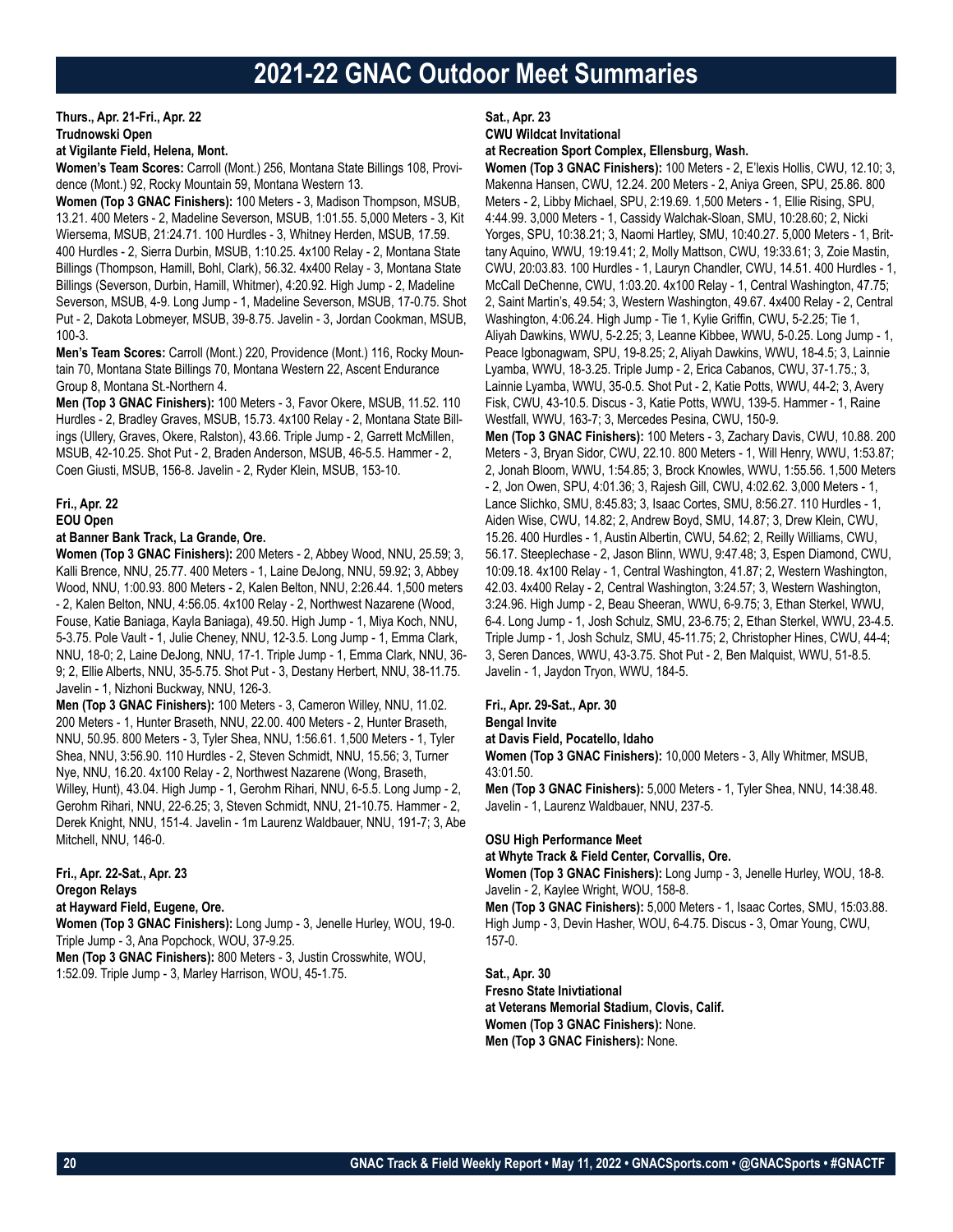# 2021-22 GNAC Outdoor Meet Summaries

**Thurs., Apr. 21-Fri., Apr. 22**
**Trudnowski Open**
**at Vigilante Field, Helena, Mont.**

**Women's Team Scores:** Carroll (Mont.) 256, Montana State Billings 108, Providence (Mont.) 92, Rocky Mountain 59, Montana Western 13.

**Women (Top 3 GNAC Finishers):** 100 Meters - 3, Madison Thompson, MSUB, 13.21. 400 Meters - 2, Madeline Severson, MSUB, 1:01.55. 5,000 Meters - 3, Kit Wiersema, MSUB, 21:24.71. 100 Hurdles - 3, Whitney Herden, MSUB, 17.59. 400 Hurdles - 2, Sierra Durbin, MSUB, 1:10.25. 4x100 Relay - 2, Montana State Billings (Thompson, Hamill, Bohl, Clark), 56.32. 4x400 Relay - 3, Montana State Billings (Severson, Durbin, Hamill, Whitmer), 4:20.92. High Jump - 2, Madeline Severson, MSUB, 4-9. Long Jump - 1, Madeline Severson, MSUB, 17-0.75. Shot Put - 2, Dakota Lobmeyer, MSUB, 39-8.75. Javelin - 3, Jordan Cookman, MSUB, 100-3.

**Men's Team Scores:** Carroll (Mont.) 220, Providence (Mont.) 116, Rocky Mountain 70, Montana State Billings 70, Montana Western 22, Ascent Endurance Group 8, Montana St.-Northern 4.

**Men (Top 3 GNAC Finishers):** 100 Meters - 3, Favor Okere, MSUB, 11.52. 110 Hurdles - 2, Bradley Graves, MSUB, 15.73. 4x100 Relay - 2, Montana State Billings (Ullery, Graves, Okere, Ralston), 43.66. Triple Jump - 2, Garrett McMillen, MSUB, 42-10.25. Shot Put - 2, Braden Anderson, MSUB, 46-5.5. Hammer - 2, Coen Giusti, MSUB, 156-8. Javelin - 2, Ryder Klein, MSUB, 153-10.

**Fri., Apr. 22**
**EOU Open**
**at Banner Bank Track, La Grande, Ore.**

**Women (Top 3 GNAC Finishers):** 200 Meters - 2, Abbey Wood, NNU, 25.59; 3, Kalli Brence, NNU, 25.77. 400 Meters - 1, Laine DeJong, NNU, 59.92; 3, Abbey Wood, NNU, 1:00.93. 800 Meters - 2, Kalen Belton, NNU, 2:26.44. 1,500 meters - 2, Kalen Belton, NNU, 4:56.05. 4x100 Relay - 2, Northwest Nazarene (Wood, Fouse, Katie Baniaga, Kayla Baniaga), 49.50. High Jump - 1, Miya Koch, NNU, 5-3.75. Pole Vault - 1, Julie Cheney, NNU, 12-3.5. Long Jump - 1, Emma Clark, NNU, 18-0; 2, Laine DeJong, NNU, 17-1. Triple Jump - 1, Emma Clark, NNU, 36-9; 2, Ellie Alberts, NNU, 35-5.75. Shot Put - 3, Destany Herbert, NNU, 38-11.75. Javelin - 1, Nizhoni Buckway, NNU, 126-3.

**Men (Top 3 GNAC Finishers):** 100 Meters - 3, Cameron Willey, NNU, 11.02. 200 Meters - 1, Hunter Braseth, NNU, 22.00. 400 Meters - 2, Hunter Braseth, NNU, 50.95. 800 Meters - 3, Tyler Shea, NNU, 1:56.61. 1,500 Meters - 1, Tyler Shea, NNU, 3:56.90. 110 Hurdles - 2, Steven Schmidt, NNU, 15.56; 3, Turner Nye, NNU, 16.20. 4x100 Relay - 2, Northwest Nazarene (Wong, Braseth, Willey, Hunt), 43.04. High Jump - 1, Gerohm Rihari, NNU, 6-5.5. Long Jump - 2, Gerohm Rihari, NNU, 22-6.25; 3, Steven Schmidt, NNU, 21-10.75. Hammer - 2, Derek Knight, NNU, 151-4. Javelin - 1m Laurenz Waldbauer, NNU, 191-7; 3, Abe Mitchell, NNU, 146-0.

**Fri., Apr. 22-Sat., Apr. 23**
**Oregon Relays**
**at Hayward Field, Eugene, Ore.**

**Women (Top 3 GNAC Finishers):** Long Jump - 3, Jenelle Hurley, WOU, 19-0. Triple Jump - 3, Ana Popchock, WOU, 37-9.25.

**Men (Top 3 GNAC Finishers):** 800 Meters - 3, Justin Crosswhite, WOU, 1:52.09. Triple Jump - 3, Marley Harrison, WOU, 45-1.75.

**Sat., Apr. 23**
**CWU Wildcat Invitational**
**at Recreation Sport Complex, Ellensburg, Wash.**

**Women (Top 3 GNAC Finishers):** 100 Meters - 2, E'lexis Hollis, CWU, 12.10; 3, Makenna Hansen, CWU, 12.24. 200 Meters - 2, Aniya Green, SPU, 25.86. 800 Meters - 2, Libby Michael, SPU, 2:19.69. 1,500 Meters - 1, Ellie Rising, SPU, 4:44.99. 3,000 Meters - 1, Cassidy Walchak-Sloan, SMU, 10:28.60; 2, Nicki Yorges, SPU, 10:38.21; 3, Naomi Hartley, SMU, 10:40.27. 5,000 Meters - 1, Brittany Aquino, WWU, 19:19.41; 2, Molly Mattson, CWU, 19:33.61; 3, Zoie Mastin, CWU, 20:03.83. 100 Hurdles - 1, Lauryn Chandler, CWU, 14.51. 400 Hurdles - 1, McCall DeChenne, CWU, 1:03.20. 4x100 Relay - 1, Central Washington, 47.75; 2, Saint Martin's, 49.54; 3, Western Washington, 49.67. 4x400 Relay - 2, Central Washington, 4:06.24. High Jump - Tie 1, Kylie Griffin, CWU, 5-2.25; Tie 1, Aliyah Dawkins, WWU, 5-2.25; 3, Leanne Kibbee, WWU, 5-0.25. Long Jump - 1, Peace Igbonagwam, SPU, 19-8.25; 2, Aliyah Dawkins, WWU, 18-4.5; 3, Lainnie Lyamba, WWU, 18-3.25. Triple Jump - 2, Erica Cabanos, CWU, 37-1.75.; 3, Lainnie Lyamba, WWU, 35-0.5. Shot Put - 2, Katie Potts, WWU, 44-2; 3, Avery Fisk, CWU, 43-10.5. Discus - 3, Katie Potts, WWU, 139-5. Hammer - 1, Raine Westfall, WWU, 163-7; 3, Mercedes Pesina, CWU, 150-9.

**Men (Top 3 GNAC Finishers):** 100 Meters - 3, Zachary Davis, CWU, 10.88. 200 Meters - 3, Bryan Sidor, CWU, 22.10. 800 Meters - 1, Will Henry, WWU, 1:53.87; 2, Jonah Bloom, WWU, 1:54.85; 3, Brock Knowles, WWU, 1:55.56. 1,500 Meters - 2, Jon Owen, SPU, 4:01.36; 3, Rajesh Gill, CWU, 4:02.62. 3,000 Meters - 1, Lance Slichko, SMU, 8:45.83; 3, Isaac Cortes, SMU, 8:56.27. 110 Hurdles - 1, Aiden Wise, CWU, 14.82; 2, Andrew Boyd, SMU, 14.87; 3, Drew Klein, CWU, 15.26. 400 Hurdles - 1, Austin Albertin, CWU, 54.62; 2, Reilly Williams, CWU, 56.17. Steeplechase - 2, Jason Blinn, WWU, 9:47.48; 3, Espen Diamond, CWU, 10:09.18. 4x100 Relay - 1, Central Washington, 41.87; 2, Western Washington, 42.03. 4x400 Relay - 2, Central Washington, 3:24.57; 3, Western Washington, 3:24.96. High Jump - 2, Beau Sheeran, WWU, 6-9.75; 3, Ethan Sterkel, WWU, 6-4. Long Jump - 1, Josh Schulz, SMU, 23-6.75; 2, Ethan Sterkel, WWU, 23-4.5. Triple Jump - 1, Josh Schulz, SMU, 45-11.75; 2, Christopher Hines, CWU, 44-4; 3, Seren Dances, WWU, 43-3.75. Shot Put - 2, Ben Malquist, WWU, 51-8.5. Javelin - 1, Jaydon Tryon, WWU, 184-5.

**Fri., Apr. 29-Sat., Apr. 30**
**Bengal Invite**
**at Davis Field, Pocatello, Idaho**

**Women (Top 3 GNAC Finishers):** 10,000 Meters - 3, Ally Whitmer, MSUB, 43:01.50.

**Men (Top 3 GNAC Finishers):** 5,000 Meters - 1, Tyler Shea, NNU, 14:38.48. Javelin - 1, Laurenz Waldbauer, NNU, 237-5.

**OSU High Performance Meet**
**at Whyte Track & Field Center, Corvallis, Ore.**

**Women (Top 3 GNAC Finishers):** Long Jump - 3, Jenelle Hurley, WOU, 18-8. Javelin - 2, Kaylee Wright, WOU, 158-8.

**Men (Top 3 GNAC Finishers):** 5,000 Meters - 1, Isaac Cortes, SMU, 15:03.88. High Jump - 3, Devin Hasher, WOU, 6-4.75. Discus - 3, Omar Young, CWU, 157-0.

**Sat., Apr. 30**
**Fresno State Inivtiational**
**at Veterans Memorial Stadium, Clovis, Calif.**

**Women (Top 3 GNAC Finishers):** None.

**Men (Top 3 GNAC Finishers):** None.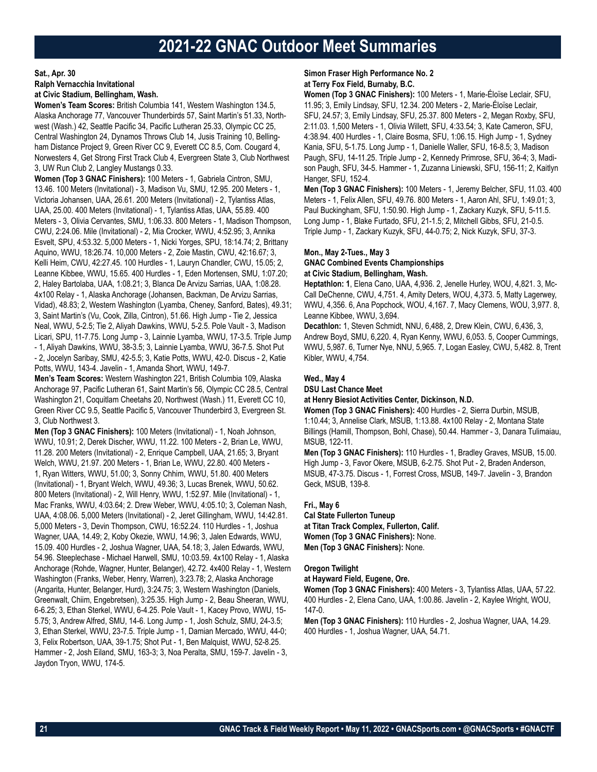# 2021-22 GNAC Outdoor Meet Summaries

**Sat., Apr. 30**
**Ralph Vernacchia Invitational**
**at Civic Stadium, Bellingham, Wash.**

**Women's Team Scores:** British Columbia 141, Western Washington 134.5, Alaska Anchorage 77, Vancouver Thunderbirds 57, Saint Martin's 51.33, Northwest (Wash.) 42, Seattle Pacific 34, Pacific Lutheran 25.33, Olympic CC 25, Central Washington 24, Dynamos Throws Club 14, Jusis Training 10, Bellingham Distance Project 9, Green River CC 9, Everett CC 8.5, Com. Cougard 4, Norwesters 4, Get Strong First Track Club 4, Evergreen State 3, Club Northwest 3, UW Run Club 2, Langley Mustangs 0.33.

**Women (Top 3 GNAC Finishers):** 100 Meters - 1, Gabriela Cintron, SMU, 13.46. 100 Meters (Invitational) - 3, Madison Vu, SMU, 12.95. 200 Meters - 1, Victoria Johansen, UAA, 26.61. 200 Meters (Invitational) - 2, Tylantiss Atlas, UAA, 25.00. 400 Meters (Invitational) - 1, Tylantiss Atlas, UAA, 55.89. 400 Meters - 3, Olivia Cervantes, SMU, 1:06.33. 800 Meters - 1, Madison Thompson, CWU, 2:24.06. Mile (Invitational) - 2, Mia Crocker, WWU, 4:52.95; 3, Annika Esvelt, SPU, 4:53.32. 5,000 Meters - 1, Nicki Yorges, SPU, 18:14.74; 2, Brittany Aquino, WWU, 18:26.74. 10,000 Meters - 2, Zoie Mastin, CWU, 42:16.67; 3, Kelli Heim, CWU, 42:27.45. 100 Hurdles - 1, Lauryn Chandler, CWU, 15.05; 2, Leanne Kibbee, WWU, 15.65. 400 Hurdles - 1, Eden Mortensen, SMU, 1:07.20; 2, Haley Bartolaba, UAA, 1:08.21; 3, Blanca De Arvizu Sarrias, UAA, 1:08.28. 4x100 Relay - 1, Alaska Anchorage (Johansen, Backman, De Arvizu Sarrias, Vidad), 48.83; 2, Western Washington (Lyamba, Cheney, Sanford, Bates), 49.31; 3, Saint Martin's (Vu, Cook, Zilla, Cintron), 51.66. High Jump - Tie 2, Jessica Neal, WWU, 5-2.5; Tie 2, Aliyah Dawkins, WWU, 5-2.5. Pole Vault - 3, Madison Licari, SPU, 11-7.75. Long Jump - 3, Lainnie Lyamba, WWU, 17-3.5. Triple Jump - 1, Aliyah Dawkins, WWU, 38-3.5; 3, Lainnie Lyamba, WWU, 36-7.5. Shot Put - 2, Jocelyn Saribay, SMU, 42-5.5; 3, Katie Potts, WWU, 42-0. Discus - 2, Katie Potts, WWU, 143-4. Javelin - 1, Amanda Short, WWU, 149-7.

**Men's Team Scores:** Western Washington 221, British Columbia 109, Alaska Anchorage 97, Pacific Lutheran 61, Saint Martin's 56, Olympic CC 28.5, Central Washington 21, Coquitlam Cheetahs 20, Northwest (Wash.) 11, Everett CC 10, Green River CC 9.5, Seattle Pacific 5, Vancouver Thunderbird 3, Evergreen St. 3, Club Northwest 3.

**Men (Top 3 GNAC Finishers):** 100 Meters (Invitational) - 1, Noah Johnson, WWU, 10.91; 2, Derek Discher, WWU, 11.22. 100 Meters - 2, Brian Le, WWU, 11.28. 200 Meters (Invitational) - 2, Enrique Campbell, UAA, 21.65; 3, Bryant Welch, WWU, 21.97. 200 Meters - 1, Brian Le, WWU, 22.80. 400 Meters - 1, Ryan Witters, WWU, 51.00; 3, Sonny Chhim, WWU, 51.80. 400 Meters (Invitational) - 1, Bryant Welch, WWU, 49.36; 3, Lucas Brenek, WWU, 50.62. 800 Meters (Invitational) - 2, Will Henry, WWU, 1:52.97. Mile (Invitational) - 1, Mac Franks, WWU, 4:03.64; 2. Drew Weber, WWU, 4:05.10; 3, Coleman Nash, UAA, 4:08.06. 5,000 Meters (Invitational) - 2, Jeret Gillingham, WWU, 14:42.81. 5,000 Meters - 3, Devin Thompson, CWU, 16:52.24. 110 Hurdles - 1, Joshua Wagner, UAA, 14.49; 2, Koby Okezie, WWU, 14.96; 3, Jalen Edwards, WWU, 15.09. 400 Hurdles - 2, Joshua Wagner, UAA, 54.18; 3, Jalen Edwards, WWU, 54.96. Steeplechase - Michael Harwell, SMU, 10:03.59. 4x100 Relay - 1, Alaska Anchorage (Rohde, Wagner, Hunter, Belanger), 42.72. 4x400 Relay - 1, Western Washington (Franks, Weber, Henry, Warren), 3:23.78; 2, Alaska Anchorage (Angarita, Hunter, Belanger, Hurd), 3:24.75; 3, Western Washington (Daniels, Greenwalt, Chiim, Engebretsen), 3:25.35. High Jump - 2, Beau Sheeran, WWU, 6-6.25; 3, Ethan Sterkel, WWU, 6-4.25. Pole Vault - 1, Kacey Provo, WWU, 15-5.75; 3, Andrew Alfred, SMU, 14-6. Long Jump - 1, Josh Schulz, SMU, 24-3.5; 3, Ethan Sterkel, WWU, 23-7.5. Triple Jump - 1, Damian Mercado, WWU, 44-0; 3, Felix Robertson, UAA, 39-1.75; Shot Put - 1, Ben Malquist, WWU, 52-8.25. Hammer - 2, Josh Eiland, SMU, 163-3; 3, Noa Peralta, SMU, 159-7. Javelin - 3, Jaydon Tryon, WWU, 174-5.

**Simon Fraser High Performance No. 2**
**at Terry Fox Field, Burnaby, B.C.**

**Women (Top 3 GNAC Finishers):** 100 Meters - 1, Marie-Éloïse Leclair, SFU, 11.95; 3, Emily Lindsay, SFU, 12.34. 200 Meters - 2, Marie-Éloïse Leclair, SFU, 24.57; 3, Emily Lindsay, SFU, 25.37. 800 Meters - 2, Megan Roxby, SFU, 2:11.03. 1,500 Meters - 1, Olivia Willett, SFU, 4:33.54; 3, Kate Cameron, SFU, 4:38.94. 400 Hurdles - 1, Claire Bosma, SFU, 1:06.15. High Jump - 1, Sydney Kania, SFU, 5-1.75. Long Jump - 1, Danielle Waller, SFU, 16-8.5; 3, Madison Paugh, SFU, 14-11.25. Triple Jump - 2, Kennedy Primrose, SFU, 36-4; 3, Madison Paugh, SFU, 34-5. Hammer - 1, Zuzanna Liniewski, SFU, 156-11; 2, Kaitlyn Hanger, SFU, 152-4.

**Men (Top 3 GNAC Finishers):** 100 Meters - 1, Jeremy Belcher, SFU, 11.03. 400 Meters - 1, Felix Allen, SFU, 49.76. 800 Meters - 1, Aaron Ahl, SFU, 1:49.01; 3, Paul Buckingham, SFU, 1:50.90. High Jump - 1, Zackary Kuzyk, SFU, 5-11.5. Long Jump - 1, Blake Furtado, SFU, 21-1.5; 2, Mitchell Gibbs, SFU, 21-0.5. Triple Jump - 1, Zackary Kuzyk, SFU, 44-0.75; 2, Nick Kuzyk, SFU, 37-3.

**Mon., May 2-Tues., May 3**
**GNAC Combined Events Championships**
**at Civic Stadium, Bellingham, Wash.**

**Heptathlon: 1**, Elena Cano, UAA, 4,936. 2, Jenelle Hurley, WOU, 4,821. 3, McCall DeChenne, CWU, 4,751. 4, Amity Deters, WOU, 4,373. 5, Matty Lagerwey, WWU, 4,356. 6, Ana Popchock, WOU, 4,167. 7, Macy Clemens, WOU, 3,977. 8, Leanne Kibbee, WWU, 3,694.

**Decathlon:** 1, Steven Schmidt, NNU, 6,488, 2, Drew Klein, CWU, 6,436, 3, Andrew Boyd, SMU, 6,220. 4, Ryan Kenny, WWU, 6,053. 5, Cooper Cummings, WWU, 5,987. 6, Turner Nye, NNU, 5,965. 7, Logan Easley, CWU, 5,482. 8, Trent Kibler, WWU, 4,754.

**Wed., May 4**
**DSU Last Chance Meet**
**at Henry Biesiot Activities Center, Dickinson, N.D.**

**Women (Top 3 GNAC Finishers):** 400 Hurdles - 2, Sierra Durbin, MSUB, 1:10.44; 3, Annelise Clark, MSUB, 1:13.88. 4x100 Relay - 2, Montana State Billings (Hamill, Thompson, Bohl, Chase), 50.44. Hammer - 3, Danara Tulimaiau, MSUB, 122-11.

**Men (Top 3 GNAC Finishers):** 110 Hurdles - 1, Bradley Graves, MSUB, 15.00. High Jump - 3, Favor Okere, MSUB, 6-2.75. Shot Put - 2, Braden Anderson, MSUB, 47-3.75. Discus - 1, Forrest Cross, MSUB, 149-7. Javelin - 3, Brandon Geck, MSUB, 139-8.

**Fri., May 6**
**Cal State Fullerton Tuneup**
**at Titan Track Complex, Fullerton, Calif.**

**Women (Top 3 GNAC Finishers):** None.

**Men (Top 3 GNAC Finishers):** None.

**Oregon Twilight**
**at Hayward Field, Eugene, Ore.**

**Women (Top 3 GNAC Finishers):** 400 Meters - 3, Tylantiss Atlas, UAA, 57.22. 400 Hurdles - 2, Elena Cano, UAA, 1:00.86. Javelin - 2, Kaylee Wright, WOU, 147-0.

**Men (Top 3 GNAC Finishers):** 110 Hurdles - 2, Joshua Wagner, UAA, 14.29. 400 Hurdles - 1, Joshua Wagner, UAA, 54.71.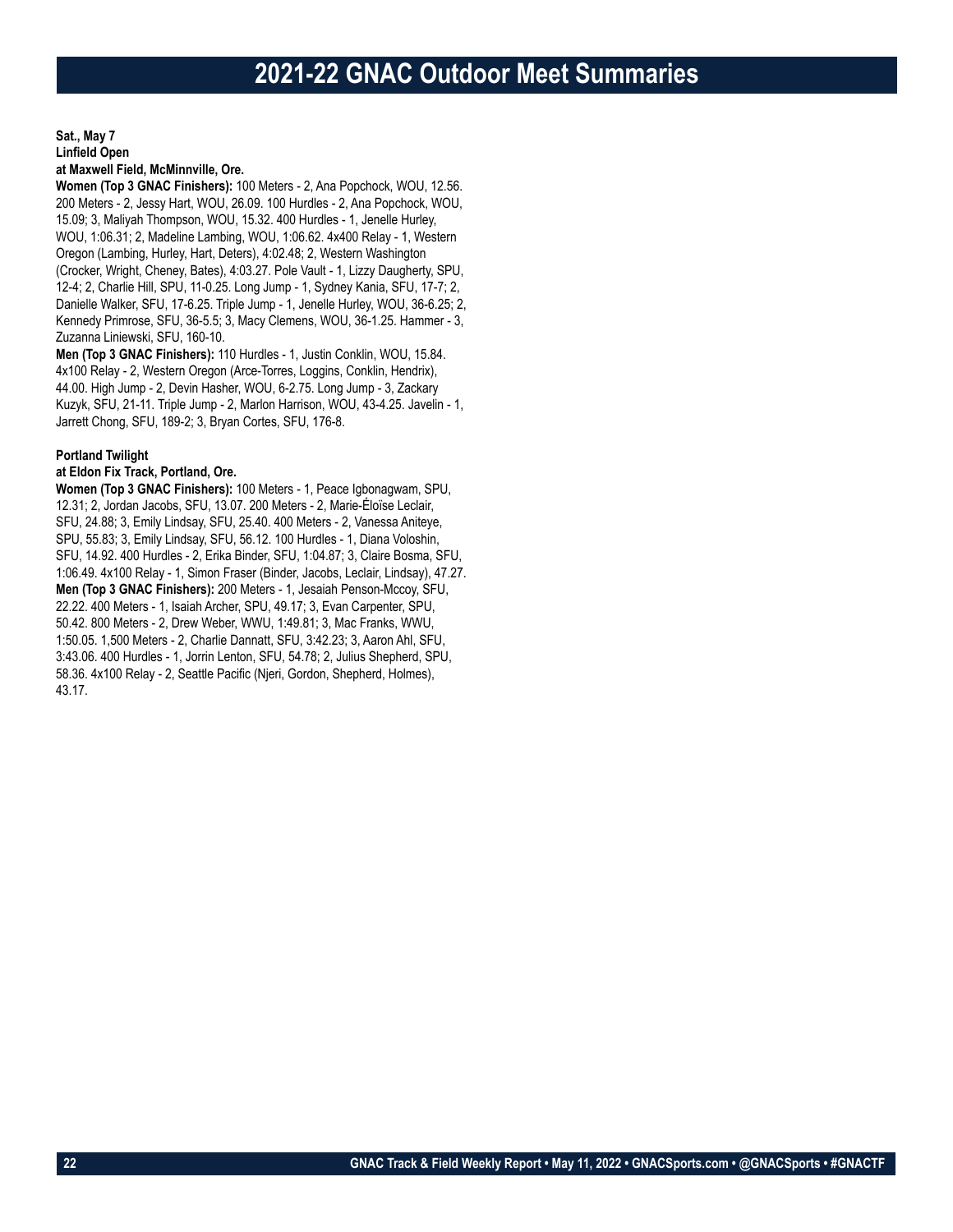# 2021-22 GNAC Outdoor Meet Summaries

**Sat., May 7**
**Linfield Open**
**at Maxwell Field, McMinnville, Ore.**

**Women (Top 3 GNAC Finishers):** 100 Meters - 2, Ana Popchock, WOU, 12.56. 200 Meters - 2, Jessy Hart, WOU, 26.09. 100 Hurdles - 2, Ana Popchock, WOU, 15.09; 3, Maliyah Thompson, WOU, 15.32. 400 Hurdles - 1, Jenelle Hurley, WOU, 1:06.31; 2, Madeline Lambing, WOU, 1:06.62. 4x400 Relay - 1, Western Oregon (Lambing, Hurley, Hart, Deters), 4:02.48; 2, Western Washington (Crocker, Wright, Cheney, Bates), 4:03.27. Pole Vault - 1, Lizzy Daugherty, SPU, 12-4; 2, Charlie Hill, SPU, 11-0.25. Long Jump - 1, Sydney Kania, SFU, 17-7; 2, Danielle Walker, SFU, 17-6.25. Triple Jump - 1, Jenelle Hurley, WOU, 36-6.25; 2, Kennedy Primrose, SFU, 36-5.5; 3, Macy Clemens, WOU, 36-1.25. Hammer - 3, Zuzanna Liniewski, SFU, 160-10.

**Men (Top 3 GNAC Finishers):** 110 Hurdles - 1, Justin Conklin, WOU, 15.84. 4x100 Relay - 2, Western Oregon (Arce-Torres, Loggins, Conklin, Hendrix), 44.00. High Jump - 2, Devin Hasher, WOU, 6-2.75. Long Jump - 3, Zackary Kuzyk, SFU, 21-11. Triple Jump - 2, Marlon Harrison, WOU, 43-4.25. Javelin - 1, Jarrett Chong, SFU, 189-2; 3, Bryan Cortes, SFU, 176-8.

**Portland Twilight**
**at Eldon Fix Track, Portland, Ore.**

**Women (Top 3 GNAC Finishers):** 100 Meters - 1, Peace Igbonagwam, SPU, 12.31; 2, Jordan Jacobs, SFU, 13.07. 200 Meters - 2, Marie-Éloïse Leclair, SFU, 24.88; 3, Emily Lindsay, SFU, 25.40. 400 Meters - 2, Vanessa Aniteye, SPU, 55.83; 3, Emily Lindsay, SFU, 56.12. 100 Hurdles - 1, Diana Voloshin, SFU, 14.92. 400 Hurdles - 2, Erika Binder, SFU, 1:04.87; 3, Claire Bosma, SFU, 1:06.49. 4x100 Relay - 1, Simon Fraser (Binder, Jacobs, Leclair, Lindsay), 47.27.

**Men (Top 3 GNAC Finishers):** 200 Meters - 1, Jesaiah Penson-Mccoy, SFU, 22.22. 400 Meters - 1, Isaiah Archer, SPU, 49.17; 3, Evan Carpenter, SPU, 50.42. 800 Meters - 2, Drew Weber, WWU, 1:49.81; 3, Mac Franks, WWU, 1:50.05. 1,500 Meters - 2, Charlie Dannatt, SFU, 3:42.23; 3, Aaron Ahl, SFU, 3:43.06. 400 Hurdles - 1, Jorrin Lenton, SFU, 54.78; 2, Julius Shepherd, SPU, 58.36. 4x100 Relay - 2, Seattle Pacific (Njeri, Gordon, Shepherd, Holmes), 43.17.